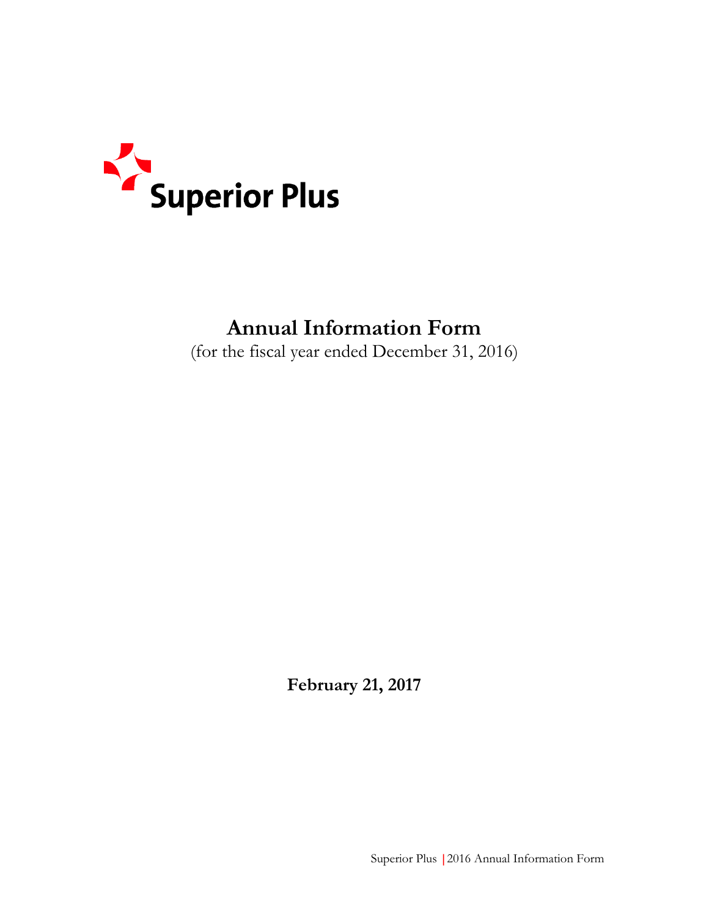Superior Plus

# Annual Information Form

(for the fiscal year ended December 31, 2016)

**February 21, 2017**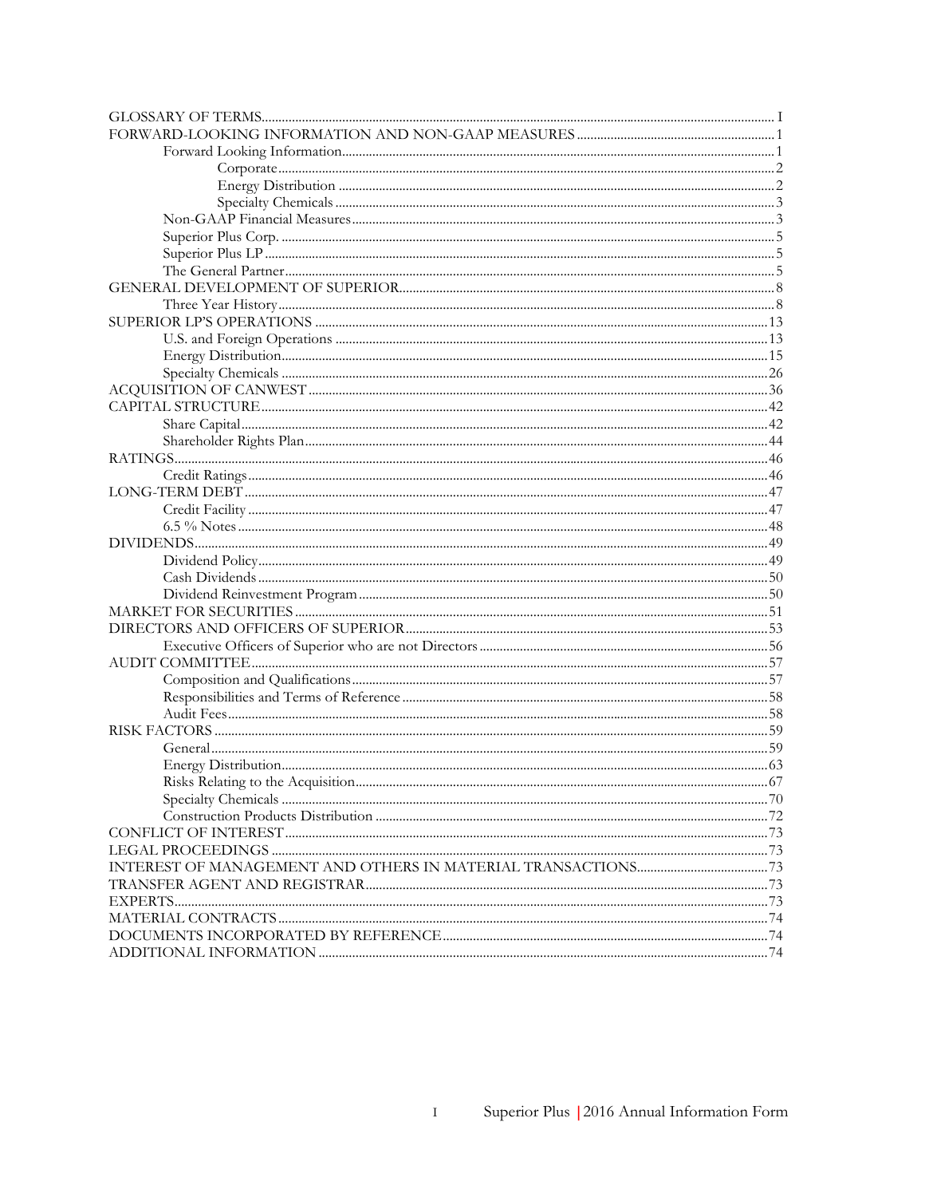| | |
|---|---|
| GLOSSARY OF TERMS | I |
| FORWARD-LOOKING INFORMATION AND NON-GAAP MEASURES | 1 |
| Forward Looking Information | 1 |
| Corporate | 2 |
| Energy Distribution | 2 |
| Specialty Chemicals | 3 |
| Non-GAAP Financial Measures | 3 |
| Superior Plus Corp. | 5 |
| Superior Plus LP | 5 |
| The General Partner | 5 |
| GENERAL DEVELOPMENT OF SUPERIOR | 8 |
| Three Year History | 8 |
| SUPERIOR LP'S OPERATIONS | 13 |
| U.S. and Foreign Operations | 13 |
| Energy Distribution | 15 |
| Specialty Chemicals | 26 |
| ACQUISITION OF CANWEST | 36 |
| CAPITAL STRUCTURE | 42 |
| Share Capital | 42 |
| Shareholder Rights Plan | 44 |
| RATINGS | 46 |
| Credit Ratings | 46 |
| LONG-TERM DEBT | 47 |
| Credit Facility | 47 |
| 6.5 % Notes | 48 |
| DIVIDENDS | 49 |
| Dividend Policy | 49 |
| Cash Dividends | 50 |
| Dividend Reinvestment Program | 50 |
| MARKET FOR SECURITIES | 51 |
| DIRECTORS AND OFFICERS OF SUPERIOR | 53 |
| Executive Officers of Superior who are not Directors | 56 |
| AUDIT COMMITTEE | 57 |
| Composition and Qualifications | 57 |
| Responsibilities and Terms of Reference | 58 |
| Audit Fees | 58 |
| RISK FACTORS | 59 |
| General | 59 |
| Energy Distribution | 63 |
| Risks Relating to the Acquisition | 67 |
| Specialty Chemicals | 70 |
| Construction Products Distribution | 72 |
| CONFLICT OF INTEREST | 73 |
| LEGAL PROCEEDINGS | 73 |
| INTEREST OF MANAGEMENT AND OTHERS IN MATERIAL TRANSACTIONS | 73 |
| TRANSFER AGENT AND REGISTRAR | 73 |
| EXPERTS | 73 |
| MATERIAL CONTRACTS | 74 |
| DOCUMENTS INCORPORATED BY REFERENCE | 74 |
| ADDITIONAL INFORMATION | 74 |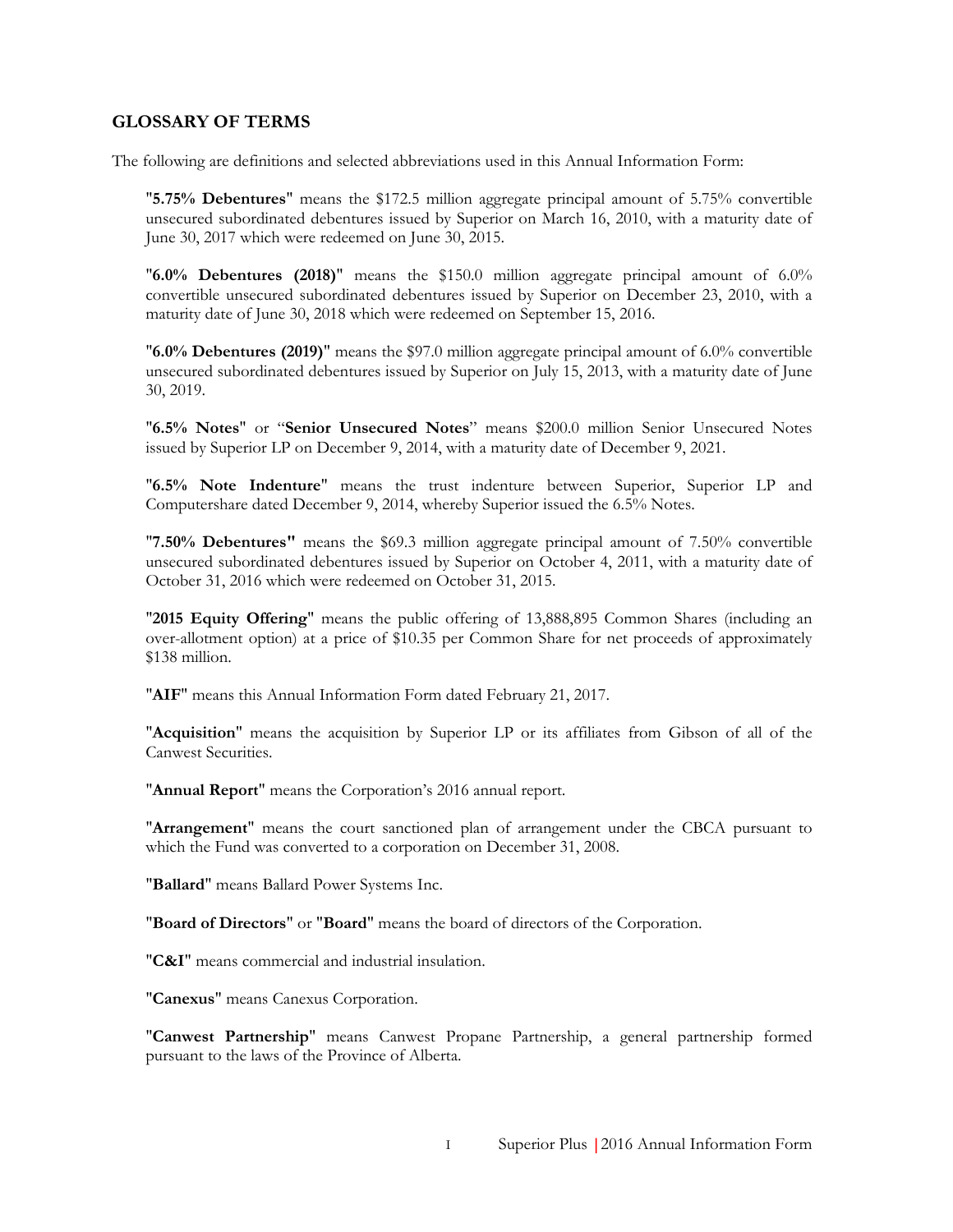## GLOSSARY OF TERMS

The following are definitions and selected abbreviations used in this Annual Information Form:

"**5.75% Debentures**" means the $172.5 million aggregate principal amount of 5.75% convertible unsecured subordinated debentures issued by Superior on March 16, 2010, with a maturity date of June 30, 2017 which were redeemed on June 30, 2015.

"**6.0% Debentures (2018)**" means the $150.0 million aggregate principal amount of 6.0% convertible unsecured subordinated debentures issued by Superior on December 23, 2010, with a maturity date of June 30, 2018 which were redeemed on September 15, 2016.

"**6.0% Debentures (2019)**" means the $97.0 million aggregate principal amount of 6.0% convertible unsecured subordinated debentures issued by Superior on July 15, 2013, with a maturity date of June 30, 2019.

"**6.5% Notes**" or "**Senior Unsecured Notes**" means $200.0 million Senior Unsecured Notes issued by Superior LP on December 9, 2014, with a maturity date of December 9, 2021.

"**6.5% Note Indenture**" means the trust indenture between Superior, Superior LP and Computershare dated December 9, 2014, whereby Superior issued the 6.5% Notes.

"**7.50% Debentures**" means the $69.3 million aggregate principal amount of 7.50% convertible unsecured subordinated debentures issued by Superior on October 4, 2011, with a maturity date of October 31, 2016 which were redeemed on October 31, 2015.

"**2015 Equity Offering**" means the public offering of 13,888,895 Common Shares (including an over-allotment option) at a price of $10.35 per Common Share for net proceeds of approximately $138 million.

"**AIF**" means this Annual Information Form dated February 21, 2017.

"**Acquisition**" means the acquisition by Superior LP or its affiliates from Gibson of all of the Canwest Securities.

"**Annual Report**" means the Corporation's 2016 annual report.

"**Arrangement**" means the court sanctioned plan of arrangement under the CBCA pursuant to which the Fund was converted to a corporation on December 31, 2008.

"**Ballard**" means Ballard Power Systems Inc.

"**Board of Directors**" or "**Board**" means the board of directors of the Corporation.

"**C&I**" means commercial and industrial insulation.

"**Canexus**" means Canexus Corporation.

"**Canwest Partnership**" means Canwest Propane Partnership, a general partnership formed pursuant to the laws of the Province of Alberta.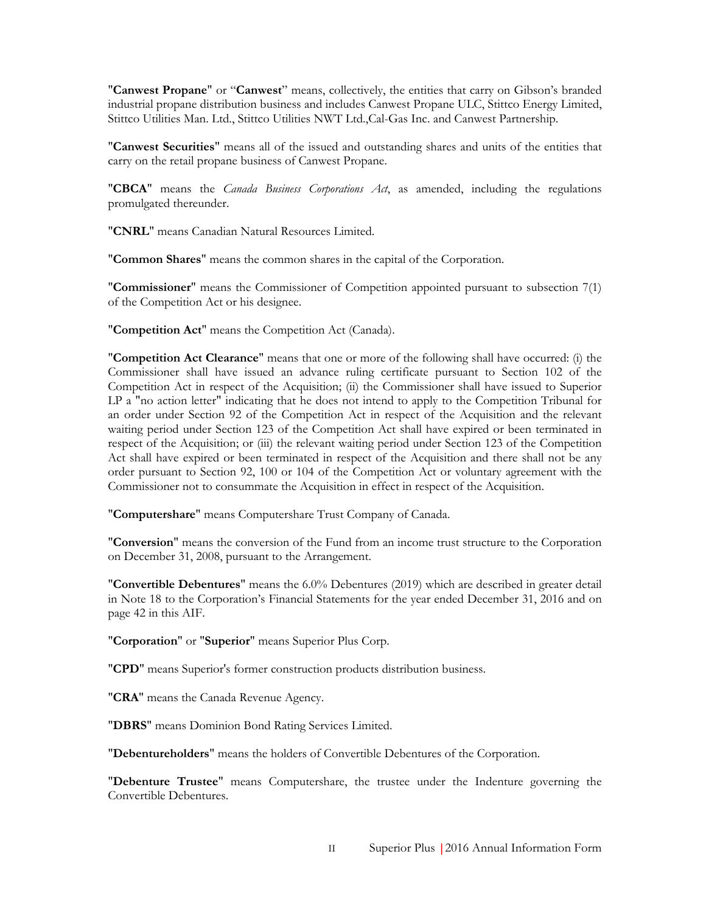"**Canwest Propane**" or "**Canwest**" means, collectively, the entities that carry on Gibson's branded industrial propane distribution business and includes Canwest Propane ULC, Stittco Energy Limited, Stittco Utilities Man. Ltd., Stittco Utilities NWT Ltd.,Cal-Gas Inc. and Canwest Partnership.

"**Canwest Securities**" means all of the issued and outstanding shares and units of the entities that carry on the retail propane business of Canwest Propane.

"**CBCA**" means the *Canada Business Corporations Act*, as amended, including the regulations promulgated thereunder.

"**CNRL**" means Canadian Natural Resources Limited.

"**Common Shares**" means the common shares in the capital of the Corporation.

"**Commissioner**" means the Commissioner of Competition appointed pursuant to subsection 7(1) of the Competition Act or his designee.

"**Competition Act**" means the Competition Act (Canada).

"**Competition Act Clearance**" means that one or more of the following shall have occurred: (i) the Commissioner shall have issued an advance ruling certificate pursuant to Section 102 of the Competition Act in respect of the Acquisition; (ii) the Commissioner shall have issued to Superior LP a "no action letter" indicating that he does not intend to apply to the Competition Tribunal for an order under Section 92 of the Competition Act in respect of the Acquisition and the relevant waiting period under Section 123 of the Competition Act shall have expired or been terminated in respect of the Acquisition; or (iii) the relevant waiting period under Section 123 of the Competition Act shall have expired or been terminated in respect of the Acquisition and there shall not be any order pursuant to Section 92, 100 or 104 of the Competition Act or voluntary agreement with the Commissioner not to consummate the Acquisition in effect in respect of the Acquisition.

"**Computershare**" means Computershare Trust Company of Canada.

"**Conversion**" means the conversion of the Fund from an income trust structure to the Corporation on December 31, 2008, pursuant to the Arrangement.

"**Convertible Debentures**" means the 6.0% Debentures (2019) which are described in greater detail in Note 18 to the Corporation's Financial Statements for the year ended December 31, 2016 and on page 42 in this AIF.

"**Corporation**" or "**Superior**" means Superior Plus Corp.

"**CPD**" means Superior's former construction products distribution business.

"**CRA**" means the Canada Revenue Agency.

"**DBRS**" means Dominion Bond Rating Services Limited.

"**Debentureholders**" means the holders of Convertible Debentures of the Corporation.

"**Debenture Trustee**" means Computershare, the trustee under the Indenture governing the Convertible Debentures.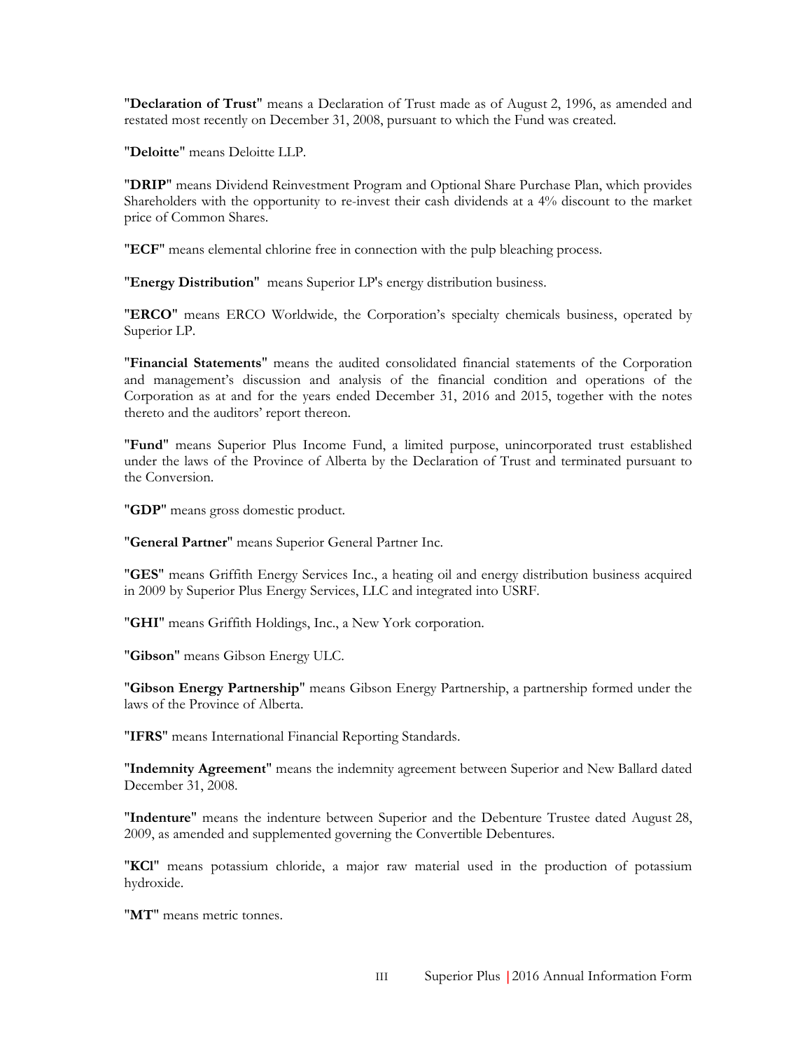"**Declaration of Trust**" means a Declaration of Trust made as of August 2, 1996, as amended and restated most recently on December 31, 2008, pursuant to which the Fund was created.

"**Deloitte**" means Deloitte LLP.

"**DRIP**" means Dividend Reinvestment Program and Optional Share Purchase Plan, which provides Shareholders with the opportunity to re-invest their cash dividends at a 4% discount to the market price of Common Shares.

"**ECF**" means elemental chlorine free in connection with the pulp bleaching process.

"**Energy Distribution**" means Superior LP's energy distribution business.

"**ERCO**" means ERCO Worldwide, the Corporation's specialty chemicals business, operated by Superior LP.

"**Financial Statements**" means the audited consolidated financial statements of the Corporation and management's discussion and analysis of the financial condition and operations of the Corporation as at and for the years ended December 31, 2016 and 2015, together with the notes thereto and the auditors' report thereon.

"**Fund**" means Superior Plus Income Fund, a limited purpose, unincorporated trust established under the laws of the Province of Alberta by the Declaration of Trust and terminated pursuant to the Conversion.

"**GDP**" means gross domestic product.

"**General Partner**" means Superior General Partner Inc.

"**GES**" means Griffith Energy Services Inc., a heating oil and energy distribution business acquired in 2009 by Superior Plus Energy Services, LLC and integrated into USRF.

"**GHI**" means Griffith Holdings, Inc., a New York corporation.

"**Gibson**" means Gibson Energy ULC.

"**Gibson Energy Partnership**" means Gibson Energy Partnership, a partnership formed under the laws of the Province of Alberta.

"**IFRS**" means International Financial Reporting Standards.

"**Indemnity Agreement**" means the indemnity agreement between Superior and New Ballard dated December 31, 2008.

"**Indenture**" means the indenture between Superior and the Debenture Trustee dated August 28, 2009, as amended and supplemented governing the Convertible Debentures.

"**KCl**" means potassium chloride, a major raw material used in the production of potassium hydroxide.

"**MT**" means metric tonnes.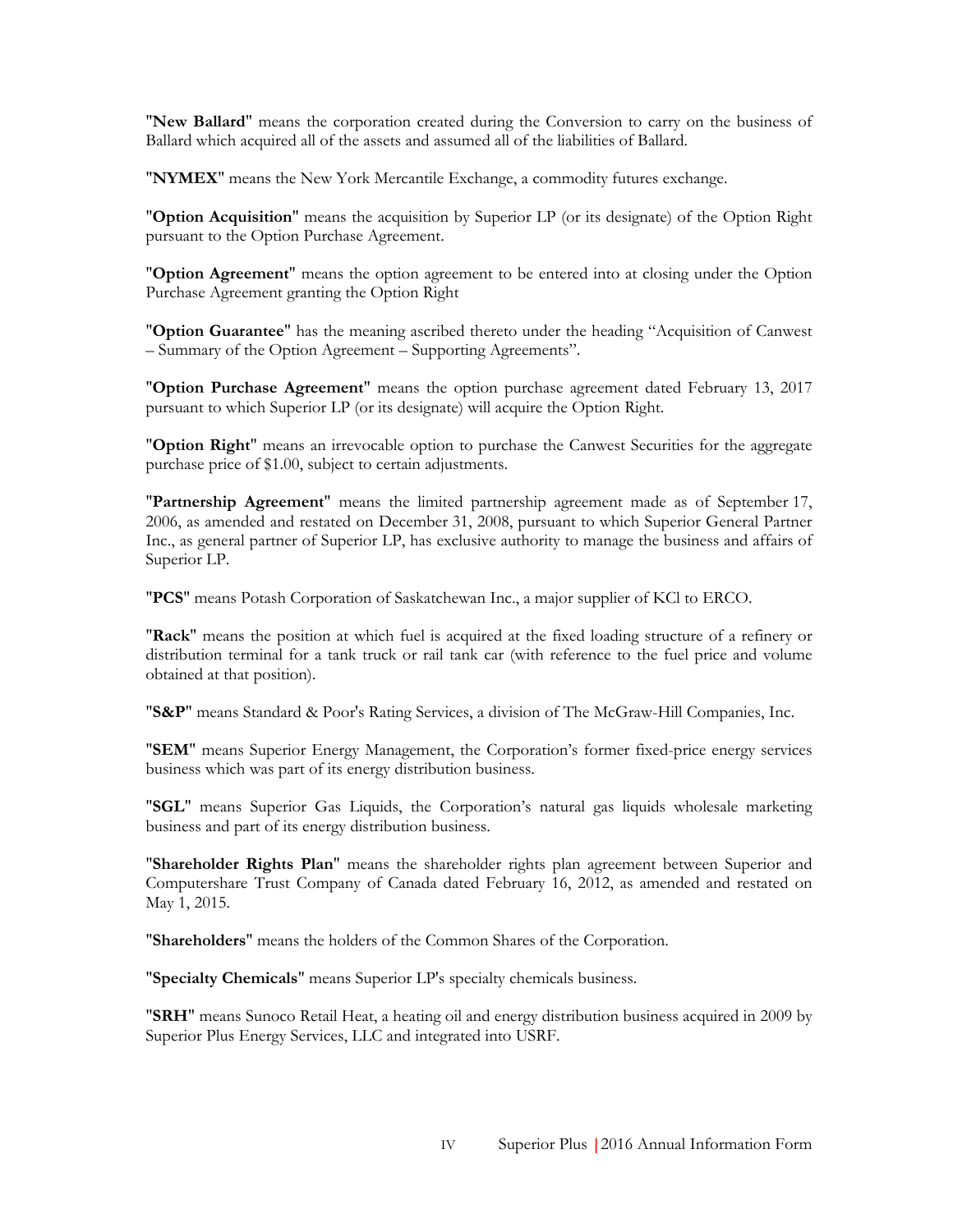"**New Ballard**" means the corporation created during the Conversion to carry on the business of Ballard which acquired all of the assets and assumed all of the liabilities of Ballard.

"**NYMEX**" means the New York Mercantile Exchange, a commodity futures exchange.

"**Option Acquisition**" means the acquisition by Superior LP (or its designate) of the Option Right pursuant to the Option Purchase Agreement.

"**Option Agreement**" means the option agreement to be entered into at closing under the Option Purchase Agreement granting the Option Right

"**Option Guarantee**" has the meaning ascribed thereto under the heading "Acquisition of Canwest – Summary of the Option Agreement – Supporting Agreements".

"**Option Purchase Agreement**" means the option purchase agreement dated February 13, 2017 pursuant to which Superior LP (or its designate) will acquire the Option Right.

"**Option Right**" means an irrevocable option to purchase the Canwest Securities for the aggregate purchase price of $1.00, subject to certain adjustments.

"**Partnership Agreement**" means the limited partnership agreement made as of September 17, 2006, as amended and restated on December 31, 2008, pursuant to which Superior General Partner Inc., as general partner of Superior LP, has exclusive authority to manage the business and affairs of Superior LP.

"**PCS**" means Potash Corporation of Saskatchewan Inc., a major supplier of KCl to ERCO.

"**Rack**" means the position at which fuel is acquired at the fixed loading structure of a refinery or distribution terminal for a tank truck or rail tank car (with reference to the fuel price and volume obtained at that position).

"**S&P**" means Standard & Poor's Rating Services, a division of The McGraw-Hill Companies, Inc.

"**SEM**" means Superior Energy Management, the Corporation's former fixed-price energy services business which was part of its energy distribution business.

"**SGL**" means Superior Gas Liquids, the Corporation's natural gas liquids wholesale marketing business and part of its energy distribution business.

"**Shareholder Rights Plan**" means the shareholder rights plan agreement between Superior and Computershare Trust Company of Canada dated February 16, 2012, as amended and restated on May 1, 2015.

"**Shareholders**" means the holders of the Common Shares of the Corporation.

"**Specialty Chemicals**" means Superior LP's specialty chemicals business.

"**SRH**" means Sunoco Retail Heat, a heating oil and energy distribution business acquired in 2009 by Superior Plus Energy Services, LLC and integrated into USRF.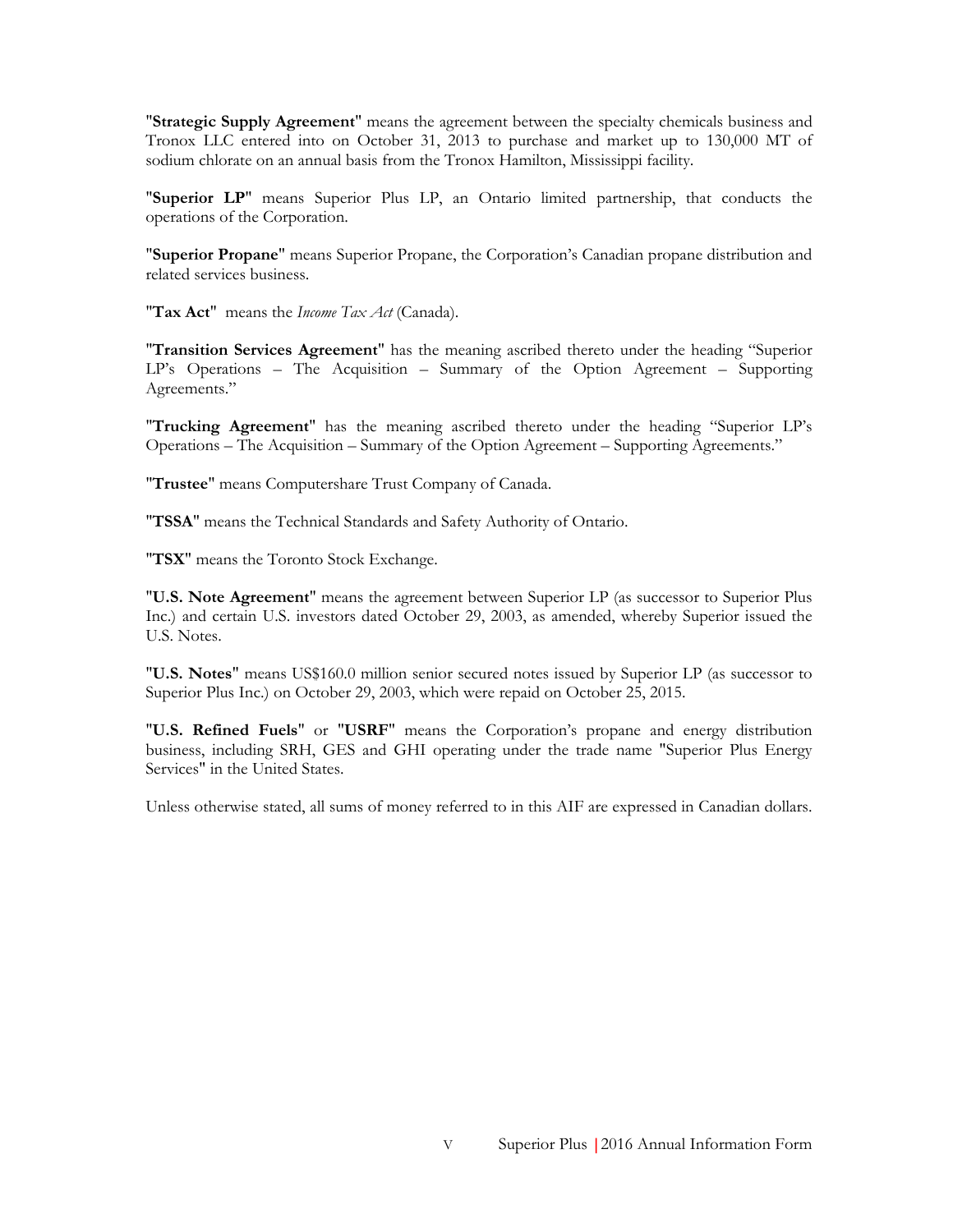"**Strategic Supply Agreement**" means the agreement between the specialty chemicals business and Tronox LLC entered into on October 31, 2013 to purchase and market up to 130,000 MT of sodium chlorate on an annual basis from the Tronox Hamilton, Mississippi facility.

"**Superior LP**" means Superior Plus LP, an Ontario limited partnership, that conducts the operations of the Corporation.

"**Superior Propane**" means Superior Propane, the Corporation's Canadian propane distribution and related services business.

"**Tax Act**" means the *Income Tax Act* (Canada).

"**Transition Services Agreement**" has the meaning ascribed thereto under the heading "Superior LP's Operations – The Acquisition – Summary of the Option Agreement – Supporting Agreements."

"**Trucking Agreement**" has the meaning ascribed thereto under the heading "Superior LP's Operations – The Acquisition – Summary of the Option Agreement – Supporting Agreements."

"**Trustee**" means Computershare Trust Company of Canada.

"**TSSA**" means the Technical Standards and Safety Authority of Ontario.

"**TSX**" means the Toronto Stock Exchange.

"**U.S. Note Agreement**" means the agreement between Superior LP (as successor to Superior Plus Inc.) and certain U.S. investors dated October 29, 2003, as amended, whereby Superior issued the U.S. Notes.

"**U.S. Notes**" means US$160.0 million senior secured notes issued by Superior LP (as successor to Superior Plus Inc.) on October 29, 2003, which were repaid on October 25, 2015.

"**U.S. Refined Fuels**" or "**USRF**" means the Corporation's propane and energy distribution business, including SRH, GES and GHI operating under the trade name "Superior Plus Energy Services" in the United States.

Unless otherwise stated, all sums of money referred to in this AIF are expressed in Canadian dollars.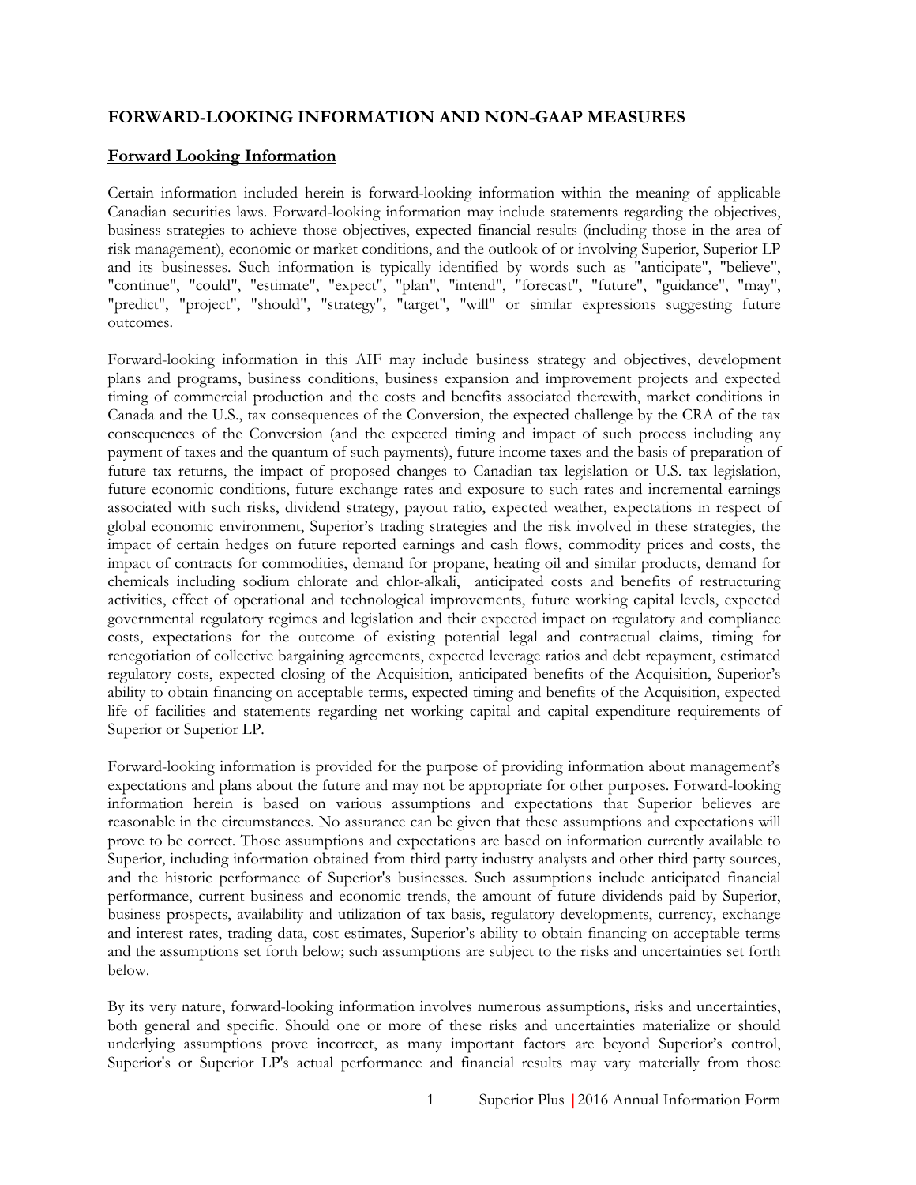## FORWARD-LOOKING INFORMATION AND NON-GAAP MEASURES

### Forward Looking Information

Certain information included herein is forward-looking information within the meaning of applicable Canadian securities laws. Forward-looking information may include statements regarding the objectives, business strategies to achieve those objectives, expected financial results (including those in the area of risk management), economic or market conditions, and the outlook of or involving Superior, Superior LP and its businesses. Such information is typically identified by words such as "anticipate", "believe", "continue", "could", "estimate", "expect", "plan", "intend", "forecast", "future", "guidance", "may", "predict", "project", "should", "strategy", "target", "will" or similar expressions suggesting future outcomes.

Forward-looking information in this AIF may include business strategy and objectives, development plans and programs, business conditions, business expansion and improvement projects and expected timing of commercial production and the costs and benefits associated therewith, market conditions in Canada and the U.S., tax consequences of the Conversion, the expected challenge by the CRA of the tax consequences of the Conversion (and the expected timing and impact of such process including any payment of taxes and the quantum of such payments), future income taxes and the basis of preparation of future tax returns, the impact of proposed changes to Canadian tax legislation or U.S. tax legislation, future economic conditions, future exchange rates and exposure to such rates and incremental earnings associated with such risks, dividend strategy, payout ratio, expected weather, expectations in respect of global economic environment, Superior's trading strategies and the risk involved in these strategies, the impact of certain hedges on future reported earnings and cash flows, commodity prices and costs, the impact of contracts for commodities, demand for propane, heating oil and similar products, demand for chemicals including sodium chlorate and chlor-alkali, anticipated costs and benefits of restructuring activities, effect of operational and technological improvements, future working capital levels, expected governmental regulatory regimes and legislation and their expected impact on regulatory and compliance costs, expectations for the outcome of existing potential legal and contractual claims, timing for renegotiation of collective bargaining agreements, expected leverage ratios and debt repayment, estimated regulatory costs, expected closing of the Acquisition, anticipated benefits of the Acquisition, Superior's ability to obtain financing on acceptable terms, expected timing and benefits of the Acquisition, expected life of facilities and statements regarding net working capital and capital expenditure requirements of Superior or Superior LP.

Forward-looking information is provided for the purpose of providing information about management's expectations and plans about the future and may not be appropriate for other purposes. Forward-looking information herein is based on various assumptions and expectations that Superior believes are reasonable in the circumstances. No assurance can be given that these assumptions and expectations will prove to be correct. Those assumptions and expectations are based on information currently available to Superior, including information obtained from third party industry analysts and other third party sources, and the historic performance of Superior's businesses. Such assumptions include anticipated financial performance, current business and economic trends, the amount of future dividends paid by Superior, business prospects, availability and utilization of tax basis, regulatory developments, currency, exchange and interest rates, trading data, cost estimates, Superior's ability to obtain financing on acceptable terms and the assumptions set forth below; such assumptions are subject to the risks and uncertainties set forth below.

By its very nature, forward-looking information involves numerous assumptions, risks and uncertainties, both general and specific. Should one or more of these risks and uncertainties materialize or should underlying assumptions prove incorrect, as many important factors are beyond Superior's control, Superior's or Superior LP's actual performance and financial results may vary materially from those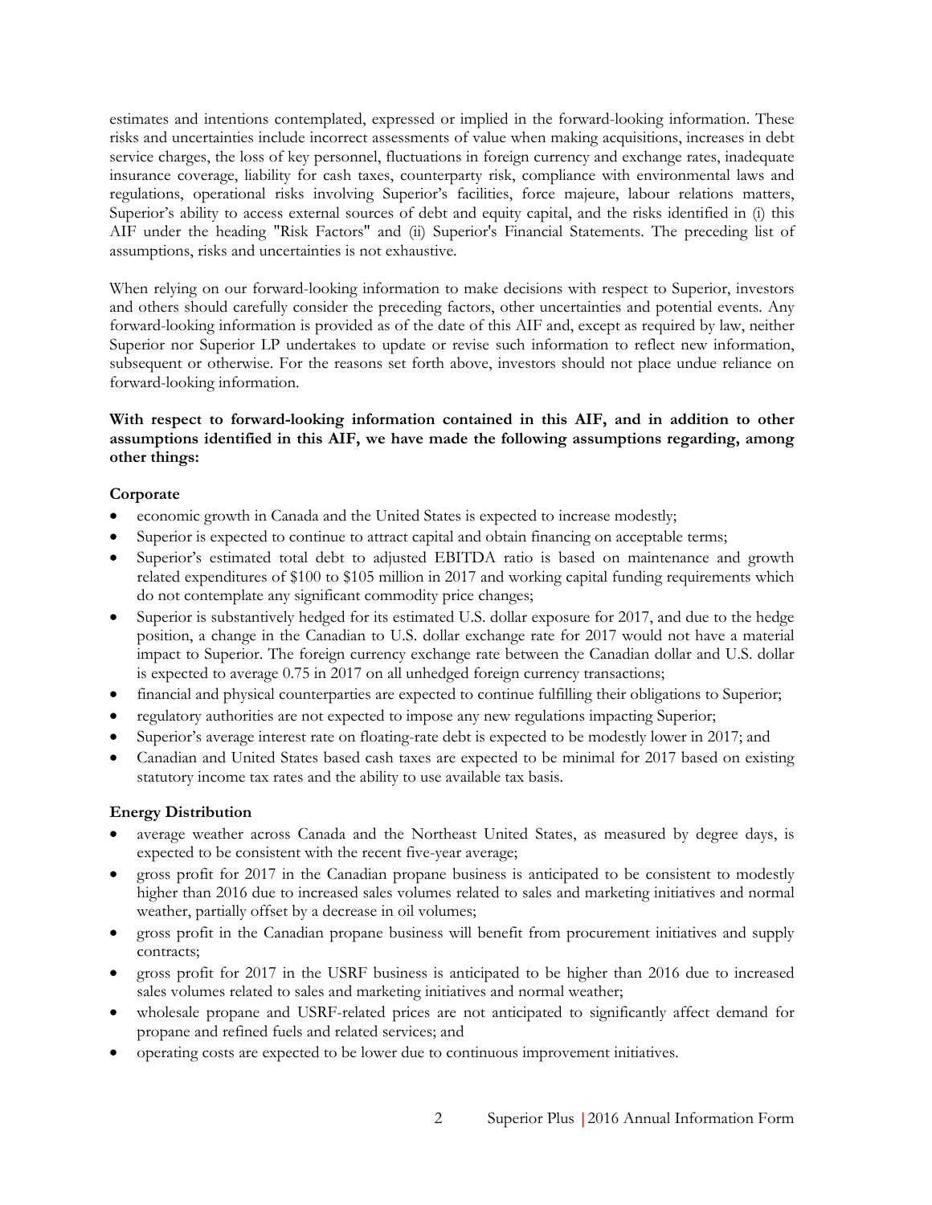estimates and intentions contemplated, expressed or implied in the forward-looking information. These risks and uncertainties include incorrect assessments of value when making acquisitions, increases in debt service charges, the loss of key personnel, fluctuations in foreign currency and exchange rates, inadequate insurance coverage, liability for cash taxes, counterparty risk, compliance with environmental laws and regulations, operational risks involving Superior's facilities, force majeure, labour relations matters, Superior's ability to access external sources of debt and equity capital, and the risks identified in (i) this AIF under the heading "Risk Factors" and (ii) Superior's Financial Statements. The preceding list of assumptions, risks and uncertainties is not exhaustive.

When relying on our forward-looking information to make decisions with respect to Superior, investors and others should carefully consider the preceding factors, other uncertainties and potential events. Any forward-looking information is provided as of the date of this AIF and, except as required by law, neither Superior nor Superior LP undertakes to update or revise such information to reflect new information, subsequent or otherwise. For the reasons set forth above, investors should not place undue reliance on forward-looking information.

**With respect to forward-looking information contained in this AIF, and in addition to other assumptions identified in this AIF, we have made the following assumptions regarding, among other things:**

**Corporate**

- economic growth in Canada and the United States is expected to increase modestly;
- Superior is expected to continue to attract capital and obtain financing on acceptable terms;
- Superior's estimated total debt to adjusted EBITDA ratio is based on maintenance and growth related expenditures of $100 to $105 million in 2017 and working capital funding requirements which do not contemplate any significant commodity price changes;
- Superior is substantively hedged for its estimated U.S. dollar exposure for 2017, and due to the hedge position, a change in the Canadian to U.S. dollar exchange rate for 2017 would not have a material impact to Superior. The foreign currency exchange rate between the Canadian dollar and U.S. dollar is expected to average 0.75 in 2017 on all unhedged foreign currency transactions;
- financial and physical counterparties are expected to continue fulfilling their obligations to Superior;
- regulatory authorities are not expected to impose any new regulations impacting Superior;
- Superior's average interest rate on floating-rate debt is expected to be modestly lower in 2017; and
- Canadian and United States based cash taxes are expected to be minimal for 2017 based on existing statutory income tax rates and the ability to use available tax basis.

**Energy Distribution**

- average weather across Canada and the Northeast United States, as measured by degree days, is expected to be consistent with the recent five-year average;
- gross profit for 2017 in the Canadian propane business is anticipated to be consistent to modestly higher than 2016 due to increased sales volumes related to sales and marketing initiatives and normal weather, partially offset by a decrease in oil volumes;
- gross profit in the Canadian propane business will benefit from procurement initiatives and supply contracts;
- gross profit for 2017 in the USRF business is anticipated to be higher than 2016 due to increased sales volumes related to sales and marketing initiatives and normal weather;
- wholesale propane and USRF-related prices are not anticipated to significantly affect demand for propane and refined fuels and related services; and
- operating costs are expected to be lower due to continuous improvement initiatives.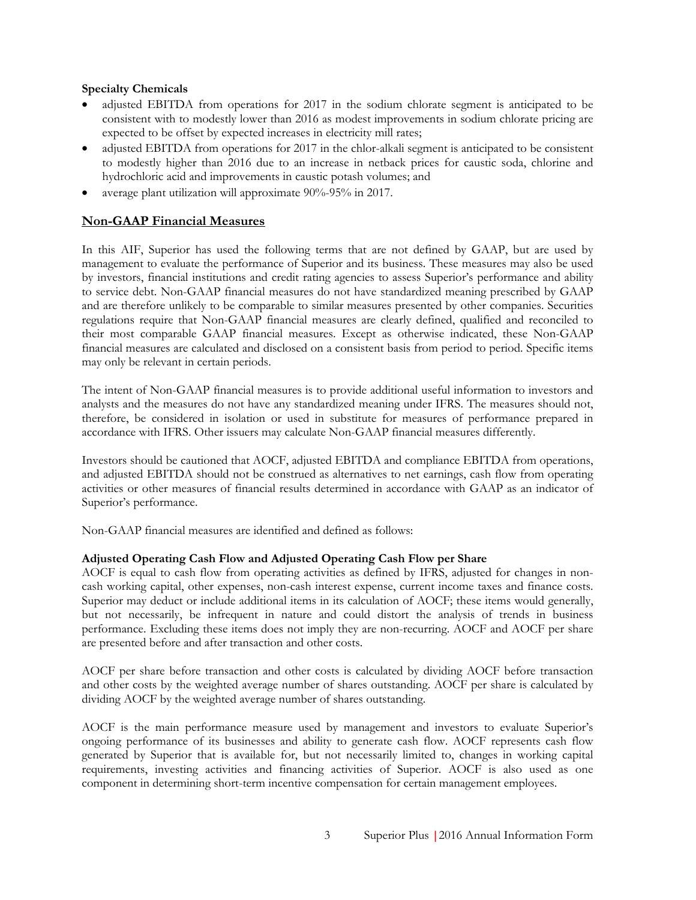**Specialty Chemicals**

- adjusted EBITDA from operations for 2017 in the sodium chlorate segment is anticipated to be consistent with to modestly lower than 2016 as modest improvements in sodium chlorate pricing are expected to be offset by expected increases in electricity mill rates;
- adjusted EBITDA from operations for 2017 in the chlor-alkali segment is anticipated to be consistent to modestly higher than 2016 due to an increase in netback prices for caustic soda, chlorine and hydrochloric acid and improvements in caustic potash volumes; and
- average plant utilization will approximate 90%-95% in 2017.

## Non-GAAP Financial Measures

In this AIF, Superior has used the following terms that are not defined by GAAP, but are used by management to evaluate the performance of Superior and its business. These measures may also be used by investors, financial institutions and credit rating agencies to assess Superior's performance and ability to service debt. Non-GAAP financial measures do not have standardized meaning prescribed by GAAP and are therefore unlikely to be comparable to similar measures presented by other companies. Securities regulations require that Non-GAAP financial measures are clearly defined, qualified and reconciled to their most comparable GAAP financial measures. Except as otherwise indicated, these Non-GAAP financial measures are calculated and disclosed on a consistent basis from period to period. Specific items may only be relevant in certain periods.

The intent of Non-GAAP financial measures is to provide additional useful information to investors and analysts and the measures do not have any standardized meaning under IFRS. The measures should not, therefore, be considered in isolation or used in substitute for measures of performance prepared in accordance with IFRS. Other issuers may calculate Non-GAAP financial measures differently.

Investors should be cautioned that AOCF, adjusted EBITDA and compliance EBITDA from operations, and adjusted EBITDA should not be construed as alternatives to net earnings, cash flow from operating activities or other measures of financial results determined in accordance with GAAP as an indicator of Superior's performance.

Non-GAAP financial measures are identified and defined as follows:

**Adjusted Operating Cash Flow and Adjusted Operating Cash Flow per Share**

AOCF is equal to cash flow from operating activities as defined by IFRS, adjusted for changes in non-cash working capital, other expenses, non-cash interest expense, current income taxes and finance costs. Superior may deduct or include additional items in its calculation of AOCF; these items would generally, but not necessarily, be infrequent in nature and could distort the analysis of trends in business performance. Excluding these items does not imply they are non-recurring. AOCF and AOCF per share are presented before and after transaction and other costs.

AOCF per share before transaction and other costs is calculated by dividing AOCF before transaction and other costs by the weighted average number of shares outstanding. AOCF per share is calculated by dividing AOCF by the weighted average number of shares outstanding.

AOCF is the main performance measure used by management and investors to evaluate Superior's ongoing performance of its businesses and ability to generate cash flow. AOCF represents cash flow generated by Superior that is available for, but not necessarily limited to, changes in working capital requirements, investing activities and financing activities of Superior. AOCF is also used as one component in determining short-term incentive compensation for certain management employees.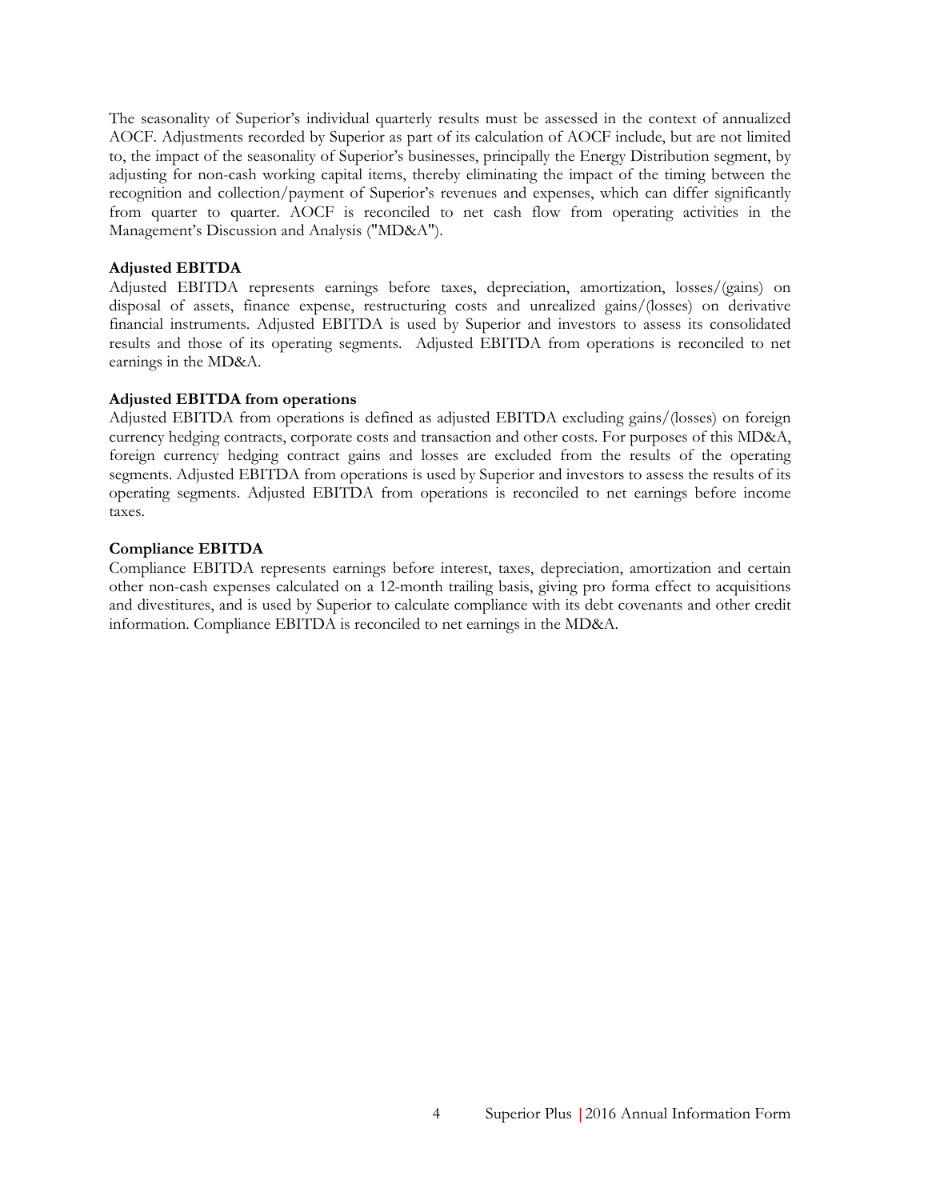The seasonality of Superior's individual quarterly results must be assessed in the context of annualized AOCF. Adjustments recorded by Superior as part of its calculation of AOCF include, but are not limited to, the impact of the seasonality of Superior's businesses, principally the Energy Distribution segment, by adjusting for non-cash working capital items, thereby eliminating the impact of the timing between the recognition and collection/payment of Superior's revenues and expenses, which can differ significantly from quarter to quarter. AOCF is reconciled to net cash flow from operating activities in the Management's Discussion and Analysis ("MD&A").

**Adjusted EBITDA**

Adjusted EBITDA represents earnings before taxes, depreciation, amortization, losses/(gains) on disposal of assets, finance expense, restructuring costs and unrealized gains/(losses) on derivative financial instruments. Adjusted EBITDA is used by Superior and investors to assess its consolidated results and those of its operating segments. Adjusted EBITDA from operations is reconciled to net earnings in the MD&A.

**Adjusted EBITDA from operations**

Adjusted EBITDA from operations is defined as adjusted EBITDA excluding gains/(losses) on foreign currency hedging contracts, corporate costs and transaction and other costs. For purposes of this MD&A, foreign currency hedging contract gains and losses are excluded from the results of the operating segments. Adjusted EBITDA from operations is used by Superior and investors to assess the results of its operating segments. Adjusted EBITDA from operations is reconciled to net earnings before income taxes.

**Compliance EBITDA**

Compliance EBITDA represents earnings before interest, taxes, depreciation, amortization and certain other non-cash expenses calculated on a 12-month trailing basis, giving pro forma effect to acquisitions and divestitures, and is used by Superior to calculate compliance with its debt covenants and other credit information. Compliance EBITDA is reconciled to net earnings in the MD&A.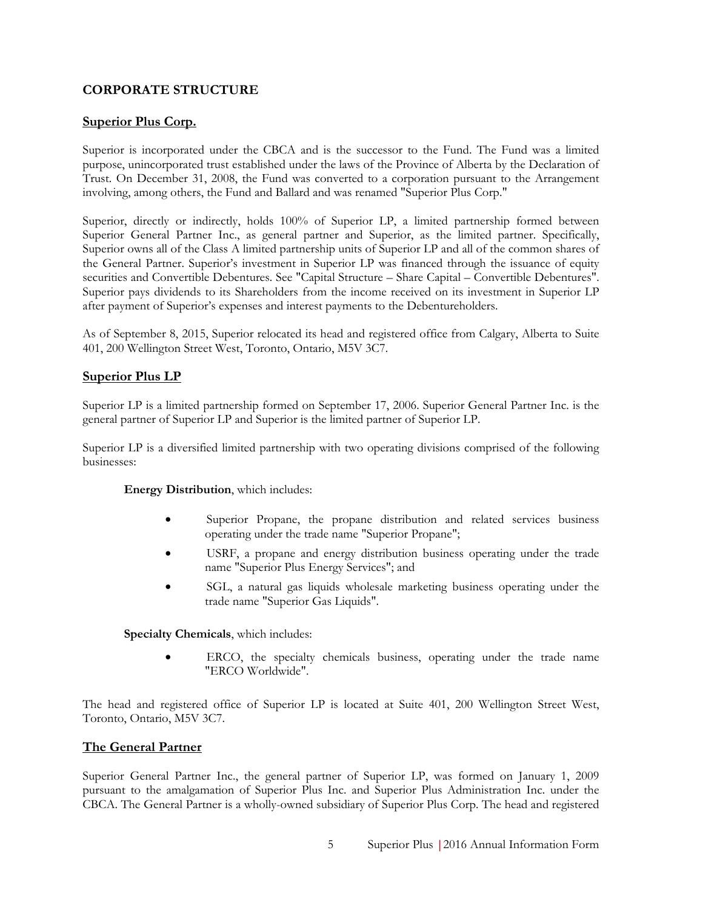## CORPORATE STRUCTURE

### Superior Plus Corp.

Superior is incorporated under the CBCA and is the successor to the Fund. The Fund was a limited purpose, unincorporated trust established under the laws of the Province of Alberta by the Declaration of Trust. On December 31, 2008, the Fund was converted to a corporation pursuant to the Arrangement involving, among others, the Fund and Ballard and was renamed "Superior Plus Corp."

Superior, directly or indirectly, holds 100% of Superior LP, a limited partnership formed between Superior General Partner Inc., as general partner and Superior, as the limited partner. Specifically, Superior owns all of the Class A limited partnership units of Superior LP and all of the common shares of the General Partner. Superior's investment in Superior LP was financed through the issuance of equity securities and Convertible Debentures. See "Capital Structure – Share Capital – Convertible Debentures". Superior pays dividends to its Shareholders from the income received on its investment in Superior LP after payment of Superior's expenses and interest payments to the Debentureholders.

As of September 8, 2015, Superior relocated its head and registered office from Calgary, Alberta to Suite 401, 200 Wellington Street West, Toronto, Ontario, M5V 3C7.

### Superior Plus LP

Superior LP is a limited partnership formed on September 17, 2006. Superior General Partner Inc. is the general partner of Superior LP and Superior is the limited partner of Superior LP.

Superior LP is a diversified limited partnership with two operating divisions comprised of the following businesses:

**Energy Distribution**, which includes:

- Superior Propane, the propane distribution and related services business operating under the trade name "Superior Propane";
- USRF, a propane and energy distribution business operating under the trade name "Superior Plus Energy Services"; and
- SGL, a natural gas liquids wholesale marketing business operating under the trade name "Superior Gas Liquids".

**Specialty Chemicals**, which includes:

- ERCO, the specialty chemicals business, operating under the trade name "ERCO Worldwide".

The head and registered office of Superior LP is located at Suite 401, 200 Wellington Street West, Toronto, Ontario, M5V 3C7.

### The General Partner

Superior General Partner Inc., the general partner of Superior LP, was formed on January 1, 2009 pursuant to the amalgamation of Superior Plus Inc. and Superior Plus Administration Inc. under the CBCA. The General Partner is a wholly-owned subsidiary of Superior Plus Corp. The head and registered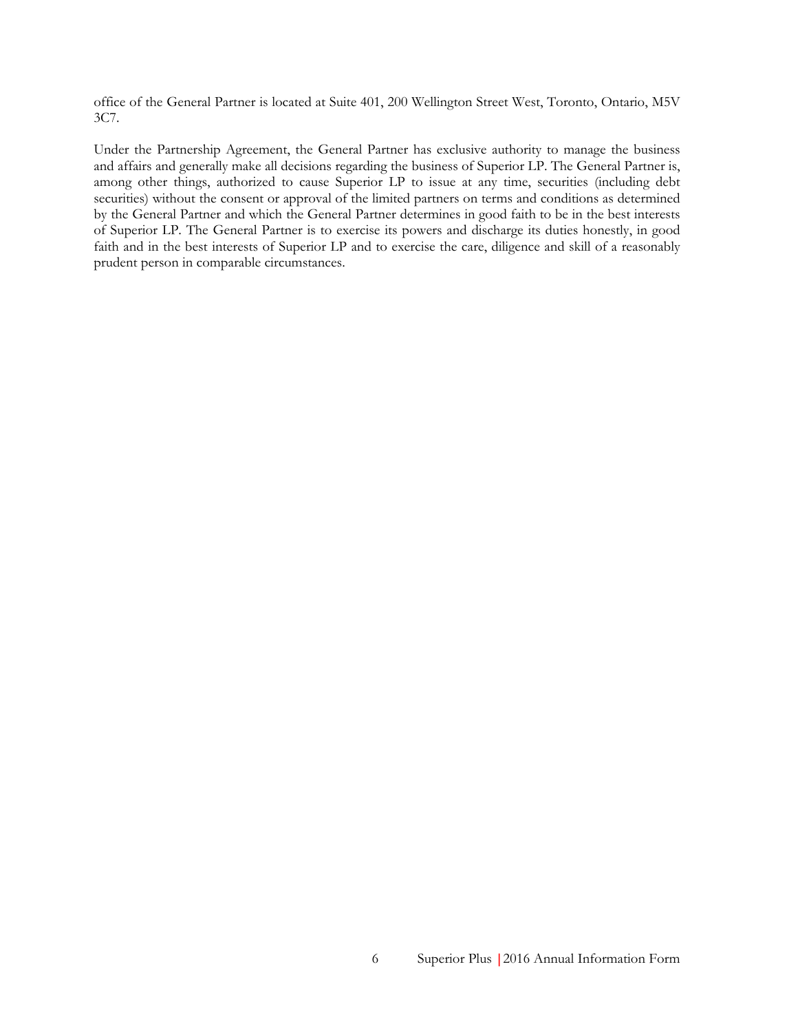office of the General Partner is located at Suite 401, 200 Wellington Street West, Toronto, Ontario, M5V 3C7.

Under the Partnership Agreement, the General Partner has exclusive authority to manage the business and affairs and generally make all decisions regarding the business of Superior LP. The General Partner is, among other things, authorized to cause Superior LP to issue at any time, securities (including debt securities) without the consent or approval of the limited partners on terms and conditions as determined by the General Partner and which the General Partner determines in good faith to be in the best interests of Superior LP. The General Partner is to exercise its powers and discharge its duties honestly, in good faith and in the best interests of Superior LP and to exercise the care, diligence and skill of a reasonably prudent person in comparable circumstances.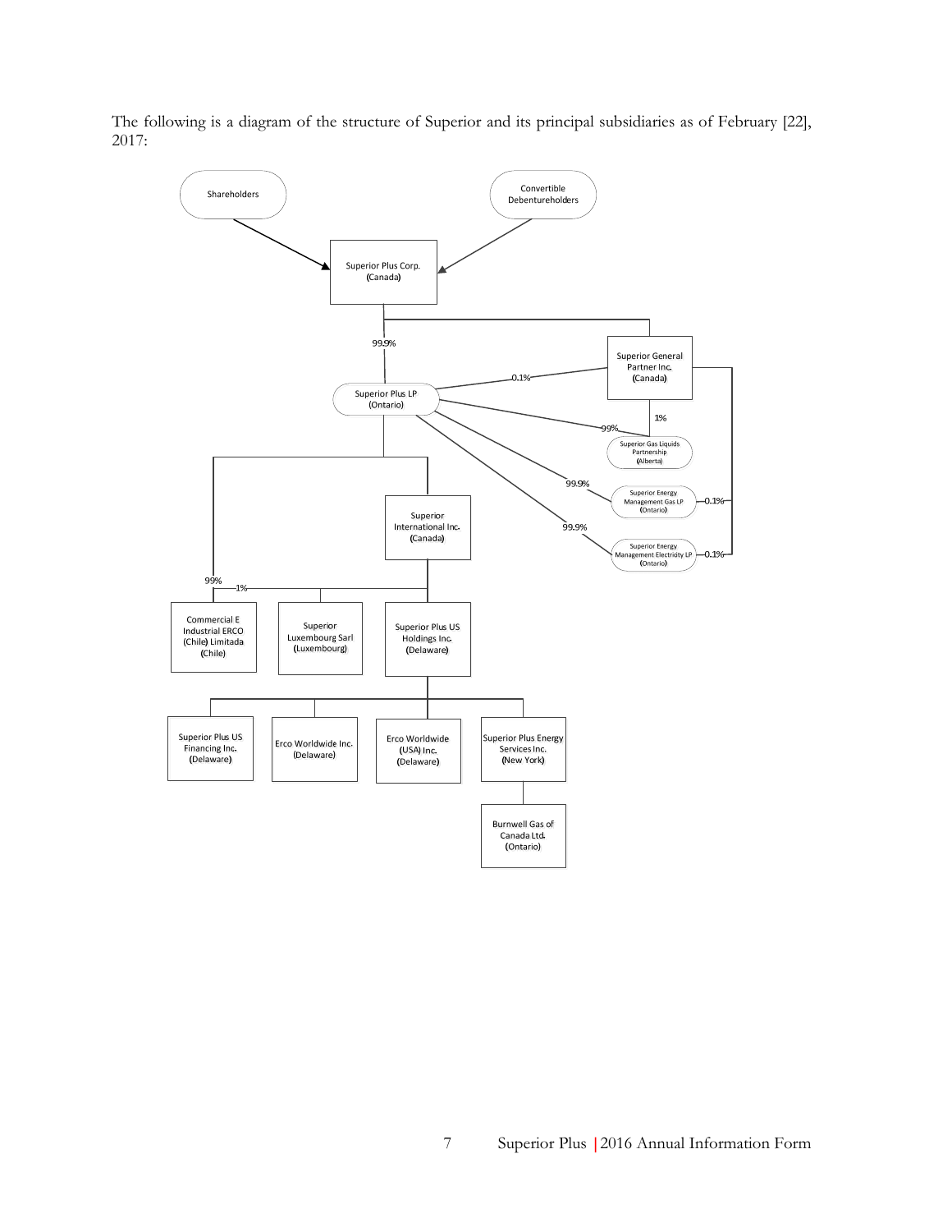The following is a diagram of the structure of Superior and its principal subsidiaries as of February [22], 2017:

- Shareholders → Superior Plus Corp. (Canada)
- Convertible Debentureholders → Superior Plus Corp. (Canada)
- Superior Plus Corp. (Canada)
  - 99.9% → Superior Plus LP (Ontario)
  - Superior General Partner Inc. (Canada)
    - 0.1% → Superior Plus LP (Ontario)
    - 1% → Superior Gas Liquids Partnership (Alberta)
    - 0.1% → Superior Energy Management Gas LP (Ontario)
    - 0.1% → Superior Energy Management Electricity LP (Ontario)
- Superior Plus LP (Ontario)
  - 99% → Superior Gas Liquids Partnership (Alberta)
  - 99.9% → Superior Energy Management Gas LP (Ontario)
  - 99.9% → Superior Energy Management Electricity LP (Ontario)
  - Superior International Inc. (Canada)
  - 99% → Commercial E Industrial ERCO (Chile) Limitada (Chile)
- Superior International Inc. (Canada)
  - 1% → Commercial E Industrial ERCO (Chile) Limitada (Chile)
  - Superior Luxembourg Sarl (Luxembourg)
  - Superior Plus US Holdings Inc. (Delaware)
- Superior Plus US Holdings Inc. (Delaware)
  - Superior Plus US Financing Inc. (Delaware)
  - Erco Worldwide Inc. (Delaware)
  - Erco Worldwide (USA) Inc. (Delaware)
  - Superior Plus Energy Services Inc. (New York)
    - Burnwell Gas of Canada Ltd. (Ontario)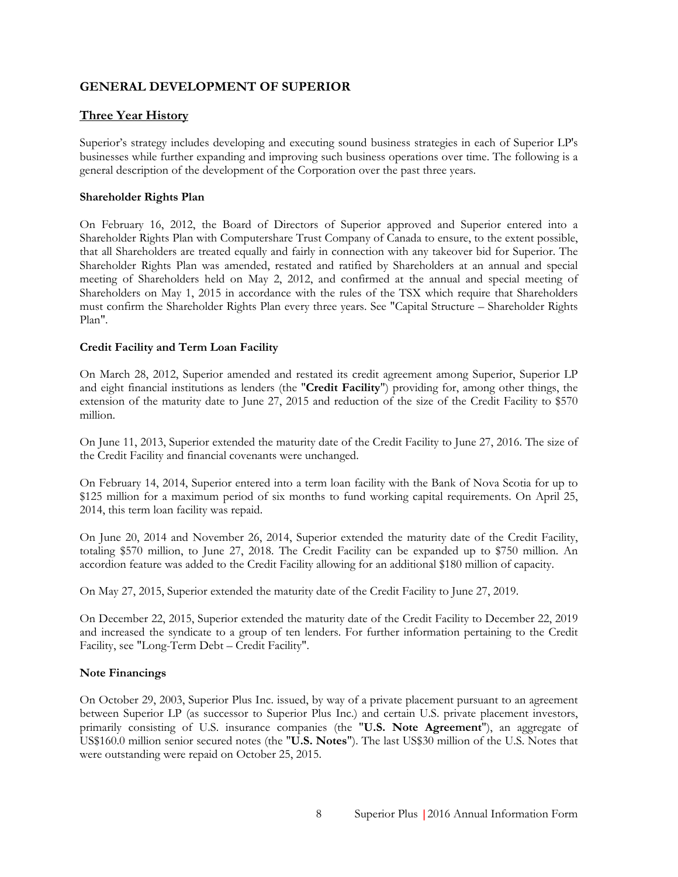## GENERAL DEVELOPMENT OF SUPERIOR

### Three Year History

Superior's strategy includes developing and executing sound business strategies in each of Superior LP's businesses while further expanding and improving such business operations over time. The following is a general description of the development of the Corporation over the past three years.

**Shareholder Rights Plan**

On February 16, 2012, the Board of Directors of Superior approved and Superior entered into a Shareholder Rights Plan with Computershare Trust Company of Canada to ensure, to the extent possible, that all Shareholders are treated equally and fairly in connection with any takeover bid for Superior. The Shareholder Rights Plan was amended, restated and ratified by Shareholders at an annual and special meeting of Shareholders held on May 2, 2012, and confirmed at the annual and special meeting of Shareholders on May 1, 2015 in accordance with the rules of the TSX which require that Shareholders must confirm the Shareholder Rights Plan every three years. See "Capital Structure – Shareholder Rights Plan".

**Credit Facility and Term Loan Facility**

On March 28, 2012, Superior amended and restated its credit agreement among Superior, Superior LP and eight financial institutions as lenders (the "**Credit Facility**") providing for, among other things, the extension of the maturity date to June 27, 2015 and reduction of the size of the Credit Facility to $570 million.

On June 11, 2013, Superior extended the maturity date of the Credit Facility to June 27, 2016. The size of the Credit Facility and financial covenants were unchanged.

On February 14, 2014, Superior entered into a term loan facility with the Bank of Nova Scotia for up to $125 million for a maximum period of six months to fund working capital requirements. On April 25, 2014, this term loan facility was repaid.

On June 20, 2014 and November 26, 2014, Superior extended the maturity date of the Credit Facility, totaling $570 million, to June 27, 2018. The Credit Facility can be expanded up to $750 million. An accordion feature was added to the Credit Facility allowing for an additional $180 million of capacity.

On May 27, 2015, Superior extended the maturity date of the Credit Facility to June 27, 2019.

On December 22, 2015, Superior extended the maturity date of the Credit Facility to December 22, 2019 and increased the syndicate to a group of ten lenders. For further information pertaining to the Credit Facility, see "Long-Term Debt – Credit Facility".

**Note Financings**

On October 29, 2003, Superior Plus Inc. issued, by way of a private placement pursuant to an agreement between Superior LP (as successor to Superior Plus Inc.) and certain U.S. private placement investors, primarily consisting of U.S. insurance companies (the "**U.S. Note Agreement**"), an aggregate of US$160.0 million senior secured notes (the "**U.S. Notes**"). The last US$30 million of the U.S. Notes that were outstanding were repaid on October 25, 2015.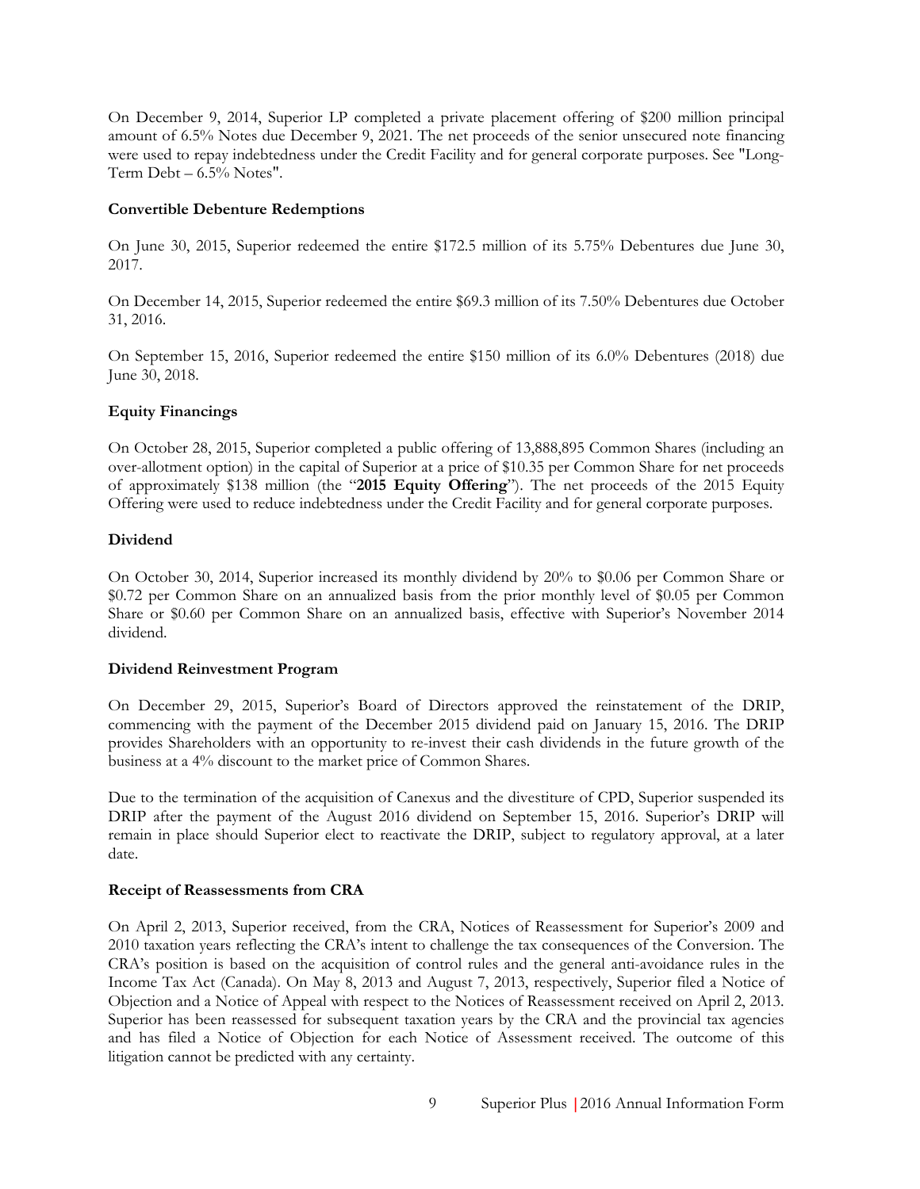On December 9, 2014, Superior LP completed a private placement offering of $200 million principal amount of 6.5% Notes due December 9, 2021. The net proceeds of the senior unsecured note financing were used to repay indebtedness under the Credit Facility and for general corporate purposes. See "Long-Term Debt – 6.5% Notes".

**Convertible Debenture Redemptions**

On June 30, 2015, Superior redeemed the entire $172.5 million of its 5.75% Debentures due June 30, 2017.

On December 14, 2015, Superior redeemed the entire $69.3 million of its 7.50% Debentures due October 31, 2016.

On September 15, 2016, Superior redeemed the entire $150 million of its 6.0% Debentures (2018) due June 30, 2018.

**Equity Financings**

On October 28, 2015, Superior completed a public offering of 13,888,895 Common Shares (including an over-allotment option) in the capital of Superior at a price of $10.35 per Common Share for net proceeds of approximately $138 million (the "**2015 Equity Offering**"). The net proceeds of the 2015 Equity Offering were used to reduce indebtedness under the Credit Facility and for general corporate purposes.

**Dividend**

On October 30, 2014, Superior increased its monthly dividend by 20% to $0.06 per Common Share or $0.72 per Common Share on an annualized basis from the prior monthly level of $0.05 per Common Share or $0.60 per Common Share on an annualized basis, effective with Superior's November 2014 dividend.

**Dividend Reinvestment Program**

On December 29, 2015, Superior's Board of Directors approved the reinstatement of the DRIP, commencing with the payment of the December 2015 dividend paid on January 15, 2016. The DRIP provides Shareholders with an opportunity to re-invest their cash dividends in the future growth of the business at a 4% discount to the market price of Common Shares.

Due to the termination of the acquisition of Canexus and the divestiture of CPD, Superior suspended its DRIP after the payment of the August 2016 dividend on September 15, 2016. Superior's DRIP will remain in place should Superior elect to reactivate the DRIP, subject to regulatory approval, at a later date.

**Receipt of Reassessments from CRA**

On April 2, 2013, Superior received, from the CRA, Notices of Reassessment for Superior's 2009 and 2010 taxation years reflecting the CRA's intent to challenge the tax consequences of the Conversion. The CRA's position is based on the acquisition of control rules and the general anti-avoidance rules in the Income Tax Act (Canada). On May 8, 2013 and August 7, 2013, respectively, Superior filed a Notice of Objection and a Notice of Appeal with respect to the Notices of Reassessment received on April 2, 2013. Superior has been reassessed for subsequent taxation years by the CRA and the provincial tax agencies and has filed a Notice of Objection for each Notice of Assessment received. The outcome of this litigation cannot be predicted with any certainty.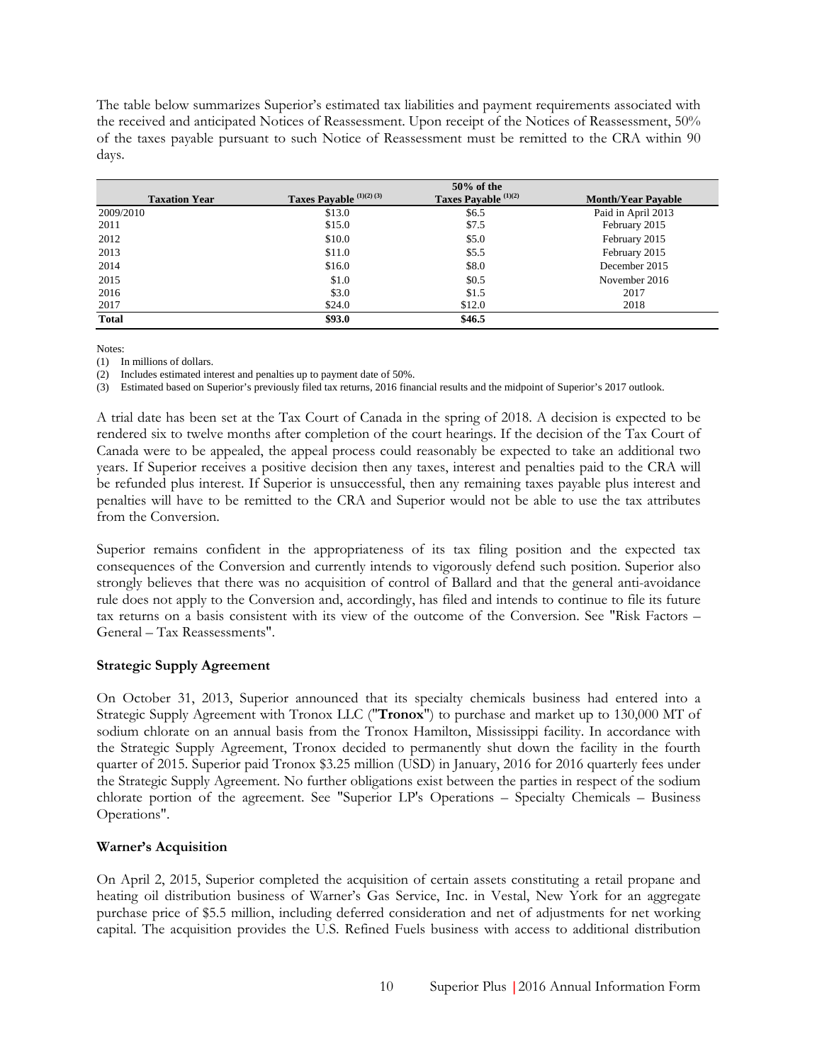The table below summarizes Superior's estimated tax liabilities and payment requirements associated with the received and anticipated Notices of Reassessment. Upon receipt of the Notices of Reassessment, 50% of the taxes payable pursuant to such Notice of Reassessment must be remitted to the CRA within 90 days.

| Taxation Year | Taxes Payable [(1)(2)(3)] | 50% of the Taxes Payable [(1)(2)] | Month/Year Payable |
|---|---|---|---|
| 2009/2010 | $13.0 | $6.5 | Paid in April 2013 |
| 2011 | $15.0 | $7.5 | February 2015 |
| 2012 | $10.0 | $5.0 | February 2015 |
| 2013 | $11.0 | $5.5 | February 2015 |
| 2014 | $16.0 | $8.0 | December 2015 |
| 2015 | $1.0 | $0.5 | November 2016 |
| 2016 | $3.0 | $1.5 | 2017 |
| 2017 | $24.0 | $12.0 | 2018 |
| **Total** | **$93.0** | **$46.5** | |

Notes:

(1) In millions of dollars.

(2) Includes estimated interest and penalties up to payment date of 50%.

(3) Estimated based on Superior's previously filed tax returns, 2016 financial results and the midpoint of Superior's 2017 outlook.

A trial date has been set at the Tax Court of Canada in the spring of 2018. A decision is expected to be rendered six to twelve months after completion of the court hearings. If the decision of the Tax Court of Canada were to be appealed, the appeal process could reasonably be expected to take an additional two years. If Superior receives a positive decision then any taxes, interest and penalties paid to the CRA will be refunded plus interest. If Superior is unsuccessful, then any remaining taxes payable plus interest and penalties will have to be remitted to the CRA and Superior would not be able to use the tax attributes from the Conversion.

Superior remains confident in the appropriateness of its tax filing position and the expected tax consequences of the Conversion and currently intends to vigorously defend such position. Superior also strongly believes that there was no acquisition of control of Ballard and that the general anti-avoidance rule does not apply to the Conversion and, accordingly, has filed and intends to continue to file its future tax returns on a basis consistent with its view of the outcome of the Conversion. See "Risk Factors – General – Tax Reassessments".

### Strategic Supply Agreement

On October 31, 2013, Superior announced that its specialty chemicals business had entered into a Strategic Supply Agreement with Tronox LLC ("**Tronox**") to purchase and market up to 130,000 MT of sodium chlorate on an annual basis from the Tronox Hamilton, Mississippi facility. In accordance with the Strategic Supply Agreement, Tronox decided to permanently shut down the facility in the fourth quarter of 2015. Superior paid Tronox $3.25 million (USD) in January, 2016 for 2016 quarterly fees under the Strategic Supply Agreement. No further obligations exist between the parties in respect of the sodium chlorate portion of the agreement. See "Superior LP's Operations – Specialty Chemicals – Business Operations".

### Warner's Acquisition

On April 2, 2015, Superior completed the acquisition of certain assets constituting a retail propane and heating oil distribution business of Warner's Gas Service, Inc. in Vestal, New York for an aggregate purchase price of $5.5 million, including deferred consideration and net of adjustments for net working capital. The acquisition provides the U.S. Refined Fuels business with access to additional distribution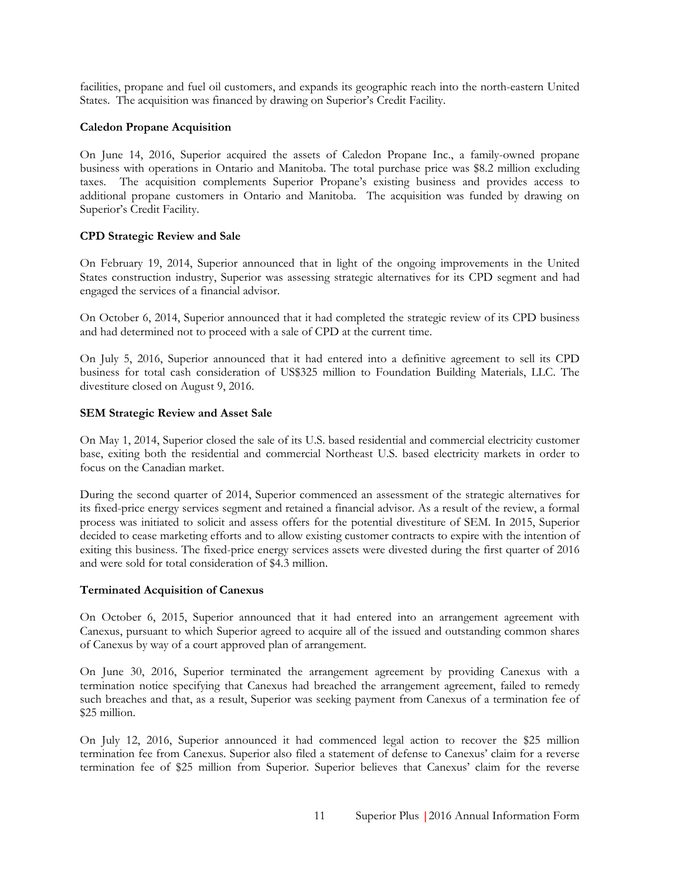facilities, propane and fuel oil customers, and expands its geographic reach into the north-eastern United States. The acquisition was financed by drawing on Superior's Credit Facility.

**Caledon Propane Acquisition**

On June 14, 2016, Superior acquired the assets of Caledon Propane Inc., a family-owned propane business with operations in Ontario and Manitoba. The total purchase price was $8.2 million excluding taxes. The acquisition complements Superior Propane's existing business and provides access to additional propane customers in Ontario and Manitoba. The acquisition was funded by drawing on Superior's Credit Facility.

**CPD Strategic Review and Sale**

On February 19, 2014, Superior announced that in light of the ongoing improvements in the United States construction industry, Superior was assessing strategic alternatives for its CPD segment and had engaged the services of a financial advisor.

On October 6, 2014, Superior announced that it had completed the strategic review of its CPD business and had determined not to proceed with a sale of CPD at the current time.

On July 5, 2016, Superior announced that it had entered into a definitive agreement to sell its CPD business for total cash consideration of US$325 million to Foundation Building Materials, LLC. The divestiture closed on August 9, 2016.

**SEM Strategic Review and Asset Sale**

On May 1, 2014, Superior closed the sale of its U.S. based residential and commercial electricity customer base, exiting both the residential and commercial Northeast U.S. based electricity markets in order to focus on the Canadian market.

During the second quarter of 2014, Superior commenced an assessment of the strategic alternatives for its fixed-price energy services segment and retained a financial advisor. As a result of the review, a formal process was initiated to solicit and assess offers for the potential divestiture of SEM. In 2015, Superior decided to cease marketing efforts and to allow existing customer contracts to expire with the intention of exiting this business. The fixed-price energy services assets were divested during the first quarter of 2016 and were sold for total consideration of $4.3 million.

**Terminated Acquisition of Canexus**

On October 6, 2015, Superior announced that it had entered into an arrangement agreement with Canexus, pursuant to which Superior agreed to acquire all of the issued and outstanding common shares of Canexus by way of a court approved plan of arrangement.

On June 30, 2016, Superior terminated the arrangement agreement by providing Canexus with a termination notice specifying that Canexus had breached the arrangement agreement, failed to remedy such breaches and that, as a result, Superior was seeking payment from Canexus of a termination fee of $25 million.

On July 12, 2016, Superior announced it had commenced legal action to recover the $25 million termination fee from Canexus. Superior also filed a statement of defense to Canexus' claim for a reverse termination fee of $25 million from Superior. Superior believes that Canexus' claim for the reverse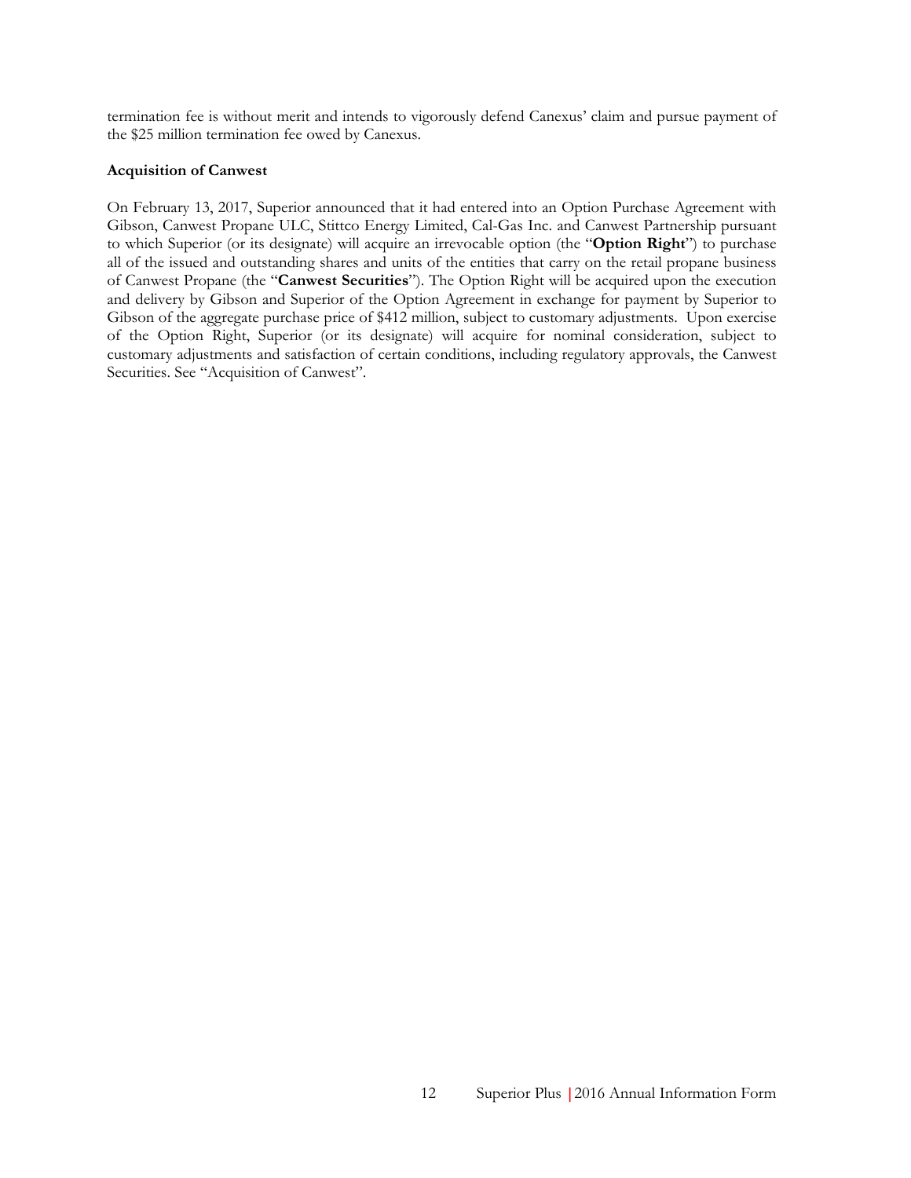termination fee is without merit and intends to vigorously defend Canexus' claim and pursue payment of the $25 million termination fee owed by Canexus.

**Acquisition of Canwest**

On February 13, 2017, Superior announced that it had entered into an Option Purchase Agreement with Gibson, Canwest Propane ULC, Stittco Energy Limited, Cal-Gas Inc. and Canwest Partnership pursuant to which Superior (or its designate) will acquire an irrevocable option (the "**Option Right**") to purchase all of the issued and outstanding shares and units of the entities that carry on the retail propane business of Canwest Propane (the "**Canwest Securities**"). The Option Right will be acquired upon the execution and delivery by Gibson and Superior of the Option Agreement in exchange for payment by Superior to Gibson of the aggregate purchase price of $412 million, subject to customary adjustments. Upon exercise of the Option Right, Superior (or its designate) will acquire for nominal consideration, subject to customary adjustments and satisfaction of certain conditions, including regulatory approvals, the Canwest Securities. See "Acquisition of Canwest".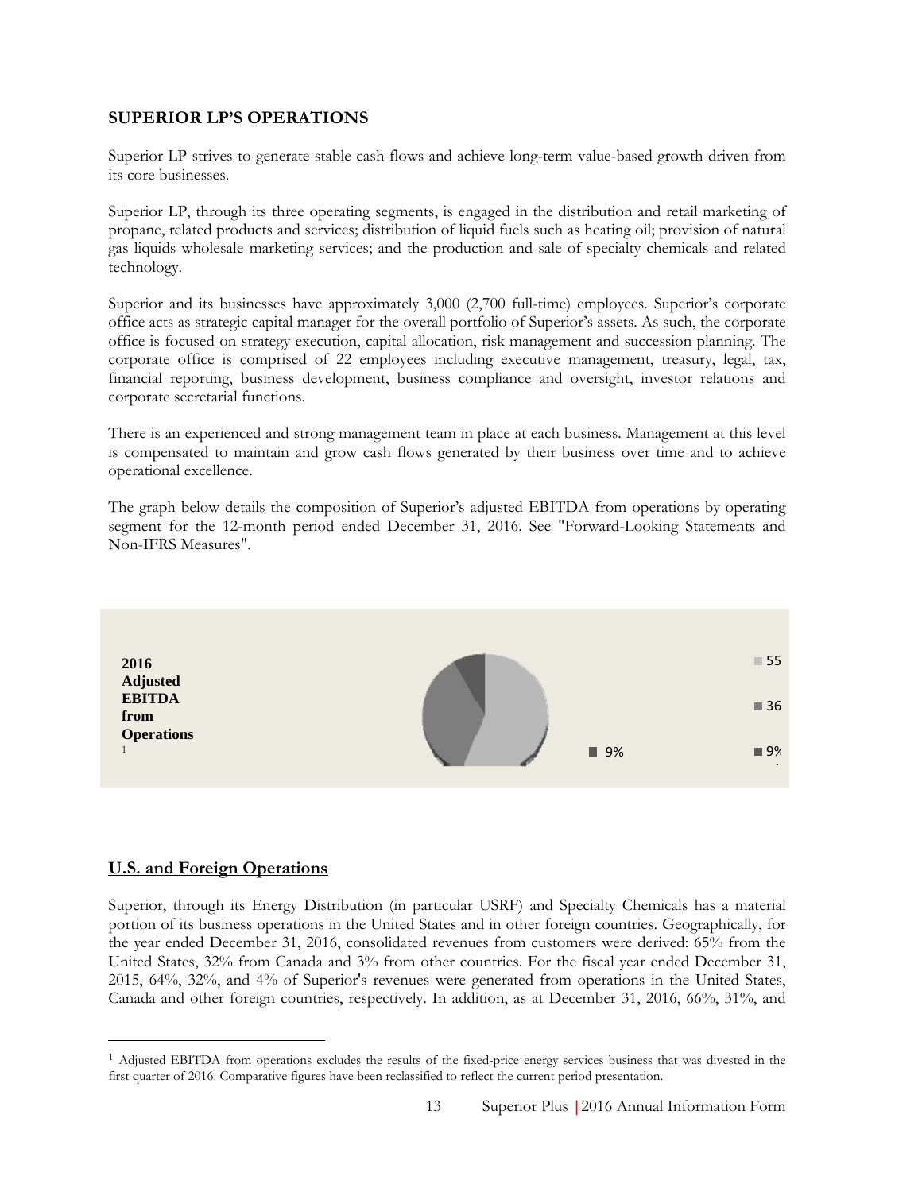## SUPERIOR LP'S OPERATIONS

Superior LP strives to generate stable cash flows and achieve long-term value-based growth driven from its core businesses.

Superior LP, through its three operating segments, is engaged in the distribution and retail marketing of propane, related products and services; distribution of liquid fuels such as heating oil; provision of natural gas liquids wholesale marketing services; and the production and sale of specialty chemicals and related technology.

Superior and its businesses have approximately 3,000 (2,700 full-time) employees. Superior's corporate office acts as strategic capital manager for the overall portfolio of Superior's assets. As such, the corporate office is focused on strategy execution, capital allocation, risk management and succession planning. The corporate office is comprised of 22 employees including executive management, treasury, legal, tax, financial reporting, business development, business compliance and oversight, investor relations and corporate secretarial functions.

There is an experienced and strong management team in place at each business. Management at this level is compensated to maintain and grow cash flows generated by their business over time and to achieve operational excellence.

The graph below details the composition of Superior's adjusted EBITDA from operations by operating segment for the 12-month period ended December 31, 2016. See "Forward-Looking Statements and Non-IFRS Measures".

**2016 Adjusted EBITDA from Operations** [1]

55

36

9%

9%

## U.S. and Foreign Operations

Superior, through its Energy Distribution (in particular USRF) and Specialty Chemicals has a material portion of its business operations in the United States and in other foreign countries. Geographically, for the year ended December 31, 2016, consolidated revenues from customers were derived: 65% from the United States, 32% from Canada and 3% from other countries. For the fiscal year ended December 31, 2015, 64%, 32%, and 4% of Superior's revenues were generated from operations in the United States, Canada and other foreign countries, respectively. In addition, as at December 31, 2016, 66%, 31%, and

[1] Adjusted EBITDA from operations excludes the results of the fixed-price energy services business that was divested in the first quarter of 2016. Comparative figures have been reclassified to reflect the current period presentation.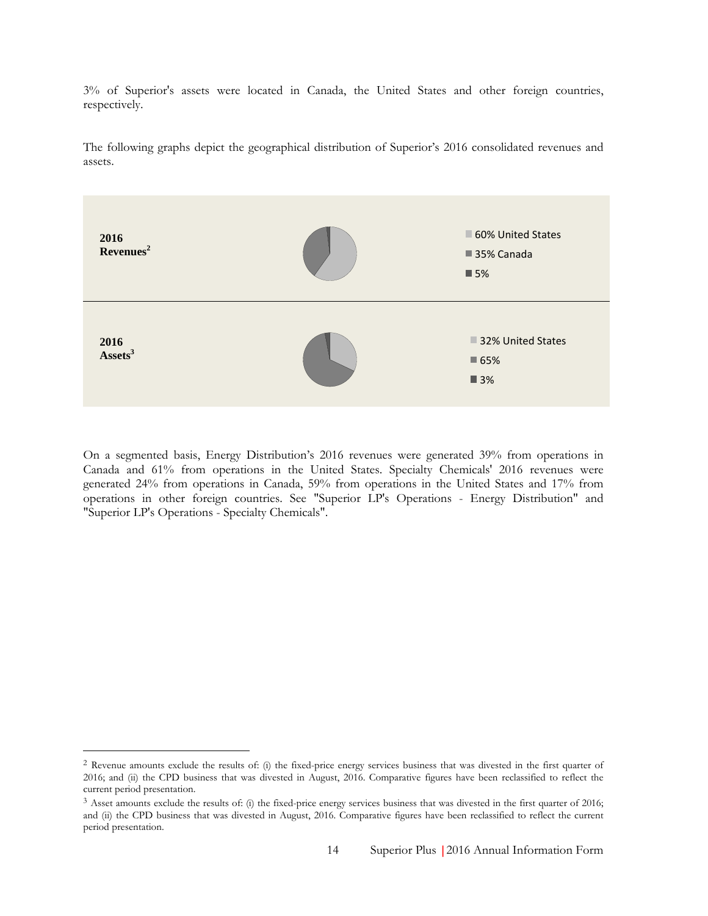3% of Superior's assets were located in Canada, the United States and other foreign countries, respectively.

The following graphs depict the geographical distribution of Superior's 2016 consolidated revenues and assets.

| | |
|---|---|
| **2016 Revenues**[2] | 60% United States<br>35% Canada<br>5% |
| **2016 Assets**[3] | 32% United States<br>65%<br>3% |

On a segmented basis, Energy Distribution's 2016 revenues were generated 39% from operations in Canada and 61% from operations in the United States. Specialty Chemicals' 2016 revenues were generated 24% from operations in Canada, 59% from operations in the United States and 17% from operations in other foreign countries. See "Superior LP's Operations - Energy Distribution" and "Superior LP's Operations - Specialty Chemicals".

---

[2] Revenue amounts exclude the results of: (i) the fixed-price energy services business that was divested in the first quarter of 2016; and (ii) the CPD business that was divested in August, 2016. Comparative figures have been reclassified to reflect the current period presentation.

[3] Asset amounts exclude the results of: (i) the fixed-price energy services business that was divested in the first quarter of 2016; and (ii) the CPD business that was divested in August, 2016. Comparative figures have been reclassified to reflect the current period presentation.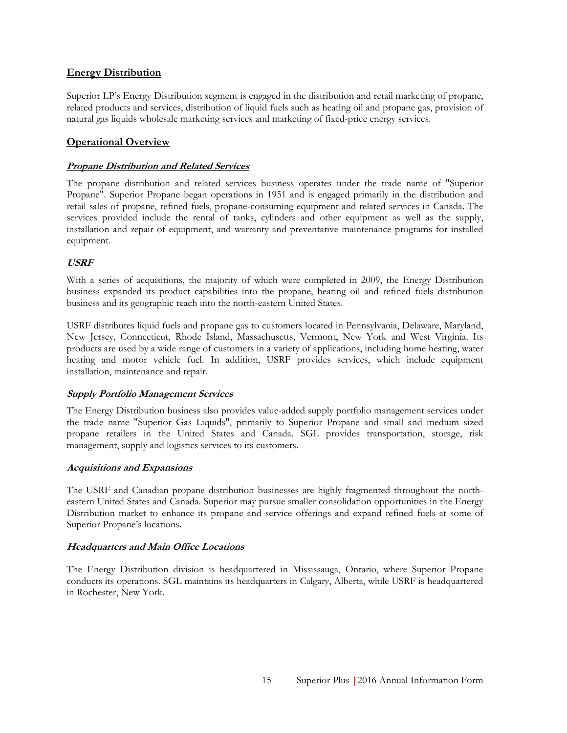## Energy Distribution

Superior LP's Energy Distribution segment is engaged in the distribution and retail marketing of propane, related products and services, distribution of liquid fuels such as heating oil and propane gas, provision of natural gas liquids wholesale marketing services and marketing of fixed-price energy services.

## Operational Overview

### ***Propane Distribution and Related Services***

The propane distribution and related services business operates under the trade name of "Superior Propane". Superior Propane began operations in 1951 and is engaged primarily in the distribution and retail sales of propane, refined fuels, propane-consuming equipment and related services in Canada. The services provided include the rental of tanks, cylinders and other equipment as well as the supply, installation and repair of equipment, and warranty and preventative maintenance programs for installed equipment.

### ***USRF***

With a series of acquisitions, the majority of which were completed in 2009, the Energy Distribution business expanded its product capabilities into the propane, heating oil and refined fuels distribution business and its geographic reach into the north-eastern United States.

USRF distributes liquid fuels and propane gas to customers located in Pennsylvania, Delaware, Maryland, New Jersey, Connecticut, Rhode Island, Massachusetts, Vermont, New York and West Virginia. Its products are used by a wide range of customers in a variety of applications, including home heating, water heating and motor vehicle fuel. In addition, USRF provides services, which include equipment installation, maintenance and repair.

### ***Supply Portfolio Management Services***

The Energy Distribution business also provides value-added supply portfolio management services under the trade name "Superior Gas Liquids", primarily to Superior Propane and small and medium sized propane retailers in the United States and Canada. SGL provides transportation, storage, risk management, supply and logistics services to its customers.

### ***Acquisitions and Expansions***

The USRF and Canadian propane distribution businesses are highly fragmented throughout the north-eastern United States and Canada. Superior may pursue smaller consolidation opportunities in the Energy Distribution market to enhance its propane and service offerings and expand refined fuels at some of Superior Propane's locations.

### ***Headquarters and Main Office Locations***

The Energy Distribution division is headquartered in Mississauga, Ontario, where Superior Propane conducts its operations. SGL maintains its headquarters in Calgary, Alberta, while USRF is headquartered in Rochester, New York.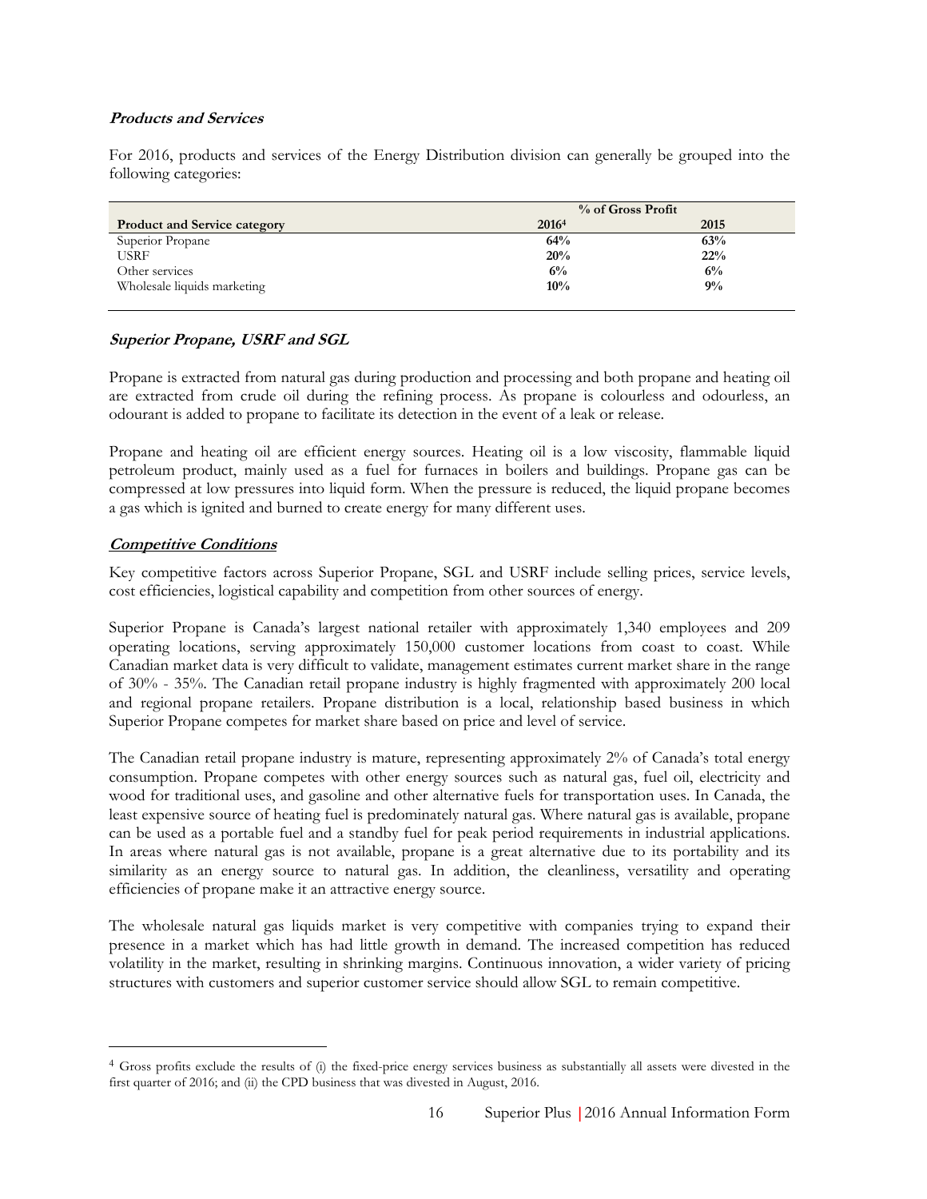***Products and Services***

For 2016, products and services of the Energy Distribution division can generally be grouped into the following categories:

| | % of Gross Profit | |
|---|---|---|
| **Product and Service category** | **2016[4]** | **2015** |
| Superior Propane | **64%** | **63%** |
| USRF | **20%** | **22%** |
| Other services | **6%** | **6%** |
| Wholesale liquids marketing | **10%** | **9%** |

***Superior Propane, USRF and SGL***

Propane is extracted from natural gas during production and processing and both propane and heating oil are extracted from crude oil during the refining process. As propane is colourless and odourless, an odourant is added to propane to facilitate its detection in the event of a leak or release.

Propane and heating oil are efficient energy sources. Heating oil is a low viscosity, flammable liquid petroleum product, mainly used as a fuel for furnaces in boilers and buildings. Propane gas can be compressed at low pressures into liquid form. When the pressure is reduced, the liquid propane becomes a gas which is ignited and burned to create energy for many different uses.

***Competitive Conditions***

Key competitive factors across Superior Propane, SGL and USRF include selling prices, service levels, cost efficiencies, logistical capability and competition from other sources of energy.

Superior Propane is Canada's largest national retailer with approximately 1,340 employees and 209 operating locations, serving approximately 150,000 customer locations from coast to coast. While Canadian market data is very difficult to validate, management estimates current market share in the range of 30% - 35%. The Canadian retail propane industry is highly fragmented with approximately 200 local and regional propane retailers. Propane distribution is a local, relationship based business in which Superior Propane competes for market share based on price and level of service.

The Canadian retail propane industry is mature, representing approximately 2% of Canada's total energy consumption. Propane competes with other energy sources such as natural gas, fuel oil, electricity and wood for traditional uses, and gasoline and other alternative fuels for transportation uses. In Canada, the least expensive source of heating fuel is predominately natural gas. Where natural gas is available, propane can be used as a portable fuel and a standby fuel for peak period requirements in industrial applications. In areas where natural gas is not available, propane is a great alternative due to its portability and its similarity as an energy source to natural gas. In addition, the cleanliness, versatility and operating efficiencies of propane make it an attractive energy source.

The wholesale natural gas liquids market is very competitive with companies trying to expand their presence in a market which has had little growth in demand. The increased competition has reduced volatility in the market, resulting in shrinking margins. Continuous innovation, a wider variety of pricing structures with customers and superior customer service should allow SGL to remain competitive.

---

[4] Gross profits exclude the results of (i) the fixed-price energy services business as substantially all assets were divested in the first quarter of 2016; and (ii) the CPD business that was divested in August, 2016.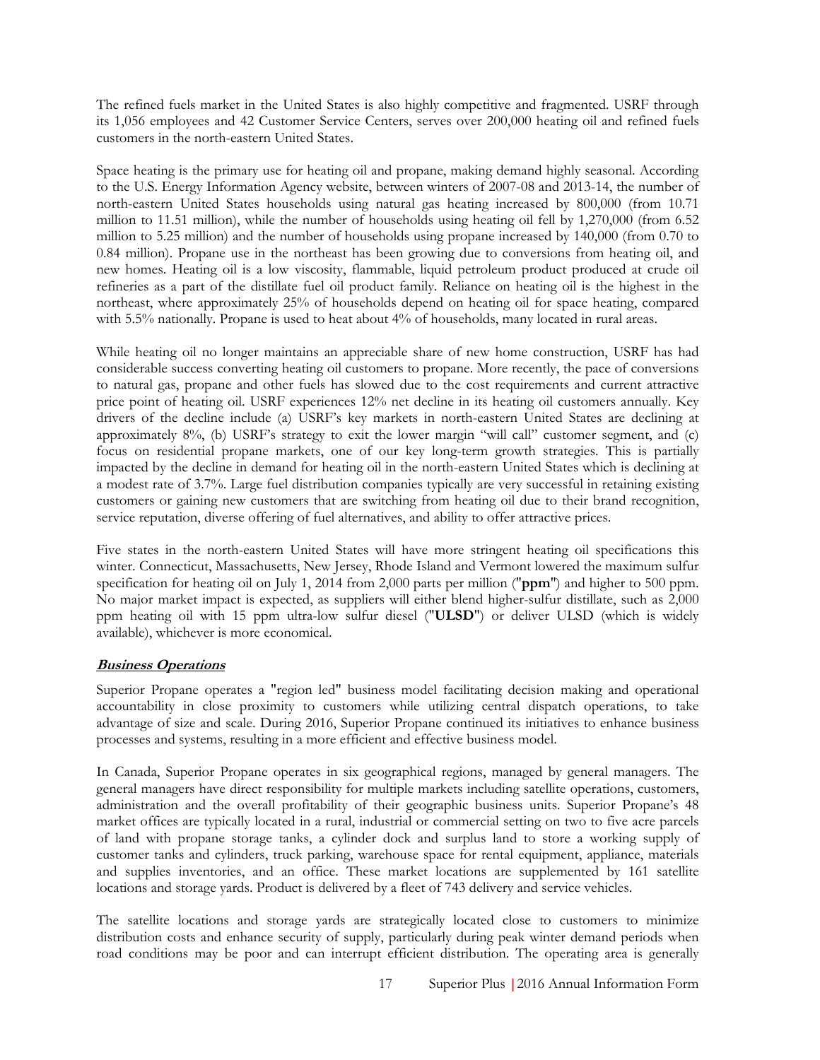The refined fuels market in the United States is also highly competitive and fragmented. USRF through its 1,056 employees and 42 Customer Service Centers, serves over 200,000 heating oil and refined fuels customers in the north-eastern United States.

Space heating is the primary use for heating oil and propane, making demand highly seasonal. According to the U.S. Energy Information Agency website, between winters of 2007-08 and 2013-14, the number of north-eastern United States households using natural gas heating increased by 800,000 (from 10.71 million to 11.51 million), while the number of households using heating oil fell by 1,270,000 (from 6.52 million to 5.25 million) and the number of households using propane increased by 140,000 (from 0.70 to 0.84 million). Propane use in the northeast has been growing due to conversions from heating oil, and new homes. Heating oil is a low viscosity, flammable, liquid petroleum product produced at crude oil refineries as a part of the distillate fuel oil product family. Reliance on heating oil is the highest in the northeast, where approximately 25% of households depend on heating oil for space heating, compared with 5.5% nationally. Propane is used to heat about 4% of households, many located in rural areas.

While heating oil no longer maintains an appreciable share of new home construction, USRF has had considerable success converting heating oil customers to propane. More recently, the pace of conversions to natural gas, propane and other fuels has slowed due to the cost requirements and current attractive price point of heating oil. USRF experiences 12% net decline in its heating oil customers annually. Key drivers of the decline include (a) USRF's key markets in north-eastern United States are declining at approximately 8%, (b) USRF's strategy to exit the lower margin "will call" customer segment, and (c) focus on residential propane markets, one of our key long-term growth strategies. This is partially impacted by the decline in demand for heating oil in the north-eastern United States which is declining at a modest rate of 3.7%. Large fuel distribution companies typically are very successful in retaining existing customers or gaining new customers that are switching from heating oil due to their brand recognition, service reputation, diverse offering of fuel alternatives, and ability to offer attractive prices.

Five states in the north-eastern United States will have more stringent heating oil specifications this winter. Connecticut, Massachusetts, New Jersey, Rhode Island and Vermont lowered the maximum sulfur specification for heating oil on July 1, 2014 from 2,000 parts per million ("**ppm**") and higher to 500 ppm. No major market impact is expected, as suppliers will either blend higher-sulfur distillate, such as 2,000 ppm heating oil with 15 ppm ultra-low sulfur diesel ("**ULSD**") or deliver ULSD (which is widely available), whichever is more economical.

## Business Operations

Superior Propane operates a "region led" business model facilitating decision making and operational accountability in close proximity to customers while utilizing central dispatch operations, to take advantage of size and scale. During 2016, Superior Propane continued its initiatives to enhance business processes and systems, resulting in a more efficient and effective business model.

In Canada, Superior Propane operates in six geographical regions, managed by general managers. The general managers have direct responsibility for multiple markets including satellite operations, customers, administration and the overall profitability of their geographic business units. Superior Propane's 48 market offices are typically located in a rural, industrial or commercial setting on two to five acre parcels of land with propane storage tanks, a cylinder dock and surplus land to store a working supply of customer tanks and cylinders, truck parking, warehouse space for rental equipment, appliance, materials and supplies inventories, and an office. These market locations are supplemented by 161 satellite locations and storage yards. Product is delivered by a fleet of 743 delivery and service vehicles.

The satellite locations and storage yards are strategically located close to customers to minimize distribution costs and enhance security of supply, particularly during peak winter demand periods when road conditions may be poor and can interrupt efficient distribution. The operating area is generally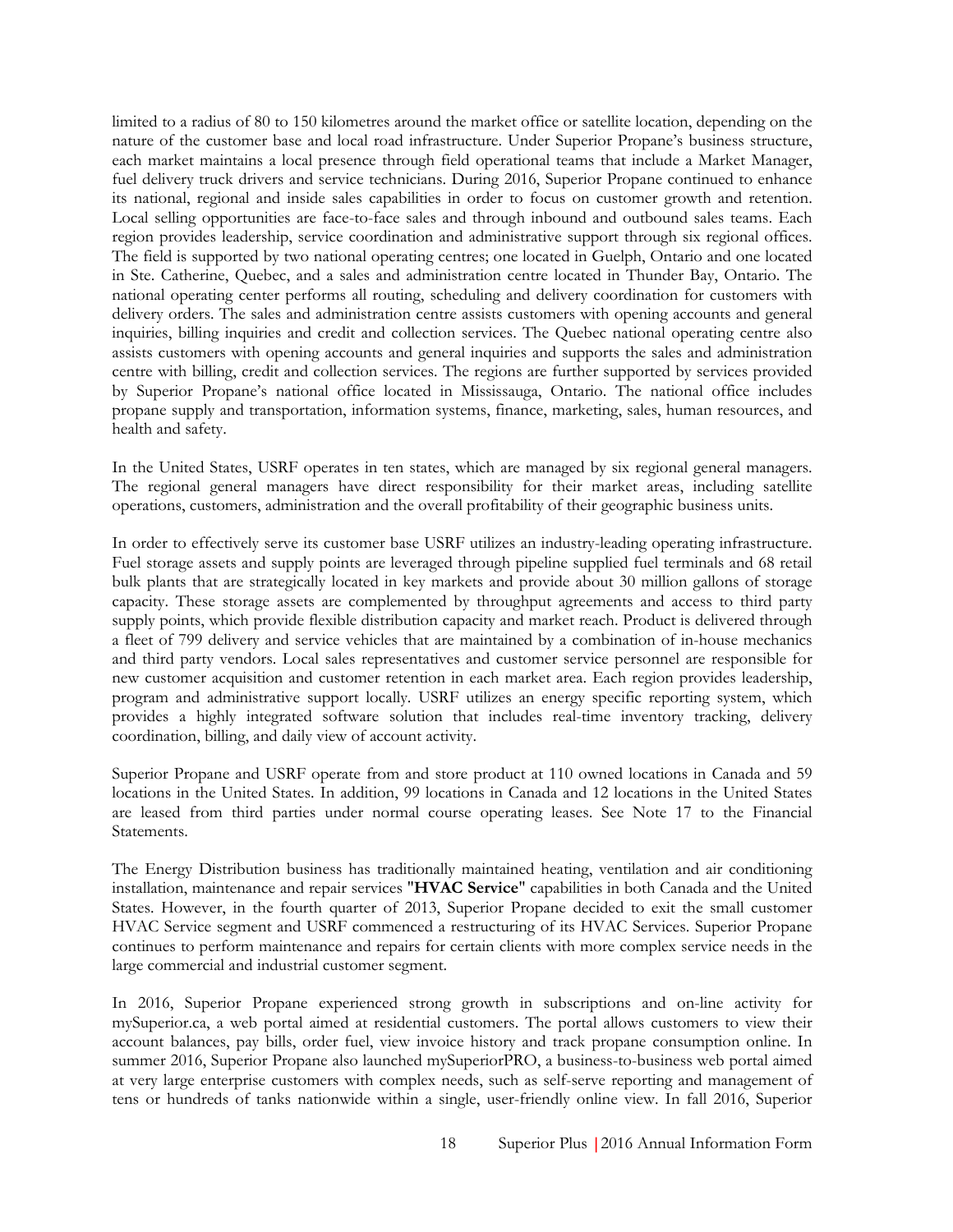limited to a radius of 80 to 150 kilometres around the market office or satellite location, depending on the nature of the customer base and local road infrastructure. Under Superior Propane's business structure, each market maintains a local presence through field operational teams that include a Market Manager, fuel delivery truck drivers and service technicians. During 2016, Superior Propane continued to enhance its national, regional and inside sales capabilities in order to focus on customer growth and retention. Local selling opportunities are face-to-face sales and through inbound and outbound sales teams. Each region provides leadership, service coordination and administrative support through six regional offices. The field is supported by two national operating centres; one located in Guelph, Ontario and one located in Ste. Catherine, Quebec, and a sales and administration centre located in Thunder Bay, Ontario. The national operating center performs all routing, scheduling and delivery coordination for customers with delivery orders. The sales and administration centre assists customers with opening accounts and general inquiries, billing inquiries and credit and collection services. The Quebec national operating centre also assists customers with opening accounts and general inquiries and supports the sales and administration centre with billing, credit and collection services. The regions are further supported by services provided by Superior Propane's national office located in Mississauga, Ontario. The national office includes propane supply and transportation, information systems, finance, marketing, sales, human resources, and health and safety.

In the United States, USRF operates in ten states, which are managed by six regional general managers. The regional general managers have direct responsibility for their market areas, including satellite operations, customers, administration and the overall profitability of their geographic business units.

In order to effectively serve its customer base USRF utilizes an industry-leading operating infrastructure. Fuel storage assets and supply points are leveraged through pipeline supplied fuel terminals and 68 retail bulk plants that are strategically located in key markets and provide about 30 million gallons of storage capacity. These storage assets are complemented by throughput agreements and access to third party supply points, which provide flexible distribution capacity and market reach. Product is delivered through a fleet of 799 delivery and service vehicles that are maintained by a combination of in-house mechanics and third party vendors. Local sales representatives and customer service personnel are responsible for new customer acquisition and customer retention in each market area. Each region provides leadership, program and administrative support locally. USRF utilizes an energy specific reporting system, which provides a highly integrated software solution that includes real-time inventory tracking, delivery coordination, billing, and daily view of account activity.

Superior Propane and USRF operate from and store product at 110 owned locations in Canada and 59 locations in the United States. In addition, 99 locations in Canada and 12 locations in the United States are leased from third parties under normal course operating leases. See Note 17 to the Financial Statements.

The Energy Distribution business has traditionally maintained heating, ventilation and air conditioning installation, maintenance and repair services "**HVAC Service**" capabilities in both Canada and the United States. However, in the fourth quarter of 2013, Superior Propane decided to exit the small customer HVAC Service segment and USRF commenced a restructuring of its HVAC Services. Superior Propane continues to perform maintenance and repairs for certain clients with more complex service needs in the large commercial and industrial customer segment.

In 2016, Superior Propane experienced strong growth in subscriptions and on-line activity for mySuperior.ca, a web portal aimed at residential customers. The portal allows customers to view their account balances, pay bills, order fuel, view invoice history and track propane consumption online. In summer 2016, Superior Propane also launched mySuperiorPRO, a business-to-business web portal aimed at very large enterprise customers with complex needs, such as self-serve reporting and management of tens or hundreds of tanks nationwide within a single, user-friendly online view. In fall 2016, Superior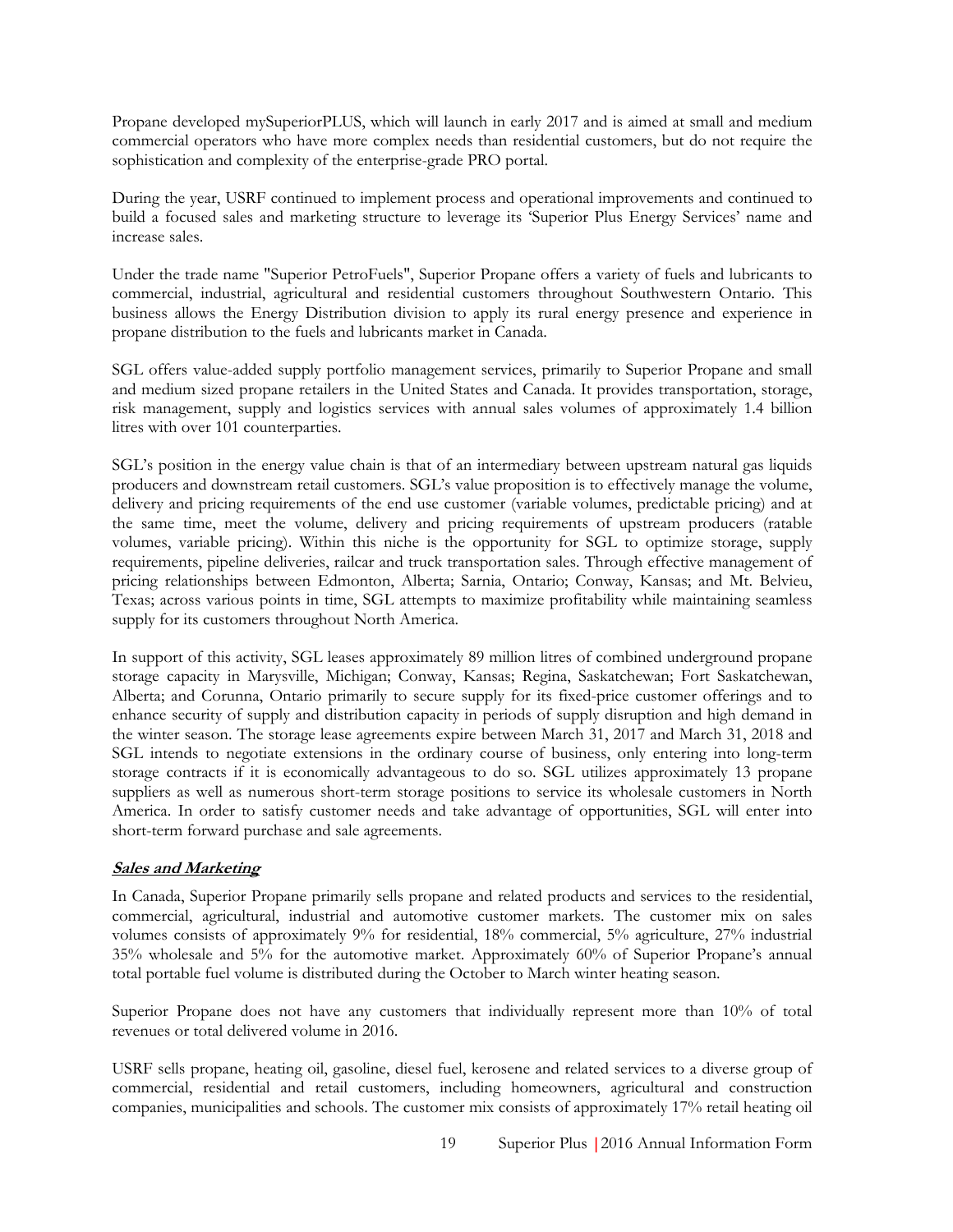Propane developed mySuperiorPLUS, which will launch in early 2017 and is aimed at small and medium commercial operators who have more complex needs than residential customers, but do not require the sophistication and complexity of the enterprise-grade PRO portal.

During the year, USRF continued to implement process and operational improvements and continued to build a focused sales and marketing structure to leverage its 'Superior Plus Energy Services' name and increase sales.

Under the trade name "Superior PetroFuels", Superior Propane offers a variety of fuels and lubricants to commercial, industrial, agricultural and residential customers throughout Southwestern Ontario. This business allows the Energy Distribution division to apply its rural energy presence and experience in propane distribution to the fuels and lubricants market in Canada.

SGL offers value-added supply portfolio management services, primarily to Superior Propane and small and medium sized propane retailers in the United States and Canada. It provides transportation, storage, risk management, supply and logistics services with annual sales volumes of approximately 1.4 billion litres with over 101 counterparties.

SGL's position in the energy value chain is that of an intermediary between upstream natural gas liquids producers and downstream retail customers. SGL's value proposition is to effectively manage the volume, delivery and pricing requirements of the end use customer (variable volumes, predictable pricing) and at the same time, meet the volume, delivery and pricing requirements of upstream producers (ratable volumes, variable pricing). Within this niche is the opportunity for SGL to optimize storage, supply requirements, pipeline deliveries, railcar and truck transportation sales. Through effective management of pricing relationships between Edmonton, Alberta; Sarnia, Ontario; Conway, Kansas; and Mt. Belvieu, Texas; across various points in time, SGL attempts to maximize profitability while maintaining seamless supply for its customers throughout North America.

In support of this activity, SGL leases approximately 89 million litres of combined underground propane storage capacity in Marysville, Michigan; Conway, Kansas; Regina, Saskatchewan; Fort Saskatchewan, Alberta; and Corunna, Ontario primarily to secure supply for its fixed-price customer offerings and to enhance security of supply and distribution capacity in periods of supply disruption and high demand in the winter season. The storage lease agreements expire between March 31, 2017 and March 31, 2018 and SGL intends to negotiate extensions in the ordinary course of business, only entering into long-term storage contracts if it is economically advantageous to do so. SGL utilizes approximately 13 propane suppliers as well as numerous short-term storage positions to service its wholesale customers in North America. In order to satisfy customer needs and take advantage of opportunities, SGL will enter into short-term forward purchase and sale agreements.

***Sales and Marketing***

In Canada, Superior Propane primarily sells propane and related products and services to the residential, commercial, agricultural, industrial and automotive customer markets. The customer mix on sales volumes consists of approximately 9% for residential, 18% commercial, 5% agriculture, 27% industrial 35% wholesale and 5% for the automotive market. Approximately 60% of Superior Propane's annual total portable fuel volume is distributed during the October to March winter heating season.

Superior Propane does not have any customers that individually represent more than 10% of total revenues or total delivered volume in 2016.

USRF sells propane, heating oil, gasoline, diesel fuel, kerosene and related services to a diverse group of commercial, residential and retail customers, including homeowners, agricultural and construction companies, municipalities and schools. The customer mix consists of approximately 17% retail heating oil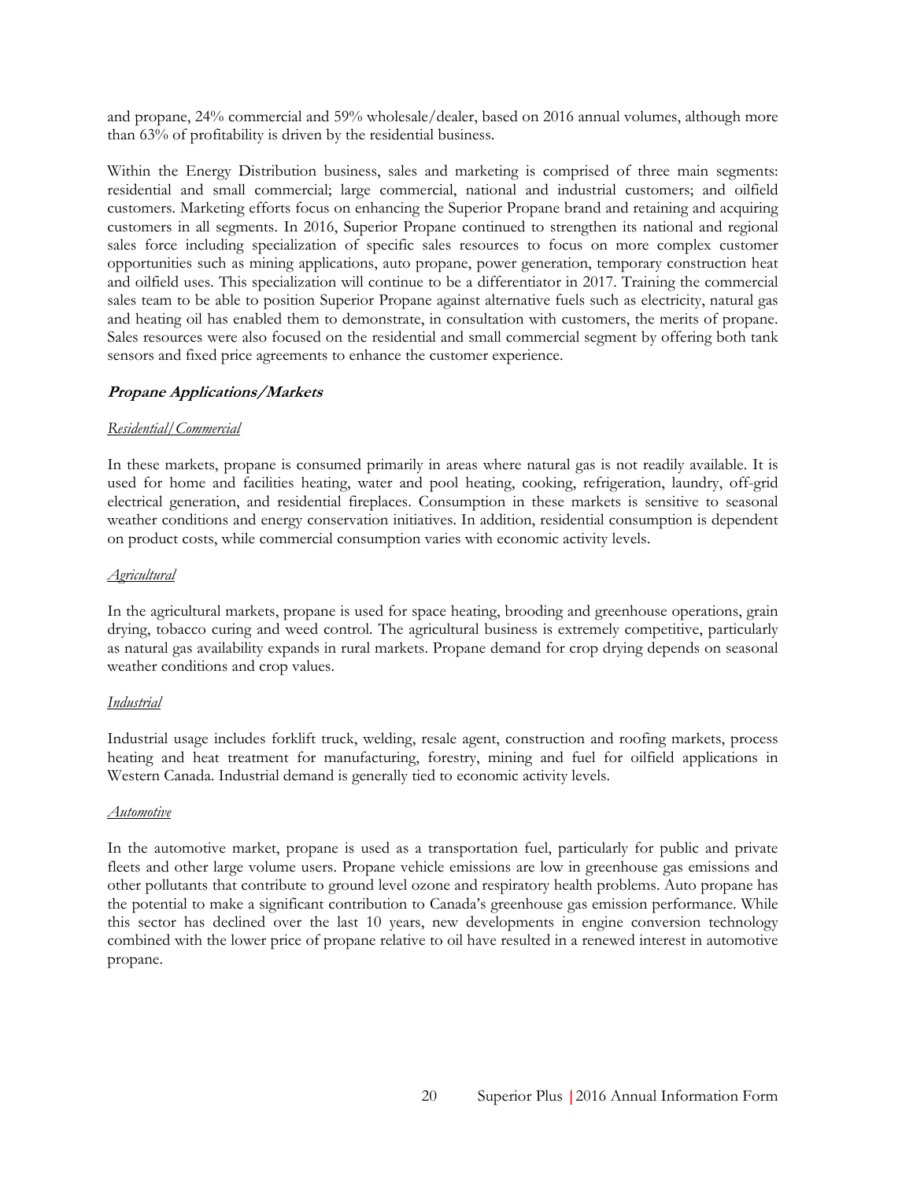and propane, 24% commercial and 59% wholesale/dealer, based on 2016 annual volumes, although more than 63% of profitability is driven by the residential business.

Within the Energy Distribution business, sales and marketing is comprised of three main segments: residential and small commercial; large commercial, national and industrial customers; and oilfield customers. Marketing efforts focus on enhancing the Superior Propane brand and retaining and acquiring customers in all segments. In 2016, Superior Propane continued to strengthen its national and regional sales force including specialization of specific sales resources to focus on more complex customer opportunities such as mining applications, auto propane, power generation, temporary construction heat and oilfield uses. This specialization will continue to be a differentiator in 2017. Training the commercial sales team to be able to position Superior Propane against alternative fuels such as electricity, natural gas and heating oil has enabled them to demonstrate, in consultation with customers, the merits of propane. Sales resources were also focused on the residential and small commercial segment by offering both tank sensors and fixed price agreements to enhance the customer experience.

### *Propane Applications/Markets*

*Residential/Commercial*

In these markets, propane is consumed primarily in areas where natural gas is not readily available. It is used for home and facilities heating, water and pool heating, cooking, refrigeration, laundry, off-grid electrical generation, and residential fireplaces. Consumption in these markets is sensitive to seasonal weather conditions and energy conservation initiatives. In addition, residential consumption is dependent on product costs, while commercial consumption varies with economic activity levels.

*Agricultural*

In the agricultural markets, propane is used for space heating, brooding and greenhouse operations, grain drying, tobacco curing and weed control. The agricultural business is extremely competitive, particularly as natural gas availability expands in rural markets. Propane demand for crop drying depends on seasonal weather conditions and crop values.

*Industrial*

Industrial usage includes forklift truck, welding, resale agent, construction and roofing markets, process heating and heat treatment for manufacturing, forestry, mining and fuel for oilfield applications in Western Canada. Industrial demand is generally tied to economic activity levels.

*Automotive*

In the automotive market, propane is used as a transportation fuel, particularly for public and private fleets and other large volume users. Propane vehicle emissions are low in greenhouse gas emissions and other pollutants that contribute to ground level ozone and respiratory health problems. Auto propane has the potential to make a significant contribution to Canada's greenhouse gas emission performance. While this sector has declined over the last 10 years, new developments in engine conversion technology combined with the lower price of propane relative to oil have resulted in a renewed interest in automotive propane.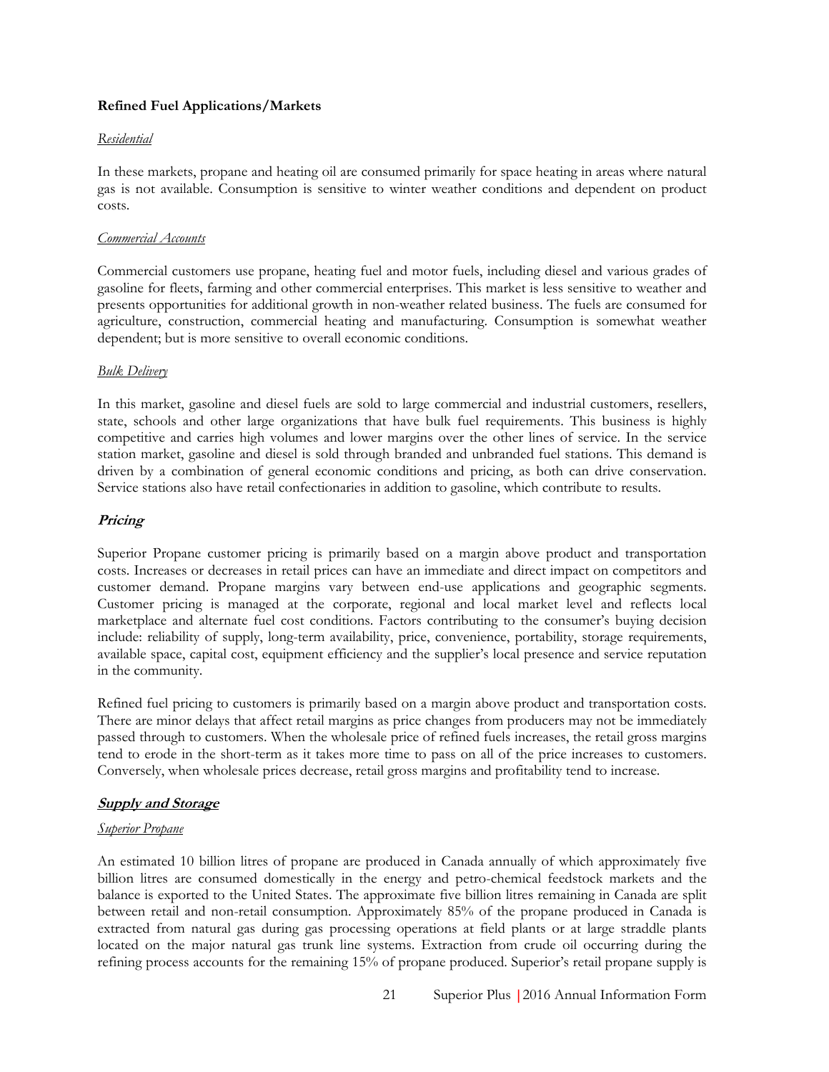**Refined Fuel Applications/Markets**

*Residential*

In these markets, propane and heating oil are consumed primarily for space heating in areas where natural gas is not available. Consumption is sensitive to winter weather conditions and dependent on product costs.

*Commercial Accounts*

Commercial customers use propane, heating fuel and motor fuels, including diesel and various grades of gasoline for fleets, farming and other commercial enterprises. This market is less sensitive to weather and presents opportunities for additional growth in non-weather related business. The fuels are consumed for agriculture, construction, commercial heating and manufacturing. Consumption is somewhat weather dependent; but is more sensitive to overall economic conditions.

*Bulk Delivery*

In this market, gasoline and diesel fuels are sold to large commercial and industrial customers, resellers, state, schools and other large organizations that have bulk fuel requirements. This business is highly competitive and carries high volumes and lower margins over the other lines of service. In the service station market, gasoline and diesel is sold through branded and unbranded fuel stations. This demand is driven by a combination of general economic conditions and pricing, as both can drive conservation. Service stations also have retail confectionaries in addition to gasoline, which contribute to results.

## *Pricing*

Superior Propane customer pricing is primarily based on a margin above product and transportation costs. Increases or decreases in retail prices can have an immediate and direct impact on competitors and customer demand. Propane margins vary between end-use applications and geographic segments. Customer pricing is managed at the corporate, regional and local market level and reflects local marketplace and alternate fuel cost conditions. Factors contributing to the consumer's buying decision include: reliability of supply, long-term availability, price, convenience, portability, storage requirements, available space, capital cost, equipment efficiency and the supplier's local presence and service reputation in the community.

Refined fuel pricing to customers is primarily based on a margin above product and transportation costs. There are minor delays that affect retail margins as price changes from producers may not be immediately passed through to customers. When the wholesale price of refined fuels increases, the retail gross margins tend to erode in the short-term as it takes more time to pass on all of the price increases to customers. Conversely, when wholesale prices decrease, retail gross margins and profitability tend to increase.

## *Supply and Storage*

*Superior Propane*

An estimated 10 billion litres of propane are produced in Canada annually of which approximately five billion litres are consumed domestically in the energy and petro-chemical feedstock markets and the balance is exported to the United States. The approximate five billion litres remaining in Canada are split between retail and non-retail consumption. Approximately 85% of the propane produced in Canada is extracted from natural gas during gas processing operations at field plants or at large straddle plants located on the major natural gas trunk line systems. Extraction from crude oil occurring during the refining process accounts for the remaining 15% of propane produced. Superior's retail propane supply is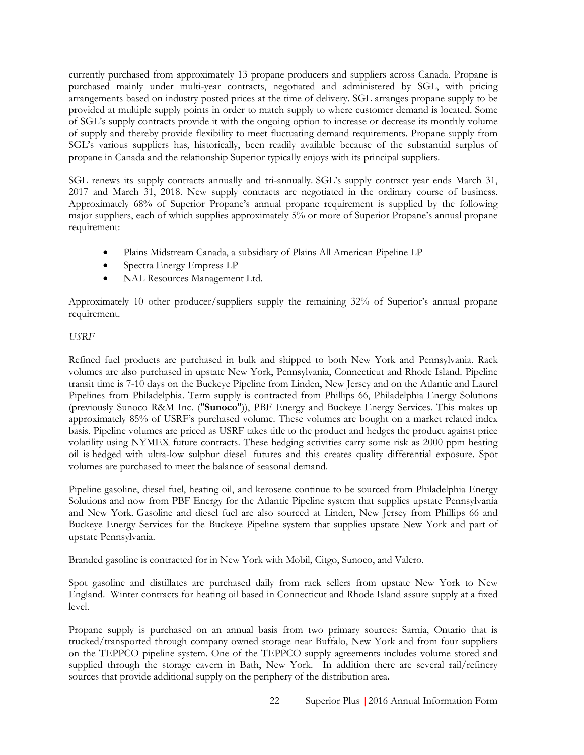currently purchased from approximately 13 propane producers and suppliers across Canada. Propane is purchased mainly under multi-year contracts, negotiated and administered by SGL, with pricing arrangements based on industry posted prices at the time of delivery. SGL arranges propane supply to be provided at multiple supply points in order to match supply to where customer demand is located. Some of SGL's supply contracts provide it with the ongoing option to increase or decrease its monthly volume of supply and thereby provide flexibility to meet fluctuating demand requirements. Propane supply from SGL's various suppliers has, historically, been readily available because of the substantial surplus of propane in Canada and the relationship Superior typically enjoys with its principal suppliers.

SGL renews its supply contracts annually and tri-annually. SGL's supply contract year ends March 31, 2017 and March 31, 2018. New supply contracts are negotiated in the ordinary course of business. Approximately 68% of Superior Propane's annual propane requirement is supplied by the following major suppliers, each of which supplies approximately 5% or more of Superior Propane's annual propane requirement:

- Plains Midstream Canada, a subsidiary of Plains All American Pipeline LP
- Spectra Energy Empress LP
- NAL Resources Management Ltd.

Approximately 10 other producer/suppliers supply the remaining 32% of Superior's annual propane requirement.

*USRF*

Refined fuel products are purchased in bulk and shipped to both New York and Pennsylvania. Rack volumes are also purchased in upstate New York, Pennsylvania, Connecticut and Rhode Island. Pipeline transit time is 7-10 days on the Buckeye Pipeline from Linden, New Jersey and on the Atlantic and Laurel Pipelines from Philadelphia. Term supply is contracted from Phillips 66, Philadelphia Energy Solutions (previously Sunoco R&M Inc. ("**Sunoco**")), PBF Energy and Buckeye Energy Services. This makes up approximately 85% of USRF's purchased volume. These volumes are bought on a market related index basis. Pipeline volumes are priced as USRF takes title to the product and hedges the product against price volatility using NYMEX future contracts. These hedging activities carry some risk as 2000 ppm heating oil is hedged with ultra-low sulphur diesel futures and this creates quality differential exposure. Spot volumes are purchased to meet the balance of seasonal demand.

Pipeline gasoline, diesel fuel, heating oil, and kerosene continue to be sourced from Philadelphia Energy Solutions and now from PBF Energy for the Atlantic Pipeline system that supplies upstate Pennsylvania and New York. Gasoline and diesel fuel are also sourced at Linden, New Jersey from Phillips 66 and Buckeye Energy Services for the Buckeye Pipeline system that supplies upstate New York and part of upstate Pennsylvania.

Branded gasoline is contracted for in New York with Mobil, Citgo, Sunoco, and Valero.

Spot gasoline and distillates are purchased daily from rack sellers from upstate New York to New England. Winter contracts for heating oil based in Connecticut and Rhode Island assure supply at a fixed level.

Propane supply is purchased on an annual basis from two primary sources: Sarnia, Ontario that is trucked/transported through company owned storage near Buffalo, New York and from four suppliers on the TEPPCO pipeline system. One of the TEPPCO supply agreements includes volume stored and supplied through the storage cavern in Bath, New York. In addition there are several rail/refinery sources that provide additional supply on the periphery of the distribution area.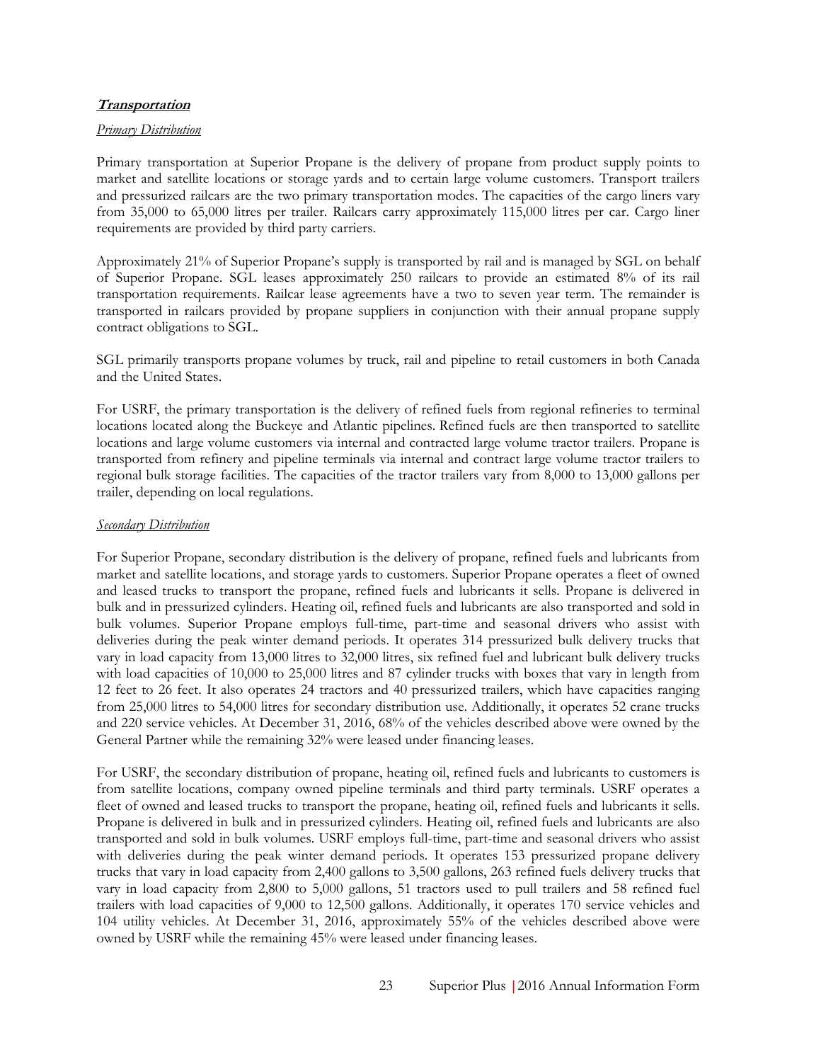## ***Transportation***

*Primary Distribution*

Primary transportation at Superior Propane is the delivery of propane from product supply points to market and satellite locations or storage yards and to certain large volume customers. Transport trailers and pressurized railcars are the two primary transportation modes. The capacities of the cargo liners vary from 35,000 to 65,000 litres per trailer. Railcars carry approximately 115,000 litres per car. Cargo liner requirements are provided by third party carriers.

Approximately 21% of Superior Propane's supply is transported by rail and is managed by SGL on behalf of Superior Propane. SGL leases approximately 250 railcars to provide an estimated 8% of its rail transportation requirements. Railcar lease agreements have a two to seven year term. The remainder is transported in railcars provided by propane suppliers in conjunction with their annual propane supply contract obligations to SGL.

SGL primarily transports propane volumes by truck, rail and pipeline to retail customers in both Canada and the United States.

For USRF, the primary transportation is the delivery of refined fuels from regional refineries to terminal locations located along the Buckeye and Atlantic pipelines. Refined fuels are then transported to satellite locations and large volume customers via internal and contracted large volume tractor trailers. Propane is transported from refinery and pipeline terminals via internal and contract large volume tractor trailers to regional bulk storage facilities. The capacities of the tractor trailers vary from 8,000 to 13,000 gallons per trailer, depending on local regulations.

*Secondary Distribution*

For Superior Propane, secondary distribution is the delivery of propane, refined fuels and lubricants from market and satellite locations, and storage yards to customers. Superior Propane operates a fleet of owned and leased trucks to transport the propane, refined fuels and lubricants it sells. Propane is delivered in bulk and in pressurized cylinders. Heating oil, refined fuels and lubricants are also transported and sold in bulk volumes. Superior Propane employs full-time, part-time and seasonal drivers who assist with deliveries during the peak winter demand periods. It operates 314 pressurized bulk delivery trucks that vary in load capacity from 13,000 litres to 32,000 litres, six refined fuel and lubricant bulk delivery trucks with load capacities of 10,000 to 25,000 litres and 87 cylinder trucks with boxes that vary in length from 12 feet to 26 feet. It also operates 24 tractors and 40 pressurized trailers, which have capacities ranging from 25,000 litres to 54,000 litres for secondary distribution use. Additionally, it operates 52 crane trucks and 220 service vehicles. At December 31, 2016, 68% of the vehicles described above were owned by the General Partner while the remaining 32% were leased under financing leases.

For USRF, the secondary distribution of propane, heating oil, refined fuels and lubricants to customers is from satellite locations, company owned pipeline terminals and third party terminals. USRF operates a fleet of owned and leased trucks to transport the propane, heating oil, refined fuels and lubricants it sells. Propane is delivered in bulk and in pressurized cylinders. Heating oil, refined fuels and lubricants are also transported and sold in bulk volumes. USRF employs full-time, part-time and seasonal drivers who assist with deliveries during the peak winter demand periods. It operates 153 pressurized propane delivery trucks that vary in load capacity from 2,400 gallons to 3,500 gallons, 263 refined fuels delivery trucks that vary in load capacity from 2,800 to 5,000 gallons, 51 tractors used to pull trailers and 58 refined fuel trailers with load capacities of 9,000 to 12,500 gallons. Additionally, it operates 170 service vehicles and 104 utility vehicles. At December 31, 2016, approximately 55% of the vehicles described above were owned by USRF while the remaining 45% were leased under financing leases.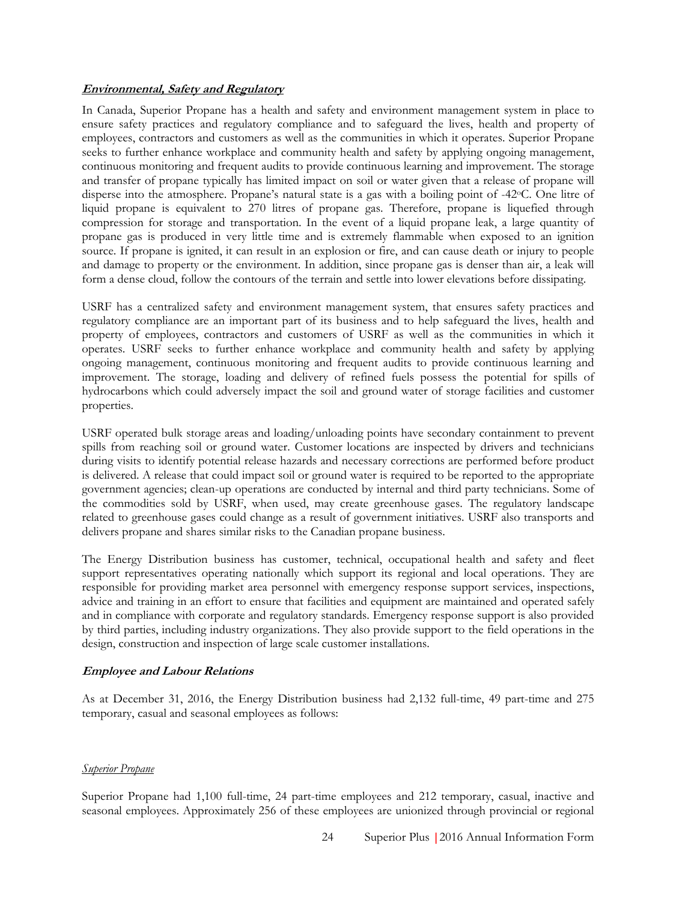***Environmental, Safety and Regulatory***

In Canada, Superior Propane has a health and safety and environment management system in place to ensure safety practices and regulatory compliance and to safeguard the lives, health and property of employees, contractors and customers as well as the communities in which it operates. Superior Propane seeks to further enhance workplace and community health and safety by applying ongoing management, continuous monitoring and frequent audits to provide continuous learning and improvement. The storage and transfer of propane typically has limited impact on soil or water given that a release of propane will disperse into the atmosphere. Propane's natural state is a gas with a boiling point of -42°C. One litre of liquid propane is equivalent to 270 litres of propane gas. Therefore, propane is liquefied through compression for storage and transportation. In the event of a liquid propane leak, a large quantity of propane gas is produced in very little time and is extremely flammable when exposed to an ignition source. If propane is ignited, it can result in an explosion or fire, and can cause death or injury to people and damage to property or the environment. In addition, since propane gas is denser than air, a leak will form a dense cloud, follow the contours of the terrain and settle into lower elevations before dissipating.

USRF has a centralized safety and environment management system, that ensures safety practices and regulatory compliance are an important part of its business and to help safeguard the lives, health and property of employees, contractors and customers of USRF as well as the communities in which it operates. USRF seeks to further enhance workplace and community health and safety by applying ongoing management, continuous monitoring and frequent audits to provide continuous learning and improvement. The storage, loading and delivery of refined fuels possess the potential for spills of hydrocarbons which could adversely impact the soil and ground water of storage facilities and customer properties.

USRF operated bulk storage areas and loading/unloading points have secondary containment to prevent spills from reaching soil or ground water. Customer locations are inspected by drivers and technicians during visits to identify potential release hazards and necessary corrections are performed before product is delivered. A release that could impact soil or ground water is required to be reported to the appropriate government agencies; clean-up operations are conducted by internal and third party technicians. Some of the commodities sold by USRF, when used, may create greenhouse gases. The regulatory landscape related to greenhouse gases could change as a result of government initiatives. USRF also transports and delivers propane and shares similar risks to the Canadian propane business.

The Energy Distribution business has customer, technical, occupational health and safety and fleet support representatives operating nationally which support its regional and local operations. They are responsible for providing market area personnel with emergency response support services, inspections, advice and training in an effort to ensure that facilities and equipment are maintained and operated safely and in compliance with corporate and regulatory standards. Emergency response support is also provided by third parties, including industry organizations. They also provide support to the field operations in the design, construction and inspection of large scale customer installations.

***Employee and Labour Relations***

As at December 31, 2016, the Energy Distribution business had 2,132 full-time, 49 part-time and 275 temporary, casual and seasonal employees as follows:

*Superior Propane*

Superior Propane had 1,100 full-time, 24 part-time employees and 212 temporary, casual, inactive and seasonal employees. Approximately 256 of these employees are unionized through provincial or regional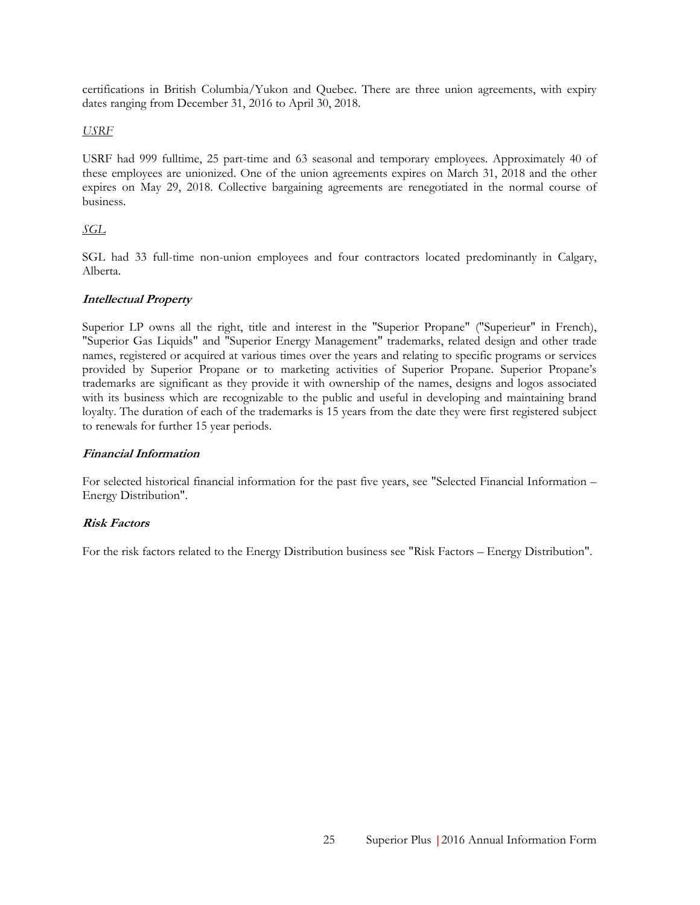certifications in British Columbia/Yukon and Quebec. There are three union agreements, with expiry dates ranging from December 31, 2016 to April 30, 2018.

*USRF*

USRF had 999 fulltime, 25 part-time and 63 seasonal and temporary employees. Approximately 40 of these employees are unionized. One of the union agreements expires on March 31, 2018 and the other expires on May 29, 2018. Collective bargaining agreements are renegotiated in the normal course of business.

*SGL*

SGL had 33 full-time non-union employees and four contractors located predominantly in Calgary, Alberta.

### *Intellectual Property*

Superior LP owns all the right, title and interest in the "Superior Propane" ("Superieur" in French), "Superior Gas Liquids" and "Superior Energy Management" trademarks, related design and other trade names, registered or acquired at various times over the years and relating to specific programs or services provided by Superior Propane or to marketing activities of Superior Propane. Superior Propane's trademarks are significant as they provide it with ownership of the names, designs and logos associated with its business which are recognizable to the public and useful in developing and maintaining brand loyalty. The duration of each of the trademarks is 15 years from the date they were first registered subject to renewals for further 15 year periods.

### *Financial Information*

For selected historical financial information for the past five years, see "Selected Financial Information – Energy Distribution".

### *Risk Factors*

For the risk factors related to the Energy Distribution business see "Risk Factors – Energy Distribution".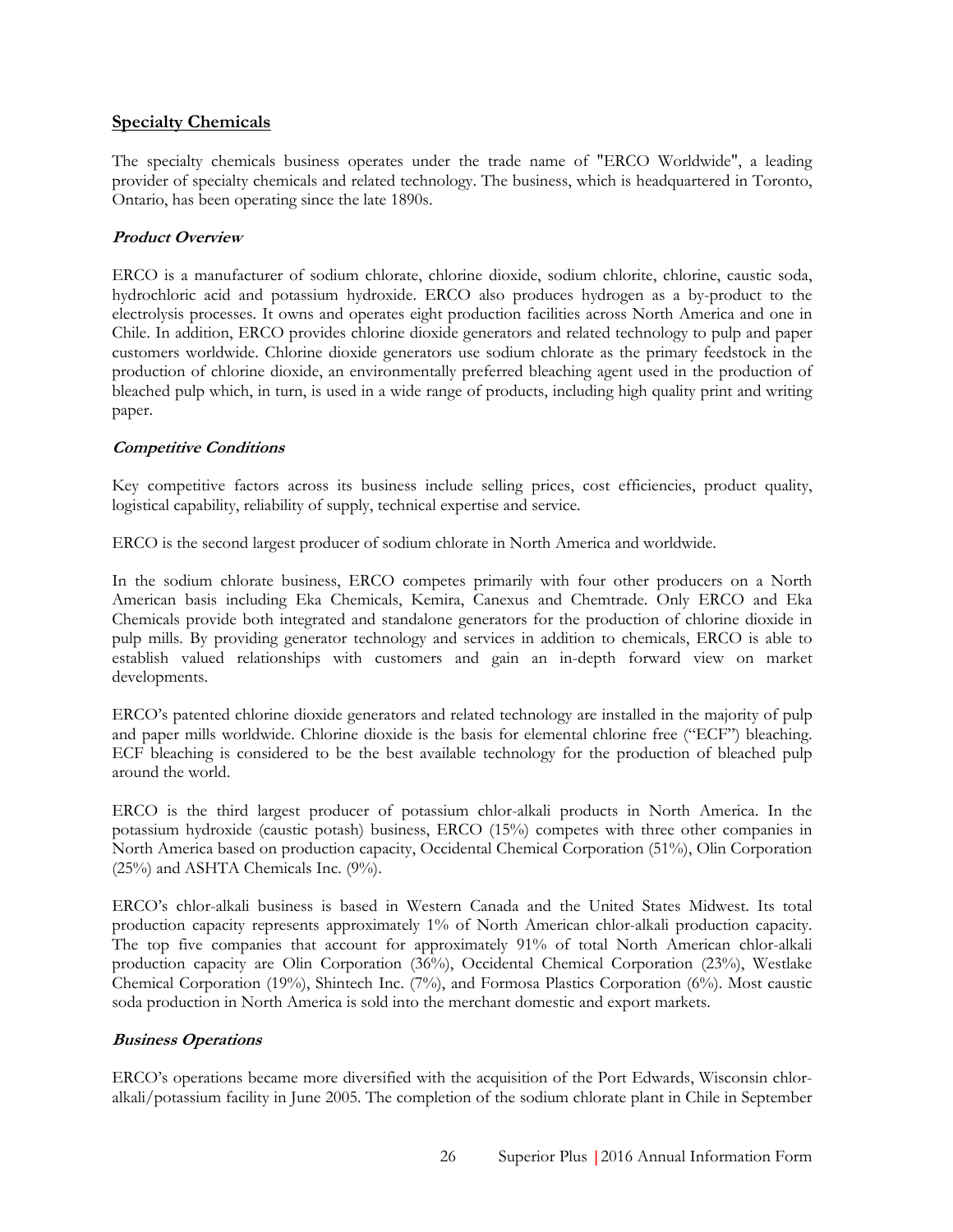## Specialty Chemicals

The specialty chemicals business operates under the trade name of "ERCO Worldwide", a leading provider of specialty chemicals and related technology. The business, which is headquartered in Toronto, Ontario, has been operating since the late 1890s.

### *Product Overview*

ERCO is a manufacturer of sodium chlorate, chlorine dioxide, sodium chlorite, chlorine, caustic soda, hydrochloric acid and potassium hydroxide. ERCO also produces hydrogen as a by-product to the electrolysis processes. It owns and operates eight production facilities across North America and one in Chile. In addition, ERCO provides chlorine dioxide generators and related technology to pulp and paper customers worldwide. Chlorine dioxide generators use sodium chlorate as the primary feedstock in the production of chlorine dioxide, an environmentally preferred bleaching agent used in the production of bleached pulp which, in turn, is used in a wide range of products, including high quality print and writing paper.

### *Competitive Conditions*

Key competitive factors across its business include selling prices, cost efficiencies, product quality, logistical capability, reliability of supply, technical expertise and service.

ERCO is the second largest producer of sodium chlorate in North America and worldwide.

In the sodium chlorate business, ERCO competes primarily with four other producers on a North American basis including Eka Chemicals, Kemira, Canexus and Chemtrade. Only ERCO and Eka Chemicals provide both integrated and standalone generators for the production of chlorine dioxide in pulp mills. By providing generator technology and services in addition to chemicals, ERCO is able to establish valued relationships with customers and gain an in-depth forward view on market developments.

ERCO's patented chlorine dioxide generators and related technology are installed in the majority of pulp and paper mills worldwide. Chlorine dioxide is the basis for elemental chlorine free ("ECF") bleaching. ECF bleaching is considered to be the best available technology for the production of bleached pulp around the world.

ERCO is the third largest producer of potassium chlor-alkali products in North America. In the potassium hydroxide (caustic potash) business, ERCO (15%) competes with three other companies in North America based on production capacity, Occidental Chemical Corporation (51%), Olin Corporation (25%) and ASHTA Chemicals Inc. (9%).

ERCO's chlor-alkali business is based in Western Canada and the United States Midwest. Its total production capacity represents approximately 1% of North American chlor-alkali production capacity. The top five companies that account for approximately 91% of total North American chlor-alkali production capacity are Olin Corporation (36%), Occidental Chemical Corporation (23%), Westlake Chemical Corporation (19%), Shintech Inc. (7%), and Formosa Plastics Corporation (6%). Most caustic soda production in North America is sold into the merchant domestic and export markets.

### *Business Operations*

ERCO's operations became more diversified with the acquisition of the Port Edwards, Wisconsin chlor-alkali/potassium facility in June 2005. The completion of the sodium chlorate plant in Chile in September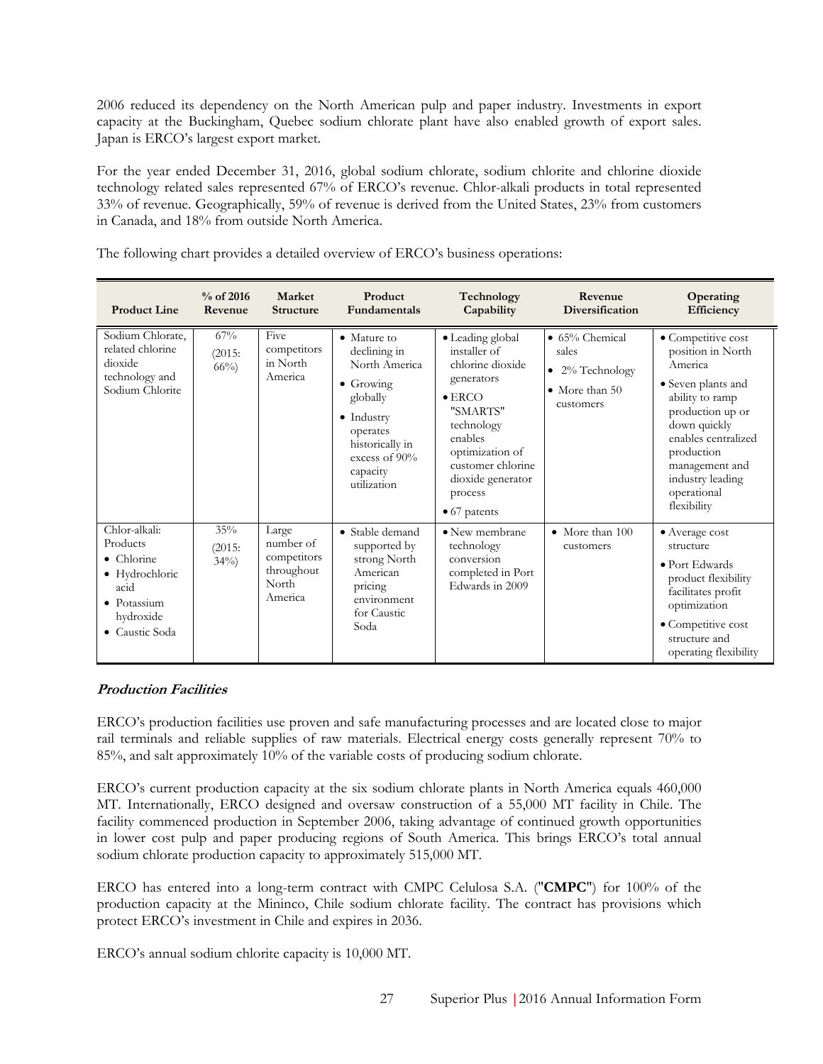2006 reduced its dependency on the North American pulp and paper industry. Investments in export capacity at the Buckingham, Quebec sodium chlorate plant have also enabled growth of export sales. Japan is ERCO's largest export market.

For the year ended December 31, 2016, global sodium chlorate, sodium chlorite and chlorine dioxide technology related sales represented 67% of ERCO's revenue. Chlor-alkali products in total represented 33% of revenue. Geographically, 59% of revenue is derived from the United States, 23% from customers in Canada, and 18% from outside North America.

The following chart provides a detailed overview of ERCO's business operations:

| Product Line | % of 2016 Revenue | Market Structure | Product Fundamentals | Technology Capability | Revenue Diversification | Operating Efficiency |
|---|---|---|---|---|---|---|
| Sodium Chlorate, related chlorine dioxide technology and Sodium Chlorite | 67% (2015: 66%) | Five competitors in North America | • Mature to declining in North America<br>• Growing globally<br>• Industry operates historically in excess of 90% capacity utilization | • Leading global installer of chlorine dioxide generators<br>• ERCO "SMARTS" technology enables optimization of customer chlorine dioxide generator process<br>• 67 patents | • 65% Chemical sales<br>• 2% Technology<br>• More than 50 customers | • Competitive cost position in North America<br>• Seven plants and ability to ramp production up or down quickly enables centralized production management and industry leading operational flexibility |
| Chlor-alkali: Products<br>• Chlorine<br>• Hydrochloric acid<br>• Potassium hydroxide<br>• Caustic Soda | 35% (2015: 34%) | Large number of competitors throughout North America | • Stable demand supported by strong North American pricing environment for Caustic Soda | • New membrane technology conversion completed in Port Edwards in 2009 | • More than 100 customers | • Average cost structure<br>• Port Edwards product flexibility facilitates profit optimization<br>• Competitive cost structure and operating flexibility |

***Production Facilities***

ERCO's production facilities use proven and safe manufacturing processes and are located close to major rail terminals and reliable supplies of raw materials. Electrical energy costs generally represent 70% to 85%, and salt approximately 10% of the variable costs of producing sodium chlorate.

ERCO's current production capacity at the six sodium chlorate plants in North America equals 460,000 MT. Internationally, ERCO designed and oversaw construction of a 55,000 MT facility in Chile. The facility commenced production in September 2006, taking advantage of continued growth opportunities in lower cost pulp and paper producing regions of South America. This brings ERCO's total annual sodium chlorate production capacity to approximately 515,000 MT.

ERCO has entered into a long-term contract with CMPC Celulosa S.A. ("**CMPC**") for 100% of the production capacity at the Mininco, Chile sodium chlorate facility. The contract has provisions which protect ERCO's investment in Chile and expires in 2036.

ERCO's annual sodium chlorite capacity is 10,000 MT.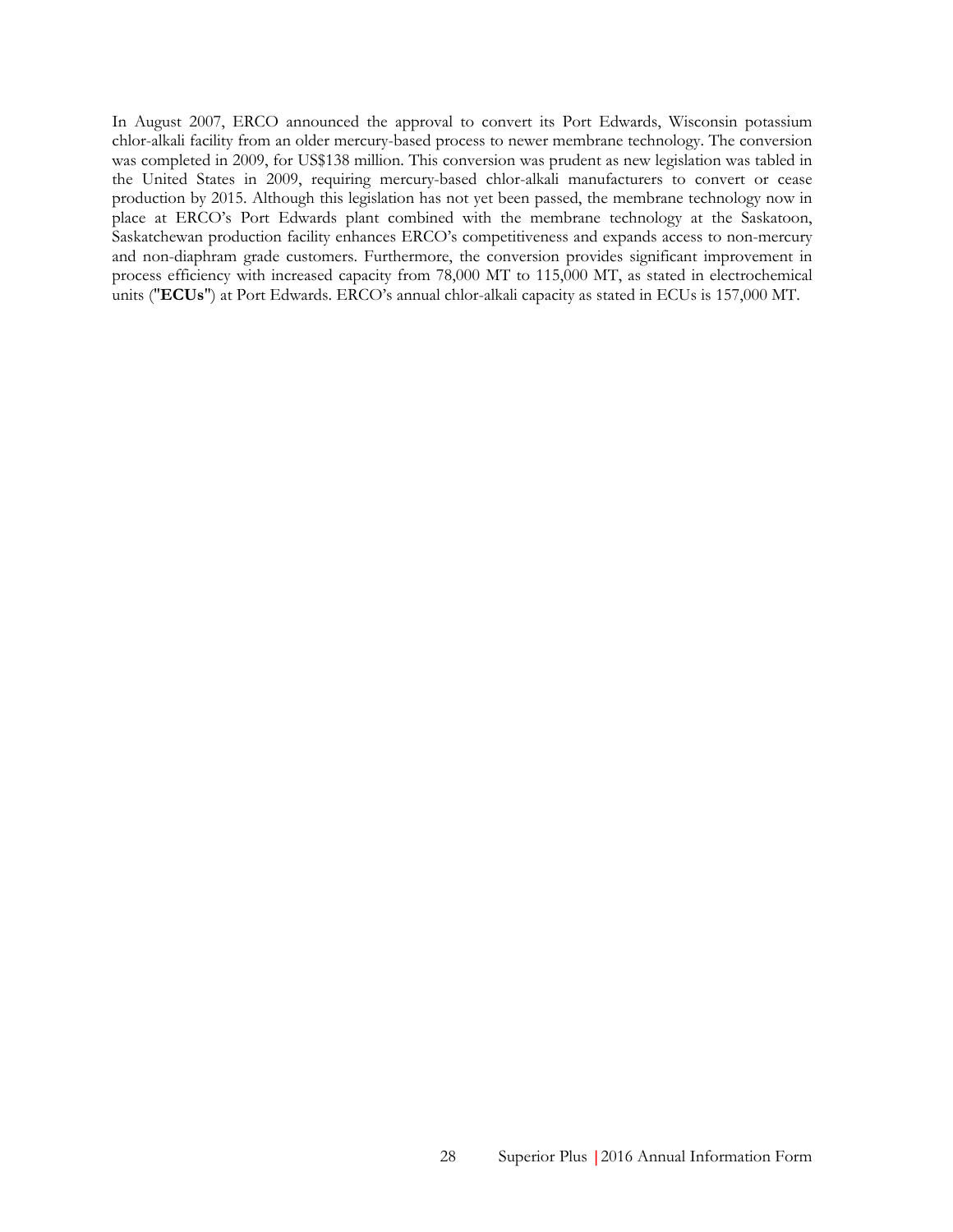In August 2007, ERCO announced the approval to convert its Port Edwards, Wisconsin potassium chlor-alkali facility from an older mercury-based process to newer membrane technology. The conversion was completed in 2009, for US$138 million. This conversion was prudent as new legislation was tabled in the United States in 2009, requiring mercury-based chlor-alkali manufacturers to convert or cease production by 2015. Although this legislation has not yet been passed, the membrane technology now in place at ERCO's Port Edwards plant combined with the membrane technology at the Saskatoon, Saskatchewan production facility enhances ERCO's competitiveness and expands access to non-mercury and non-diaphram grade customers. Furthermore, the conversion provides significant improvement in process efficiency with increased capacity from 78,000 MT to 115,000 MT, as stated in electrochemical units ("**ECUs**") at Port Edwards. ERCO's annual chlor-alkali capacity as stated in ECUs is 157,000 MT.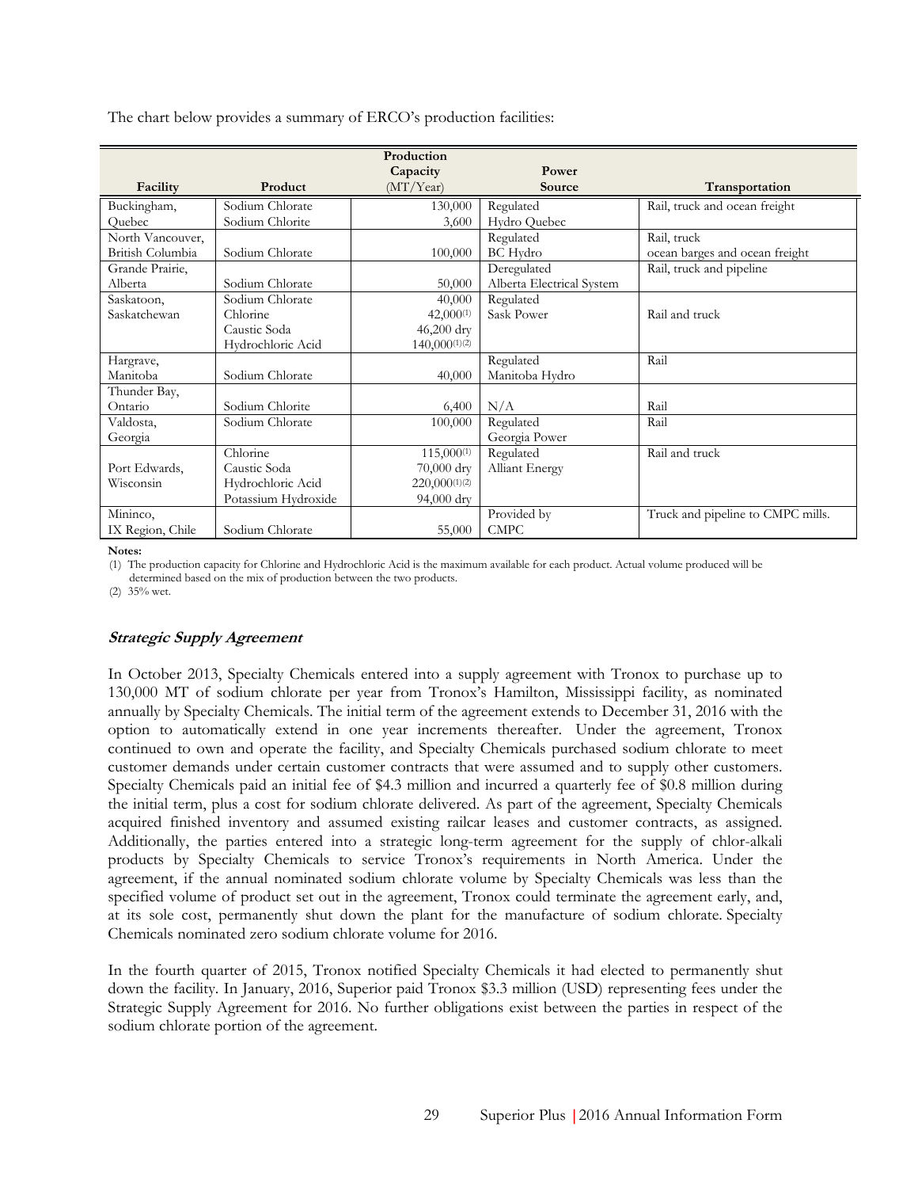The chart below provides a summary of ERCO's production facilities:

| Facility | Product | Production Capacity (MT/Year) | Power Source | Transportation |
|---|---|---|---|---|
| Buckingham, Quebec | Sodium Chlorate<br>Sodium Chlorite | 130,000<br>3,600 | Regulated<br>Hydro Quebec | Rail, truck and ocean freight |
| North Vancouver, British Columbia | Sodium Chlorate | 100,000 | Regulated<br>BC Hydro | Rail, truck<br>ocean barges and ocean freight |
| Grande Prairie, Alberta | Sodium Chlorate | 50,000 | Deregulated<br>Alberta Electrical System | Rail, truck and pipeline |
| Saskatoon, Saskatchewan | Sodium Chlorate<br>Chlorine<br>Caustic Soda<br>Hydrochloric Acid | 40,000<br>42,000(1)<br>46,200 dry<br>140,000(1)(2) | Regulated<br>Sask Power | Rail and truck |
| Hargrave, Manitoba | Sodium Chlorate | 40,000 | Regulated<br>Manitoba Hydro | Rail |
| Thunder Bay, Ontario | Sodium Chlorite | 6,400 | N/A | Rail |
| Valdosta, Georgia | Sodium Chlorate | 100,000 | Regulated<br>Georgia Power | Rail |
| Port Edwards, Wisconsin | Chlorine<br>Caustic Soda<br>Hydrochloric Acid<br>Potassium Hydroxide | 115,000(1)<br>70,000 dry<br>220,000(1)(2)<br>94,000 dry | Regulated<br>Alliant Energy | Rail and truck |
| Mininco, IX Region, Chile | Sodium Chlorate | 55,000 | Provided by<br>CMPC | Truck and pipeline to CMPC mills. |

**Notes:**

(1) The production capacity for Chlorine and Hydrochloric Acid is the maximum available for each product. Actual volume produced will be determined based on the mix of production between the two products.

(2) 35% wet.

### ***Strategic Supply Agreement***

In October 2013, Specialty Chemicals entered into a supply agreement with Tronox to purchase up to 130,000 MT of sodium chlorate per year from Tronox's Hamilton, Mississippi facility, as nominated annually by Specialty Chemicals. The initial term of the agreement extends to December 31, 2016 with the option to automatically extend in one year increments thereafter. Under the agreement, Tronox continued to own and operate the facility, and Specialty Chemicals purchased sodium chlorate to meet customer demands under certain customer contracts that were assumed and to supply other customers. Specialty Chemicals paid an initial fee of $4.3 million and incurred a quarterly fee of $0.8 million during the initial term, plus a cost for sodium chlorate delivered. As part of the agreement, Specialty Chemicals acquired finished inventory and assumed existing railcar leases and customer contracts, as assigned. Additionally, the parties entered into a strategic long-term agreement for the supply of chlor-alkali products by Specialty Chemicals to service Tronox's requirements in North America. Under the agreement, if the annual nominated sodium chlorate volume by Specialty Chemicals was less than the specified volume of product set out in the agreement, Tronox could terminate the agreement early, and, at its sole cost, permanently shut down the plant for the manufacture of sodium chlorate. Specialty Chemicals nominated zero sodium chlorate volume for 2016.

In the fourth quarter of 2015, Tronox notified Specialty Chemicals it had elected to permanently shut down the facility. In January, 2016, Superior paid Tronox $3.3 million (USD) representing fees under the Strategic Supply Agreement for 2016. No further obligations exist between the parties in respect of the sodium chlorate portion of the agreement.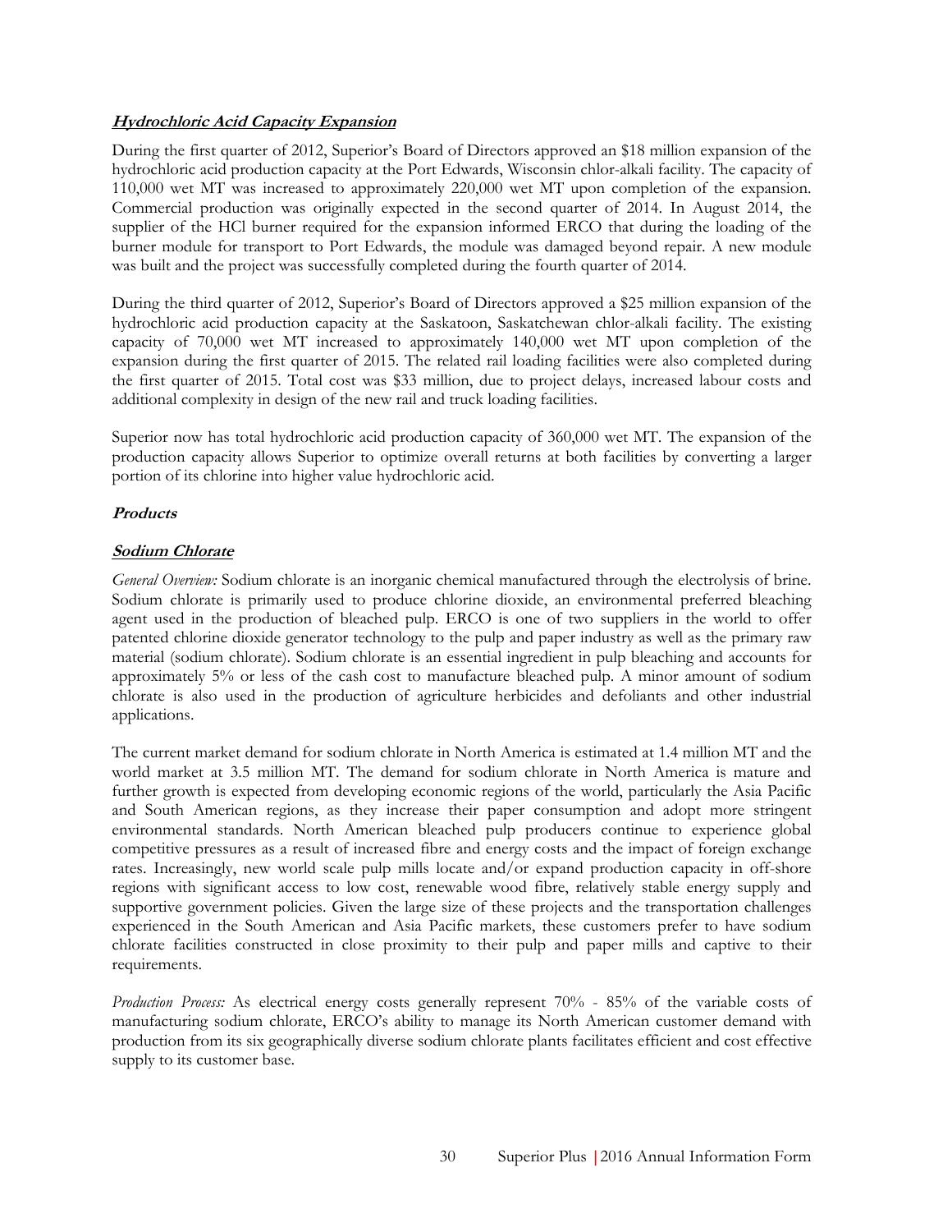***Hydrochloric Acid Capacity Expansion***

During the first quarter of 2012, Superior's Board of Directors approved an $18 million expansion of the hydrochloric acid production capacity at the Port Edwards, Wisconsin chlor-alkali facility. The capacity of 110,000 wet MT was increased to approximately 220,000 wet MT upon completion of the expansion. Commercial production was originally expected in the second quarter of 2014. In August 2014, the supplier of the HCl burner required for the expansion informed ERCO that during the loading of the burner module for transport to Port Edwards, the module was damaged beyond repair. A new module was built and the project was successfully completed during the fourth quarter of 2014.

During the third quarter of 2012, Superior's Board of Directors approved a $25 million expansion of the hydrochloric acid production capacity at the Saskatoon, Saskatchewan chlor-alkali facility. The existing capacity of 70,000 wet MT increased to approximately 140,000 wet MT upon completion of the expansion during the first quarter of 2015. The related rail loading facilities were also completed during the first quarter of 2015. Total cost was $33 million, due to project delays, increased labour costs and additional complexity in design of the new rail and truck loading facilities.

Superior now has total hydrochloric acid production capacity of 360,000 wet MT. The expansion of the production capacity allows Superior to optimize overall returns at both facilities by converting a larger portion of its chlorine into higher value hydrochloric acid.

***Products***

***Sodium Chlorate***

*General Overview:* Sodium chlorate is an inorganic chemical manufactured through the electrolysis of brine. Sodium chlorate is primarily used to produce chlorine dioxide, an environmental preferred bleaching agent used in the production of bleached pulp. ERCO is one of two suppliers in the world to offer patented chlorine dioxide generator technology to the pulp and paper industry as well as the primary raw material (sodium chlorate). Sodium chlorate is an essential ingredient in pulp bleaching and accounts for approximately 5% or less of the cash cost to manufacture bleached pulp. A minor amount of sodium chlorate is also used in the production of agriculture herbicides and defoliants and other industrial applications.

The current market demand for sodium chlorate in North America is estimated at 1.4 million MT and the world market at 3.5 million MT. The demand for sodium chlorate in North America is mature and further growth is expected from developing economic regions of the world, particularly the Asia Pacific and South American regions, as they increase their paper consumption and adopt more stringent environmental standards. North American bleached pulp producers continue to experience global competitive pressures as a result of increased fibre and energy costs and the impact of foreign exchange rates. Increasingly, new world scale pulp mills locate and/or expand production capacity in off-shore regions with significant access to low cost, renewable wood fibre, relatively stable energy supply and supportive government policies. Given the large size of these projects and the transportation challenges experienced in the South American and Asia Pacific markets, these customers prefer to have sodium chlorate facilities constructed in close proximity to their pulp and paper mills and captive to their requirements.

*Production Process:* As electrical energy costs generally represent 70% - 85% of the variable costs of manufacturing sodium chlorate, ERCO's ability to manage its North American customer demand with production from its six geographically diverse sodium chlorate plants facilitates efficient and cost effective supply to its customer base.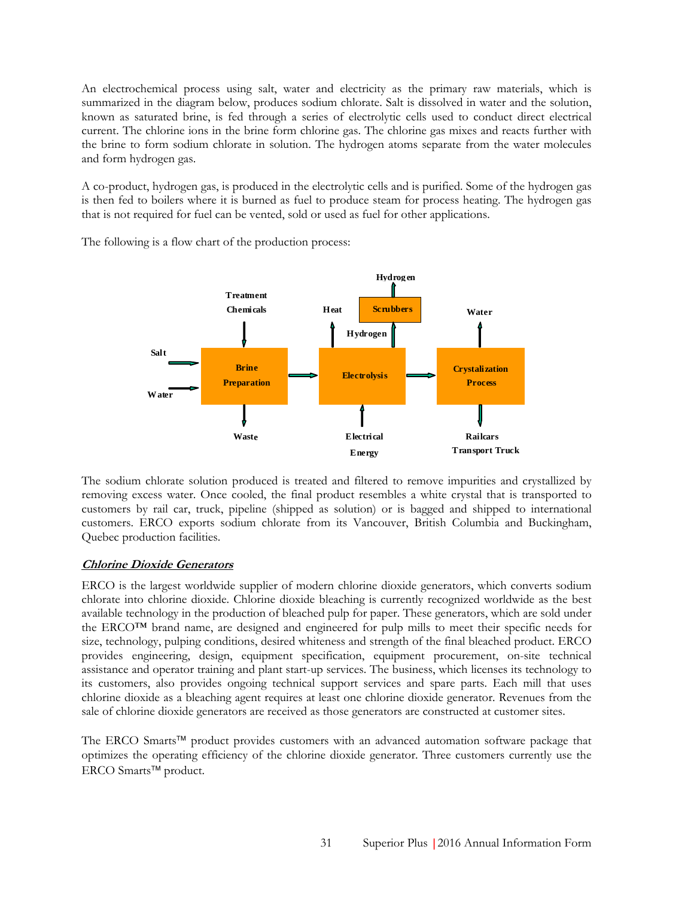An electrochemical process using salt, water and electricity as the primary raw materials, which is summarized in the diagram below, produces sodium chlorate. Salt is dissolved in water and the solution, known as saturated brine, is fed through a series of electrolytic cells used to conduct direct electrical current. The chlorine ions in the brine form chlorine gas. The chlorine gas mixes and reacts further with the brine to form sodium chlorate in solution. The hydrogen atoms separate from the water molecules and form hydrogen gas.

A co-product, hydrogen gas, is produced in the electrolytic cells and is purified. Some of the hydrogen gas is then fed to boilers where it is burned as fuel to produce steam for process heating. The hydrogen gas that is not required for fuel can be vented, sold or used as fuel for other applications.

The following is a flow chart of the production process:

Salt, Water, Treatment Chemicals → Brine Preparation → Waste

Brine Preparation → Electrolysis (Electrical Energy in; Heat out; Hydrogen → Scrubbers → Hydrogen)

Electrolysis → Crystalization Process → Water; Railcars, Transport Truck

The sodium chlorate solution produced is treated and filtered to remove impurities and crystallized by removing excess water. Once cooled, the final product resembles a white crystal that is transported to customers by rail car, truck, pipeline (shipped as solution) or is bagged and shipped to international customers. ERCO exports sodium chlorate from its Vancouver, British Columbia and Buckingham, Quebec production facilities.

***Chlorine Dioxide Generators***

ERCO is the largest worldwide supplier of modern chlorine dioxide generators, which converts sodium chlorate into chlorine dioxide. Chlorine dioxide bleaching is currently recognized worldwide as the best available technology in the production of bleached pulp for paper. These generators, which are sold under the ERCO™ brand name, are designed and engineered for pulp mills to meet their specific needs for size, technology, pulping conditions, desired whiteness and strength of the final bleached product. ERCO provides engineering, design, equipment specification, equipment procurement, on-site technical assistance and operator training and plant start-up services. The business, which licenses its technology to its customers, also provides ongoing technical support services and spare parts. Each mill that uses chlorine dioxide as a bleaching agent requires at least one chlorine dioxide generator. Revenues from the sale of chlorine dioxide generators are received as those generators are constructed at customer sites.

The ERCO Smarts™ product provides customers with an advanced automation software package that optimizes the operating efficiency of the chlorine dioxide generator. Three customers currently use the ERCO Smarts™ product.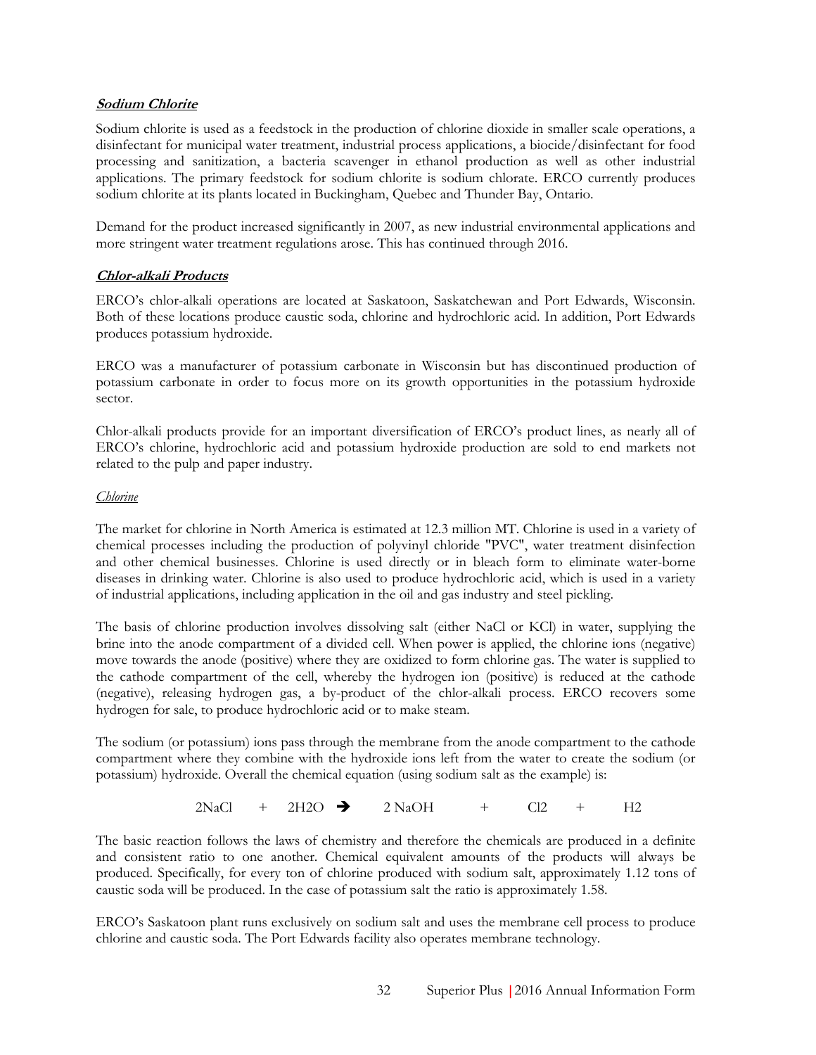***Sodium Chlorite***

Sodium chlorite is used as a feedstock in the production of chlorine dioxide in smaller scale operations, a disinfectant for municipal water treatment, industrial process applications, a biocide/disinfectant for food processing and sanitization, a bacteria scavenger in ethanol production as well as other industrial applications. The primary feedstock for sodium chlorite is sodium chlorate. ERCO currently produces sodium chlorite at its plants located in Buckingham, Quebec and Thunder Bay, Ontario.

Demand for the product increased significantly in 2007, as new industrial environmental applications and more stringent water treatment regulations arose. This has continued through 2016.

***Chlor-alkali Products***

ERCO's chlor-alkali operations are located at Saskatoon, Saskatchewan and Port Edwards, Wisconsin. Both of these locations produce caustic soda, chlorine and hydrochloric acid. In addition, Port Edwards produces potassium hydroxide.

ERCO was a manufacturer of potassium carbonate in Wisconsin but has discontinued production of potassium carbonate in order to focus more on its growth opportunities in the potassium hydroxide sector.

Chlor-alkali products provide for an important diversification of ERCO's product lines, as nearly all of ERCO's chlorine, hydrochloric acid and potassium hydroxide production are sold to end markets not related to the pulp and paper industry.

*Chlorine*

The market for chlorine in North America is estimated at 12.3 million MT. Chlorine is used in a variety of chemical processes including the production of polyvinyl chloride "PVC", water treatment disinfection and other chemical businesses. Chlorine is used directly or in bleach form to eliminate water-borne diseases in drinking water. Chlorine is also used to produce hydrochloric acid, which is used in a variety of industrial applications, including application in the oil and gas industry and steel pickling.

The basis of chlorine production involves dissolving salt (either NaCl or KCl) in water, supplying the brine into the anode compartment of a divided cell. When power is applied, the chlorine ions (negative) move towards the anode (positive) where they are oxidized to form chlorine gas. The water is supplied to the cathode compartment of the cell, whereby the hydrogen ion (positive) is reduced at the cathode (negative), releasing hydrogen gas, a by-product of the chlor-alkali process. ERCO recovers some hydrogen for sale, to produce hydrochloric acid or to make steam.

The sodium (or potassium) ions pass through the membrane from the anode compartment to the cathode compartment where they combine with the hydroxide ions left from the water to create the sodium (or potassium) hydroxide. Overall the chemical equation (using sodium salt as the example) is:

$$2NaCl + 2H_2O \rightarrow 2\,NaOH + Cl_2 + H_2$$

The basic reaction follows the laws of chemistry and therefore the chemicals are produced in a definite and consistent ratio to one another. Chemical equivalent amounts of the products will always be produced. Specifically, for every ton of chlorine produced with sodium salt, approximately 1.12 tons of caustic soda will be produced. In the case of potassium salt the ratio is approximately 1.58.

ERCO's Saskatoon plant runs exclusively on sodium salt and uses the membrane cell process to produce chlorine and caustic soda. The Port Edwards facility also operates membrane technology.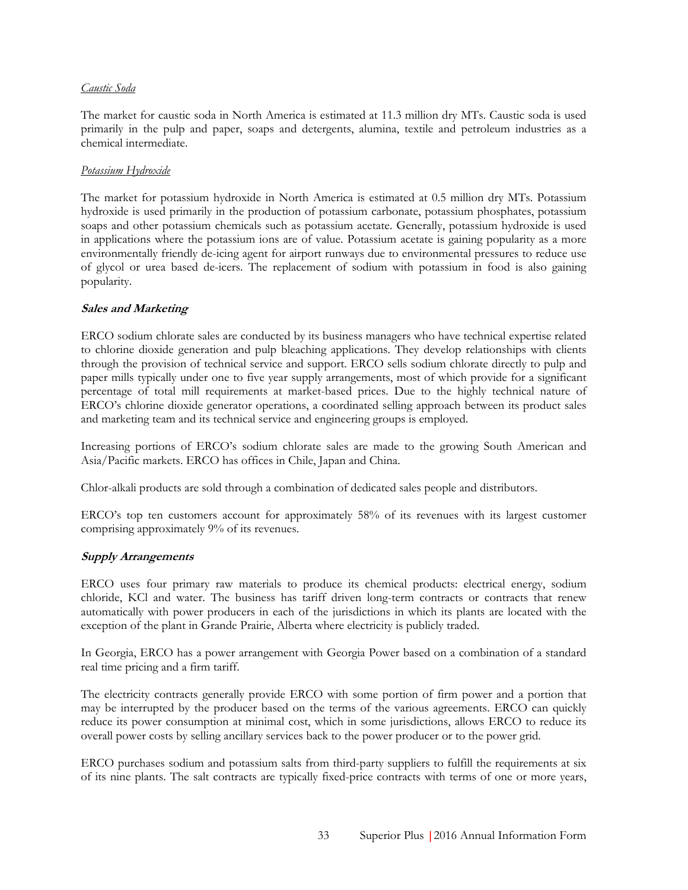*Caustic Soda*

The market for caustic soda in North America is estimated at 11.3 million dry MTs. Caustic soda is used primarily in the pulp and paper, soaps and detergents, alumina, textile and petroleum industries as a chemical intermediate.

*Potassium Hydroxide*

The market for potassium hydroxide in North America is estimated at 0.5 million dry MTs. Potassium hydroxide is used primarily in the production of potassium carbonate, potassium phosphates, potassium soaps and other potassium chemicals such as potassium acetate. Generally, potassium hydroxide is used in applications where the potassium ions are of value. Potassium acetate is gaining popularity as a more environmentally friendly de-icing agent for airport runways due to environmental pressures to reduce use of glycol or urea based de-icers. The replacement of sodium with potassium in food is also gaining popularity.

***Sales and Marketing***

ERCO sodium chlorate sales are conducted by its business managers who have technical expertise related to chlorine dioxide generation and pulp bleaching applications. They develop relationships with clients through the provision of technical service and support. ERCO sells sodium chlorate directly to pulp and paper mills typically under one to five year supply arrangements, most of which provide for a significant percentage of total mill requirements at market-based prices. Due to the highly technical nature of ERCO's chlorine dioxide generator operations, a coordinated selling approach between its product sales and marketing team and its technical service and engineering groups is employed.

Increasing portions of ERCO's sodium chlorate sales are made to the growing South American and Asia/Pacific markets. ERCO has offices in Chile, Japan and China.

Chlor-alkali products are sold through a combination of dedicated sales people and distributors.

ERCO's top ten customers account for approximately 58% of its revenues with its largest customer comprising approximately 9% of its revenues.

***Supply Arrangements***

ERCO uses four primary raw materials to produce its chemical products: electrical energy, sodium chloride, KCl and water. The business has tariff driven long-term contracts or contracts that renew automatically with power producers in each of the jurisdictions in which its plants are located with the exception of the plant in Grande Prairie, Alberta where electricity is publicly traded.

In Georgia, ERCO has a power arrangement with Georgia Power based on a combination of a standard real time pricing and a firm tariff.

The electricity contracts generally provide ERCO with some portion of firm power and a portion that may be interrupted by the producer based on the terms of the various agreements. ERCO can quickly reduce its power consumption at minimal cost, which in some jurisdictions, allows ERCO to reduce its overall power costs by selling ancillary services back to the power producer or to the power grid.

ERCO purchases sodium and potassium salts from third-party suppliers to fulfill the requirements at six of its nine plants. The salt contracts are typically fixed-price contracts with terms of one or more years,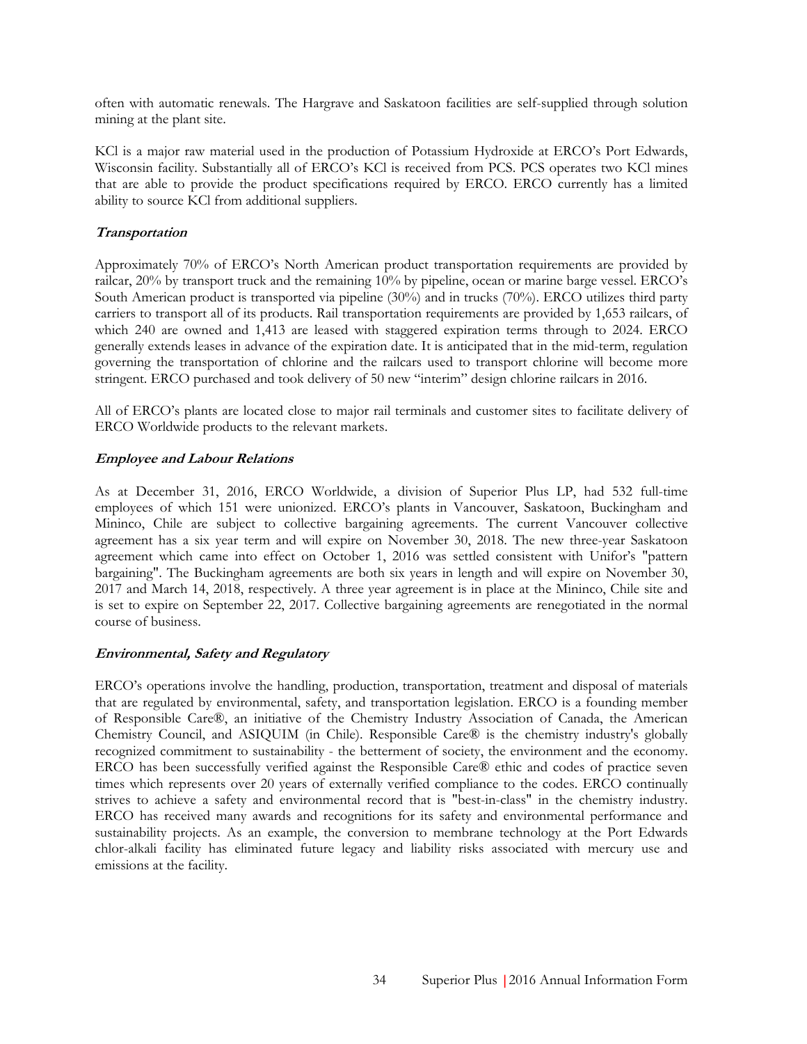often with automatic renewals. The Hargrave and Saskatoon facilities are self-supplied through solution mining at the plant site.

KCl is a major raw material used in the production of Potassium Hydroxide at ERCO's Port Edwards, Wisconsin facility. Substantially all of ERCO's KCl is received from PCS. PCS operates two KCl mines that are able to provide the product specifications required by ERCO. ERCO currently has a limited ability to source KCl from additional suppliers.

### *Transportation*

Approximately 70% of ERCO's North American product transportation requirements are provided by railcar, 20% by transport truck and the remaining 10% by pipeline, ocean or marine barge vessel. ERCO's South American product is transported via pipeline (30%) and in trucks (70%). ERCO utilizes third party carriers to transport all of its products. Rail transportation requirements are provided by 1,653 railcars, of which 240 are owned and 1,413 are leased with staggered expiration terms through to 2024. ERCO generally extends leases in advance of the expiration date. It is anticipated that in the mid-term, regulation governing the transportation of chlorine and the railcars used to transport chlorine will become more stringent. ERCO purchased and took delivery of 50 new "interim" design chlorine railcars in 2016.

All of ERCO's plants are located close to major rail terminals and customer sites to facilitate delivery of ERCO Worldwide products to the relevant markets.

### *Employee and Labour Relations*

As at December 31, 2016, ERCO Worldwide, a division of Superior Plus LP, had 532 full-time employees of which 151 were unionized. ERCO's plants in Vancouver, Saskatoon, Buckingham and Mininco, Chile are subject to collective bargaining agreements. The current Vancouver collective agreement has a six year term and will expire on November 30, 2018. The new three-year Saskatoon agreement which came into effect on October 1, 2016 was settled consistent with Unifor's "pattern bargaining". The Buckingham agreements are both six years in length and will expire on November 30, 2017 and March 14, 2018, respectively. A three year agreement is in place at the Mininco, Chile site and is set to expire on September 22, 2017. Collective bargaining agreements are renegotiated in the normal course of business.

### *Environmental, Safety and Regulatory*

ERCO's operations involve the handling, production, transportation, treatment and disposal of materials that are regulated by environmental, safety, and transportation legislation. ERCO is a founding member of Responsible Care®, an initiative of the Chemistry Industry Association of Canada, the American Chemistry Council, and ASIQUIM (in Chile). Responsible Care® is the chemistry industry's globally recognized commitment to sustainability - the betterment of society, the environment and the economy. ERCO has been successfully verified against the Responsible Care® ethic and codes of practice seven times which represents over 20 years of externally verified compliance to the codes. ERCO continually strives to achieve a safety and environmental record that is "best-in-class" in the chemistry industry. ERCO has received many awards and recognitions for its safety and environmental performance and sustainability projects. As an example, the conversion to membrane technology at the Port Edwards chlor-alkali facility has eliminated future legacy and liability risks associated with mercury use and emissions at the facility.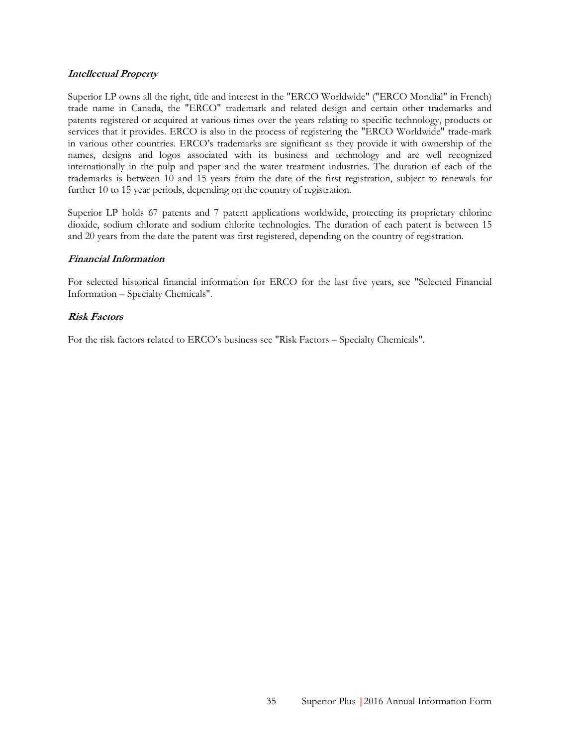### *Intellectual Property*

Superior LP owns all the right, title and interest in the "ERCO Worldwide" ("ERCO Mondial" in French) trade name in Canada, the "ERCO" trademark and related design and certain other trademarks and patents registered or acquired at various times over the years relating to specific technology, products or services that it provides. ERCO is also in the process of registering the "ERCO Worldwide" trade-mark in various other countries. ERCO's trademarks are significant as they provide it with ownership of the names, designs and logos associated with its business and technology and are well recognized internationally in the pulp and paper and the water treatment industries. The duration of each of the trademarks is between 10 and 15 years from the date of the first registration, subject to renewals for further 10 to 15 year periods, depending on the country of registration.

Superior LP holds 67 patents and 7 patent applications worldwide, protecting its proprietary chlorine dioxide, sodium chlorate and sodium chlorite technologies. The duration of each patent is between 15 and 20 years from the date the patent was first registered, depending on the country of registration.

### *Financial Information*

For selected historical financial information for ERCO for the last five years, see "Selected Financial Information – Specialty Chemicals".

### *Risk Factors*

For the risk factors related to ERCO's business see "Risk Factors – Specialty Chemicals".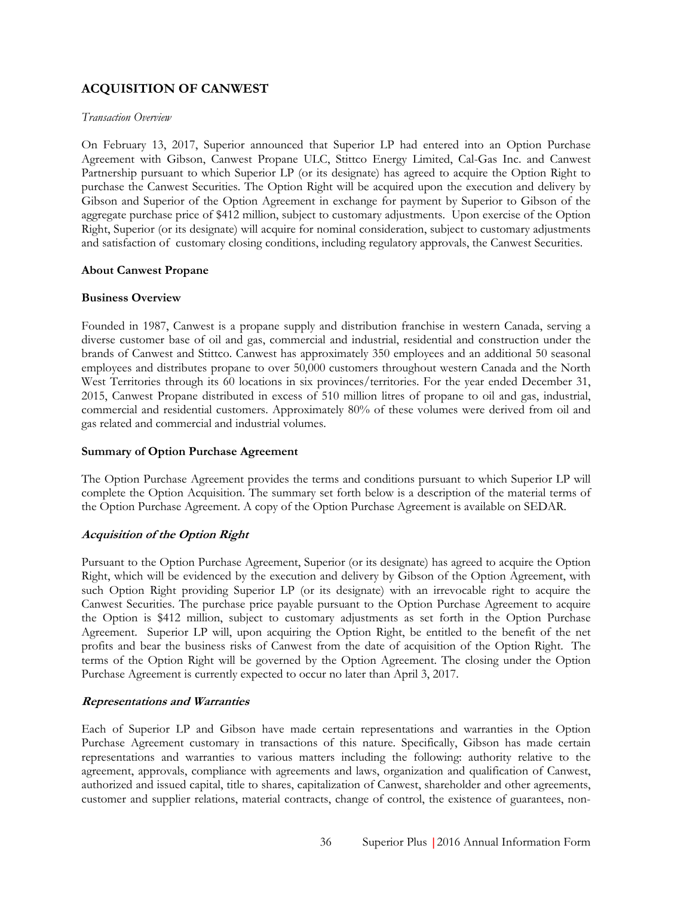## ACQUISITION OF CANWEST

*Transaction Overview*

On February 13, 2017, Superior announced that Superior LP had entered into an Option Purchase Agreement with Gibson, Canwest Propane ULC, Stittco Energy Limited, Cal-Gas Inc. and Canwest Partnership pursuant to which Superior LP (or its designate) has agreed to acquire the Option Right to purchase the Canwest Securities. The Option Right will be acquired upon the execution and delivery by Gibson and Superior of the Option Agreement in exchange for payment by Superior to Gibson of the aggregate purchase price of $412 million, subject to customary adjustments. Upon exercise of the Option Right, Superior (or its designate) will acquire for nominal consideration, subject to customary adjustments and satisfaction of customary closing conditions, including regulatory approvals, the Canwest Securities.

**About Canwest Propane**

**Business Overview**

Founded in 1987, Canwest is a propane supply and distribution franchise in western Canada, serving a diverse customer base of oil and gas, commercial and industrial, residential and construction under the brands of Canwest and Stittco. Canwest has approximately 350 employees and an additional 50 seasonal employees and distributes propane to over 50,000 customers throughout western Canada and the North West Territories through its 60 locations in six provinces/territories. For the year ended December 31, 2015, Canwest Propane distributed in excess of 510 million litres of propane to oil and gas, industrial, commercial and residential customers. Approximately 80% of these volumes were derived from oil and gas related and commercial and industrial volumes.

**Summary of Option Purchase Agreement**

The Option Purchase Agreement provides the terms and conditions pursuant to which Superior LP will complete the Option Acquisition. The summary set forth below is a description of the material terms of the Option Purchase Agreement. A copy of the Option Purchase Agreement is available on SEDAR.

***Acquisition of the Option Right***

Pursuant to the Option Purchase Agreement, Superior (or its designate) has agreed to acquire the Option Right, which will be evidenced by the execution and delivery by Gibson of the Option Agreement, with such Option Right providing Superior LP (or its designate) with an irrevocable right to acquire the Canwest Securities. The purchase price payable pursuant to the Option Purchase Agreement to acquire the Option is $412 million, subject to customary adjustments as set forth in the Option Purchase Agreement. Superior LP will, upon acquiring the Option Right, be entitled to the benefit of the net profits and bear the business risks of Canwest from the date of acquisition of the Option Right. The terms of the Option Right will be governed by the Option Agreement. The closing under the Option Purchase Agreement is currently expected to occur no later than April 3, 2017.

***Representations and Warranties***

Each of Superior LP and Gibson have made certain representations and warranties in the Option Purchase Agreement customary in transactions of this nature. Specifically, Gibson has made certain representations and warranties to various matters including the following: authority relative to the agreement, approvals, compliance with agreements and laws, organization and qualification of Canwest, authorized and issued capital, title to shares, capitalization of Canwest, shareholder and other agreements, customer and supplier relations, material contracts, change of control, the existence of guarantees, non-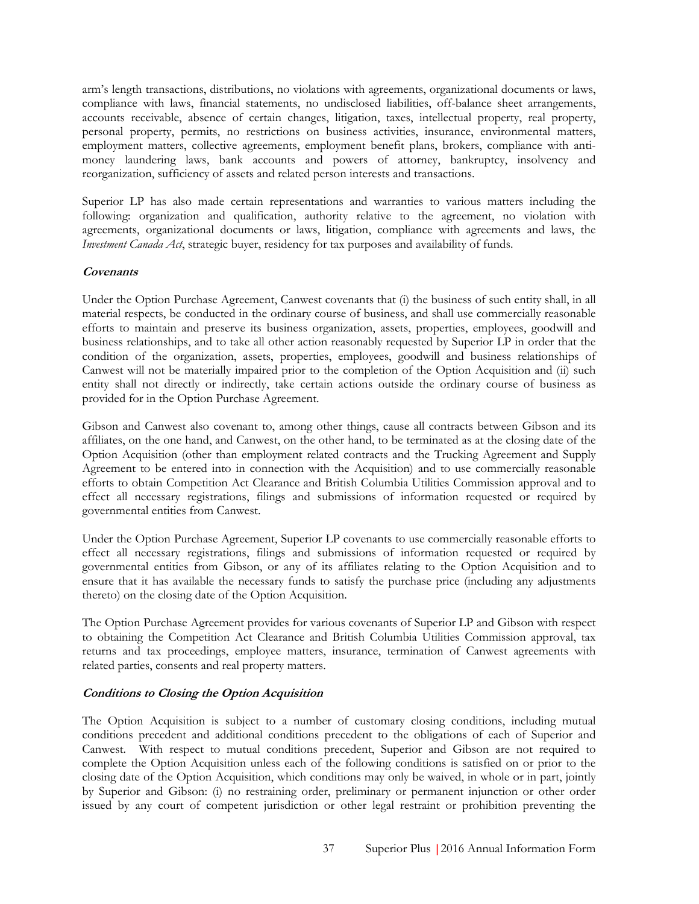arm's length transactions, distributions, no violations with agreements, organizational documents or laws, compliance with laws, financial statements, no undisclosed liabilities, off-balance sheet arrangements, accounts receivable, absence of certain changes, litigation, taxes, intellectual property, real property, personal property, permits, no restrictions on business activities, insurance, environmental matters, employment matters, collective agreements, employment benefit plans, brokers, compliance with anti-money laundering laws, bank accounts and powers of attorney, bankruptcy, insolvency and reorganization, sufficiency of assets and related person interests and transactions.

Superior LP has also made certain representations and warranties to various matters including the following: organization and qualification, authority relative to the agreement, no violation with agreements, organizational documents or laws, litigation, compliance with agreements and laws, the *Investment Canada Act*, strategic buyer, residency for tax purposes and availability of funds.

***Covenants***

Under the Option Purchase Agreement, Canwest covenants that (i) the business of such entity shall, in all material respects, be conducted in the ordinary course of business, and shall use commercially reasonable efforts to maintain and preserve its business organization, assets, properties, employees, goodwill and business relationships, and to take all other action reasonably requested by Superior LP in order that the condition of the organization, assets, properties, employees, goodwill and business relationships of Canwest will not be materially impaired prior to the completion of the Option Acquisition and (ii) such entity shall not directly or indirectly, take certain actions outside the ordinary course of business as provided for in the Option Purchase Agreement.

Gibson and Canwest also covenant to, among other things, cause all contracts between Gibson and its affiliates, on the one hand, and Canwest, on the other hand, to be terminated as at the closing date of the Option Acquisition (other than employment related contracts and the Trucking Agreement and Supply Agreement to be entered into in connection with the Acquisition) and to use commercially reasonable efforts to obtain Competition Act Clearance and British Columbia Utilities Commission approval and to effect all necessary registrations, filings and submissions of information requested or required by governmental entities from Canwest.

Under the Option Purchase Agreement, Superior LP covenants to use commercially reasonable efforts to effect all necessary registrations, filings and submissions of information requested or required by governmental entities from Gibson, or any of its affiliates relating to the Option Acquisition and to ensure that it has available the necessary funds to satisfy the purchase price (including any adjustments thereto) on the closing date of the Option Acquisition.

The Option Purchase Agreement provides for various covenants of Superior LP and Gibson with respect to obtaining the Competition Act Clearance and British Columbia Utilities Commission approval, tax returns and tax proceedings, employee matters, insurance, termination of Canwest agreements with related parties, consents and real property matters.

***Conditions to Closing the Option Acquisition***

The Option Acquisition is subject to a number of customary closing conditions, including mutual conditions precedent and additional conditions precedent to the obligations of each of Superior and Canwest. With respect to mutual conditions precedent, Superior and Gibson are not required to complete the Option Acquisition unless each of the following conditions is satisfied on or prior to the closing date of the Option Acquisition, which conditions may only be waived, in whole or in part, jointly by Superior and Gibson: (i) no restraining order, preliminary or permanent injunction or other order issued by any court of competent jurisdiction or other legal restraint or prohibition preventing the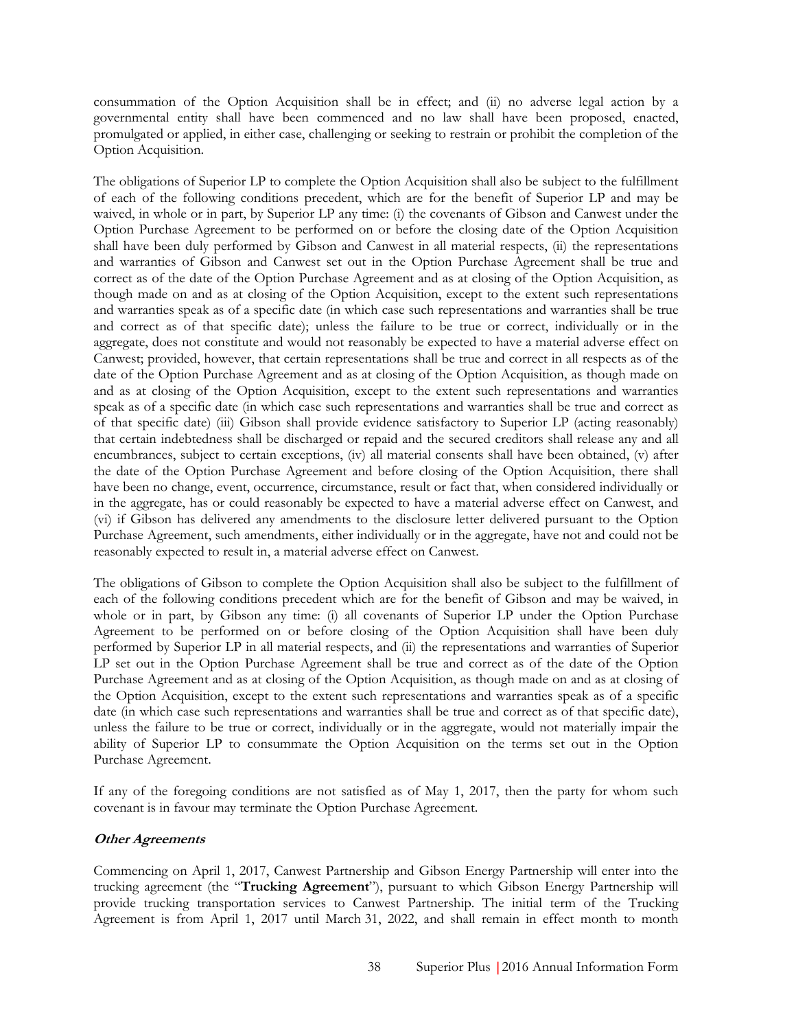consummation of the Option Acquisition shall be in effect; and (ii) no adverse legal action by a governmental entity shall have been commenced and no law shall have been proposed, enacted, promulgated or applied, in either case, challenging or seeking to restrain or prohibit the completion of the Option Acquisition.

The obligations of Superior LP to complete the Option Acquisition shall also be subject to the fulfillment of each of the following conditions precedent, which are for the benefit of Superior LP and may be waived, in whole or in part, by Superior LP any time: (i) the covenants of Gibson and Canwest under the Option Purchase Agreement to be performed on or before the closing date of the Option Acquisition shall have been duly performed by Gibson and Canwest in all material respects, (ii) the representations and warranties of Gibson and Canwest set out in the Option Purchase Agreement shall be true and correct as of the date of the Option Purchase Agreement and as at closing of the Option Acquisition, as though made on and as at closing of the Option Acquisition, except to the extent such representations and warranties speak as of a specific date (in which case such representations and warranties shall be true and correct as of that specific date); unless the failure to be true or correct, individually or in the aggregate, does not constitute and would not reasonably be expected to have a material adverse effect on Canwest; provided, however, that certain representations shall be true and correct in all respects as of the date of the Option Purchase Agreement and as at closing of the Option Acquisition, as though made on and as at closing of the Option Acquisition, except to the extent such representations and warranties speak as of a specific date (in which case such representations and warranties shall be true and correct as of that specific date) (iii) Gibson shall provide evidence satisfactory to Superior LP (acting reasonably) that certain indebtedness shall be discharged or repaid and the secured creditors shall release any and all encumbrances, subject to certain exceptions, (iv) all material consents shall have been obtained, (v) after the date of the Option Purchase Agreement and before closing of the Option Acquisition, there shall have been no change, event, occurrence, circumstance, result or fact that, when considered individually or in the aggregate, has or could reasonably be expected to have a material adverse effect on Canwest, and (vi) if Gibson has delivered any amendments to the disclosure letter delivered pursuant to the Option Purchase Agreement, such amendments, either individually or in the aggregate, have not and could not be reasonably expected to result in, a material adverse effect on Canwest.

The obligations of Gibson to complete the Option Acquisition shall also be subject to the fulfillment of each of the following conditions precedent which are for the benefit of Gibson and may be waived, in whole or in part, by Gibson any time: (i) all covenants of Superior LP under the Option Purchase Agreement to be performed on or before closing of the Option Acquisition shall have been duly performed by Superior LP in all material respects, and (ii) the representations and warranties of Superior LP set out in the Option Purchase Agreement shall be true and correct as of the date of the Option Purchase Agreement and as at closing of the Option Acquisition, as though made on and as at closing of the Option Acquisition, except to the extent such representations and warranties speak as of a specific date (in which case such representations and warranties shall be true and correct as of that specific date), unless the failure to be true or correct, individually or in the aggregate, would not materially impair the ability of Superior LP to consummate the Option Acquisition on the terms set out in the Option Purchase Agreement.

If any of the foregoing conditions are not satisfied as of May 1, 2017, then the party for whom such covenant is in favour may terminate the Option Purchase Agreement.

***Other Agreements***

Commencing on April 1, 2017, Canwest Partnership and Gibson Energy Partnership will enter into the trucking agreement (the "**Trucking Agreement**"), pursuant to which Gibson Energy Partnership will provide trucking transportation services to Canwest Partnership. The initial term of the Trucking Agreement is from April 1, 2017 until March 31, 2022, and shall remain in effect month to month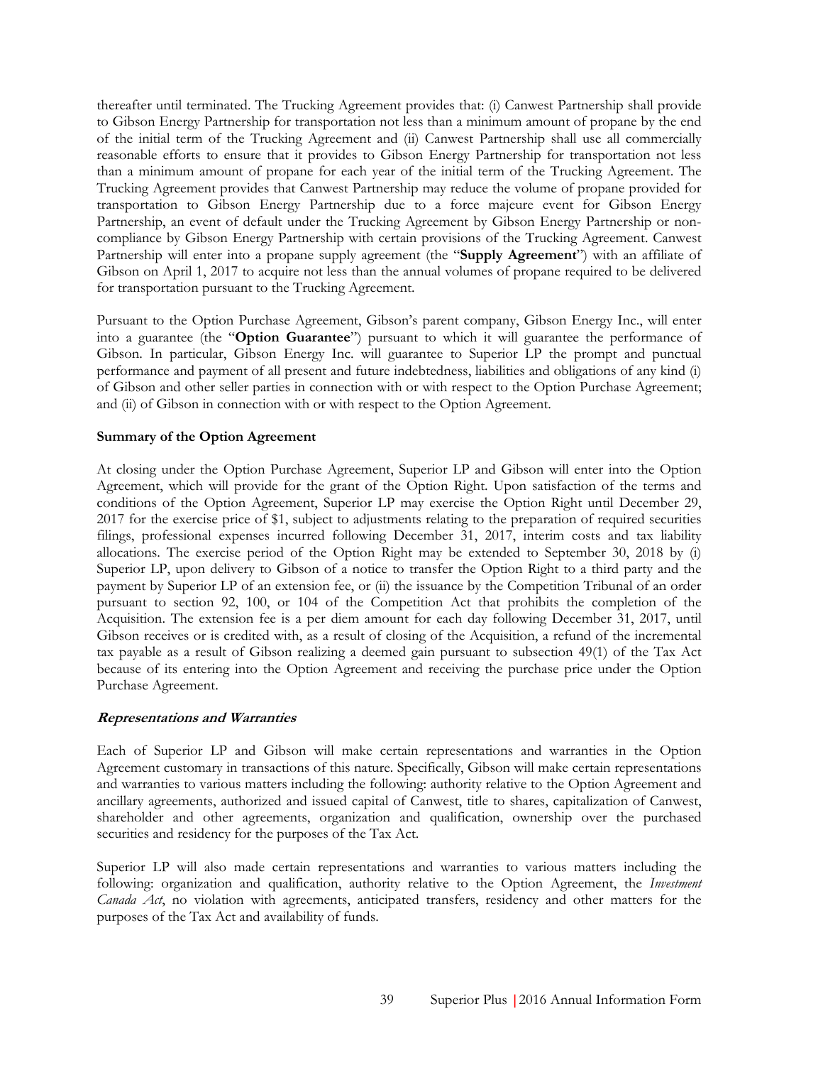thereafter until terminated. The Trucking Agreement provides that: (i) Canwest Partnership shall provide to Gibson Energy Partnership for transportation not less than a minimum amount of propane by the end of the initial term of the Trucking Agreement and (ii) Canwest Partnership shall use all commercially reasonable efforts to ensure that it provides to Gibson Energy Partnership for transportation not less than a minimum amount of propane for each year of the initial term of the Trucking Agreement. The Trucking Agreement provides that Canwest Partnership may reduce the volume of propane provided for transportation to Gibson Energy Partnership due to a force majeure event for Gibson Energy Partnership, an event of default under the Trucking Agreement by Gibson Energy Partnership or non-compliance by Gibson Energy Partnership with certain provisions of the Trucking Agreement. Canwest Partnership will enter into a propane supply agreement (the "**Supply Agreement**") with an affiliate of Gibson on April 1, 2017 to acquire not less than the annual volumes of propane required to be delivered for transportation pursuant to the Trucking Agreement.

Pursuant to the Option Purchase Agreement, Gibson's parent company, Gibson Energy Inc., will enter into a guarantee (the "**Option Guarantee**") pursuant to which it will guarantee the performance of Gibson. In particular, Gibson Energy Inc. will guarantee to Superior LP the prompt and punctual performance and payment of all present and future indebtedness, liabilities and obligations of any kind (i) of Gibson and other seller parties in connection with or with respect to the Option Purchase Agreement; and (ii) of Gibson in connection with or with respect to the Option Agreement.

**Summary of the Option Agreement**

At closing under the Option Purchase Agreement, Superior LP and Gibson will enter into the Option Agreement, which will provide for the grant of the Option Right. Upon satisfaction of the terms and conditions of the Option Agreement, Superior LP may exercise the Option Right until December 29, 2017 for the exercise price of $1, subject to adjustments relating to the preparation of required securities filings, professional expenses incurred following December 31, 2017, interim costs and tax liability allocations. The exercise period of the Option Right may be extended to September 30, 2018 by (i) Superior LP, upon delivery to Gibson of a notice to transfer the Option Right to a third party and the payment by Superior LP of an extension fee, or (ii) the issuance by the Competition Tribunal of an order pursuant to section 92, 100, or 104 of the Competition Act that prohibits the completion of the Acquisition. The extension fee is a per diem amount for each day following December 31, 2017, until Gibson receives or is credited with, as a result of closing of the Acquisition, a refund of the incremental tax payable as a result of Gibson realizing a deemed gain pursuant to subsection 49(1) of the Tax Act because of its entering into the Option Agreement and receiving the purchase price under the Option Purchase Agreement.

***Representations and Warranties***

Each of Superior LP and Gibson will make certain representations and warranties in the Option Agreement customary in transactions of this nature. Specifically, Gibson will make certain representations and warranties to various matters including the following: authority relative to the Option Agreement and ancillary agreements, authorized and issued capital of Canwest, title to shares, capitalization of Canwest, shareholder and other agreements, organization and qualification, ownership over the purchased securities and residency for the purposes of the Tax Act.

Superior LP will also made certain representations and warranties to various matters including the following: organization and qualification, authority relative to the Option Agreement, the *Investment Canada Act*, no violation with agreements, anticipated transfers, residency and other matters for the purposes of the Tax Act and availability of funds.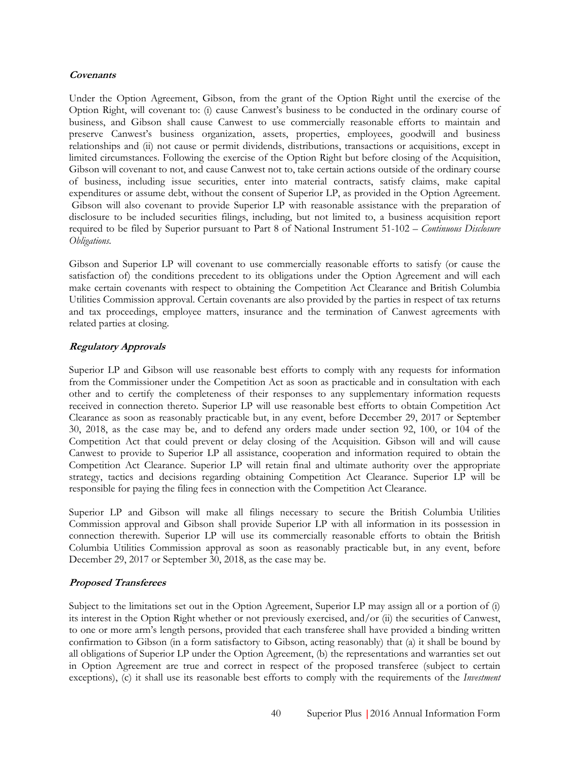***Covenants***

Under the Option Agreement, Gibson, from the grant of the Option Right until the exercise of the Option Right, will covenant to: (i) cause Canwest's business to be conducted in the ordinary course of business, and Gibson shall cause Canwest to use commercially reasonable efforts to maintain and preserve Canwest's business organization, assets, properties, employees, goodwill and business relationships and (ii) not cause or permit dividends, distributions, transactions or acquisitions, except in limited circumstances. Following the exercise of the Option Right but before closing of the Acquisition, Gibson will covenant to not, and cause Canwest not to, take certain actions outside of the ordinary course of business, including issue securities, enter into material contracts, satisfy claims, make capital expenditures or assume debt, without the consent of Superior LP, as provided in the Option Agreement. Gibson will also covenant to provide Superior LP with reasonable assistance with the preparation of disclosure to be included securities filings, including, but not limited to, a business acquisition report required to be filed by Superior pursuant to Part 8 of National Instrument 51-102 – *Continuous Disclosure Obligations*.

Gibson and Superior LP will covenant to use commercially reasonable efforts to satisfy (or cause the satisfaction of) the conditions precedent to its obligations under the Option Agreement and will each make certain covenants with respect to obtaining the Competition Act Clearance and British Columbia Utilities Commission approval. Certain covenants are also provided by the parties in respect of tax returns and tax proceedings, employee matters, insurance and the termination of Canwest agreements with related parties at closing.

***Regulatory Approvals***

Superior LP and Gibson will use reasonable best efforts to comply with any requests for information from the Commissioner under the Competition Act as soon as practicable and in consultation with each other and to certify the completeness of their responses to any supplementary information requests received in connection thereto. Superior LP will use reasonable best efforts to obtain Competition Act Clearance as soon as reasonably practicable but, in any event, before December 29, 2017 or September 30, 2018, as the case may be, and to defend any orders made under section 92, 100, or 104 of the Competition Act that could prevent or delay closing of the Acquisition. Gibson will and will cause Canwest to provide to Superior LP all assistance, cooperation and information required to obtain the Competition Act Clearance. Superior LP will retain final and ultimate authority over the appropriate strategy, tactics and decisions regarding obtaining Competition Act Clearance. Superior LP will be responsible for paying the filing fees in connection with the Competition Act Clearance.

Superior LP and Gibson will make all filings necessary to secure the British Columbia Utilities Commission approval and Gibson shall provide Superior LP with all information in its possession in connection therewith. Superior LP will use its commercially reasonable efforts to obtain the British Columbia Utilities Commission approval as soon as reasonably practicable but, in any event, before December 29, 2017 or September 30, 2018, as the case may be.

***Proposed Transferees***

Subject to the limitations set out in the Option Agreement, Superior LP may assign all or a portion of (i) its interest in the Option Right whether or not previously exercised, and/or (ii) the securities of Canwest, to one or more arm's length persons, provided that each transferee shall have provided a binding written confirmation to Gibson (in a form satisfactory to Gibson, acting reasonably) that (a) it shall be bound by all obligations of Superior LP under the Option Agreement, (b) the representations and warranties set out in Option Agreement are true and correct in respect of the proposed transferee (subject to certain exceptions), (c) it shall use its reasonable best efforts to comply with the requirements of the *Investment*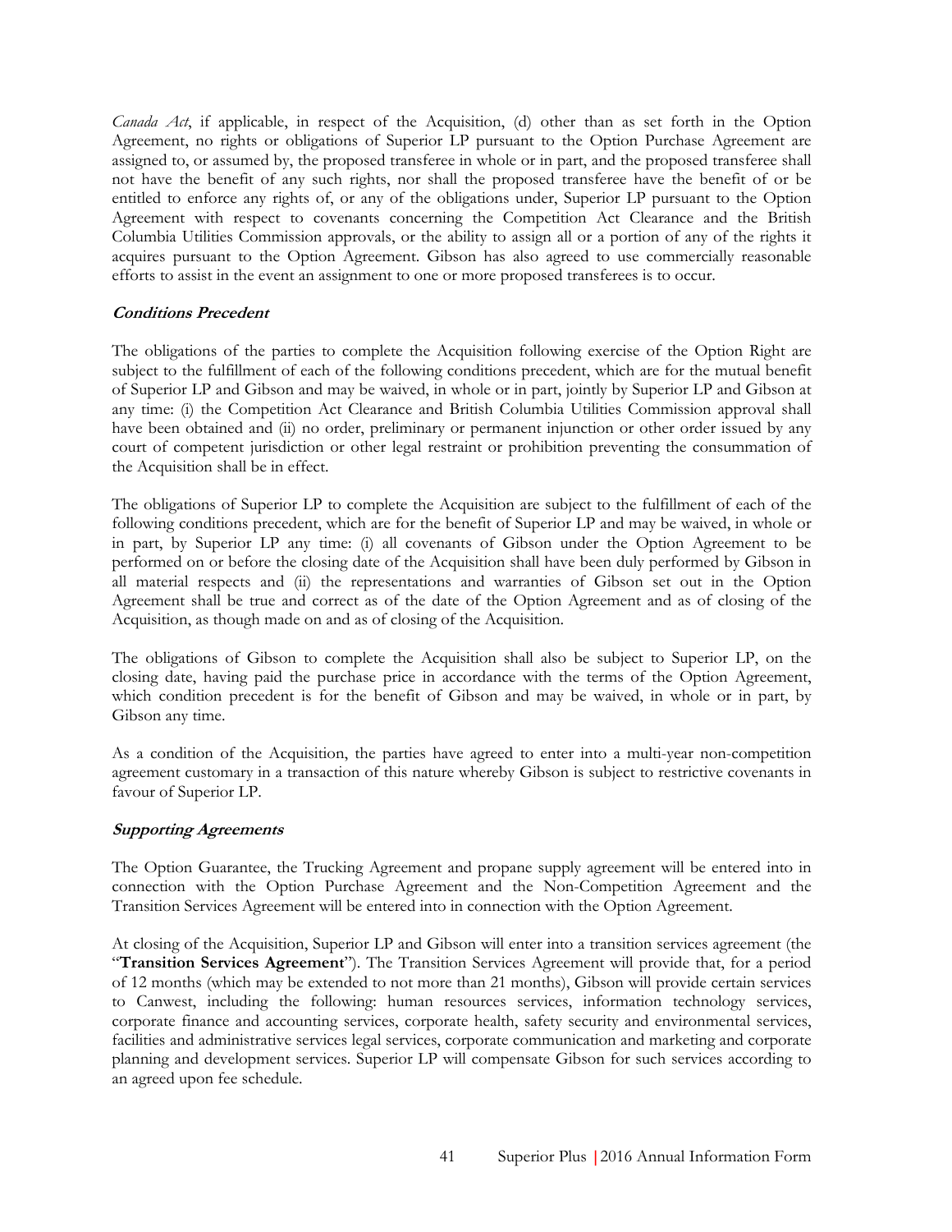*Canada Act*, if applicable, in respect of the Acquisition, (d) other than as set forth in the Option Agreement, no rights or obligations of Superior LP pursuant to the Option Purchase Agreement are assigned to, or assumed by, the proposed transferee in whole or in part, and the proposed transferee shall not have the benefit of any such rights, nor shall the proposed transferee have the benefit of or be entitled to enforce any rights of, or any of the obligations under, Superior LP pursuant to the Option Agreement with respect to covenants concerning the Competition Act Clearance and the British Columbia Utilities Commission approvals, or the ability to assign all or a portion of any of the rights it acquires pursuant to the Option Agreement. Gibson has also agreed to use commercially reasonable efforts to assist in the event an assignment to one or more proposed transferees is to occur.

***Conditions Precedent***

The obligations of the parties to complete the Acquisition following exercise of the Option Right are subject to the fulfillment of each of the following conditions precedent, which are for the mutual benefit of Superior LP and Gibson and may be waived, in whole or in part, jointly by Superior LP and Gibson at any time: (i) the Competition Act Clearance and British Columbia Utilities Commission approval shall have been obtained and (ii) no order, preliminary or permanent injunction or other order issued by any court of competent jurisdiction or other legal restraint or prohibition preventing the consummation of the Acquisition shall be in effect.

The obligations of Superior LP to complete the Acquisition are subject to the fulfillment of each of the following conditions precedent, which are for the benefit of Superior LP and may be waived, in whole or in part, by Superior LP any time: (i) all covenants of Gibson under the Option Agreement to be performed on or before the closing date of the Acquisition shall have been duly performed by Gibson in all material respects and (ii) the representations and warranties of Gibson set out in the Option Agreement shall be true and correct as of the date of the Option Agreement and as of closing of the Acquisition, as though made on and as of closing of the Acquisition.

The obligations of Gibson to complete the Acquisition shall also be subject to Superior LP, on the closing date, having paid the purchase price in accordance with the terms of the Option Agreement, which condition precedent is for the benefit of Gibson and may be waived, in whole or in part, by Gibson any time.

As a condition of the Acquisition, the parties have agreed to enter into a multi-year non-competition agreement customary in a transaction of this nature whereby Gibson is subject to restrictive covenants in favour of Superior LP.

***Supporting Agreements***

The Option Guarantee, the Trucking Agreement and propane supply agreement will be entered into in connection with the Option Purchase Agreement and the Non-Competition Agreement and the Transition Services Agreement will be entered into in connection with the Option Agreement.

At closing of the Acquisition, Superior LP and Gibson will enter into a transition services agreement (the "**Transition Services Agreement**"). The Transition Services Agreement will provide that, for a period of 12 months (which may be extended to not more than 21 months), Gibson will provide certain services to Canwest, including the following: human resources services, information technology services, corporate finance and accounting services, corporate health, safety security and environmental services, facilities and administrative services legal services, corporate communication and marketing and corporate planning and development services. Superior LP will compensate Gibson for such services according to an agreed upon fee schedule.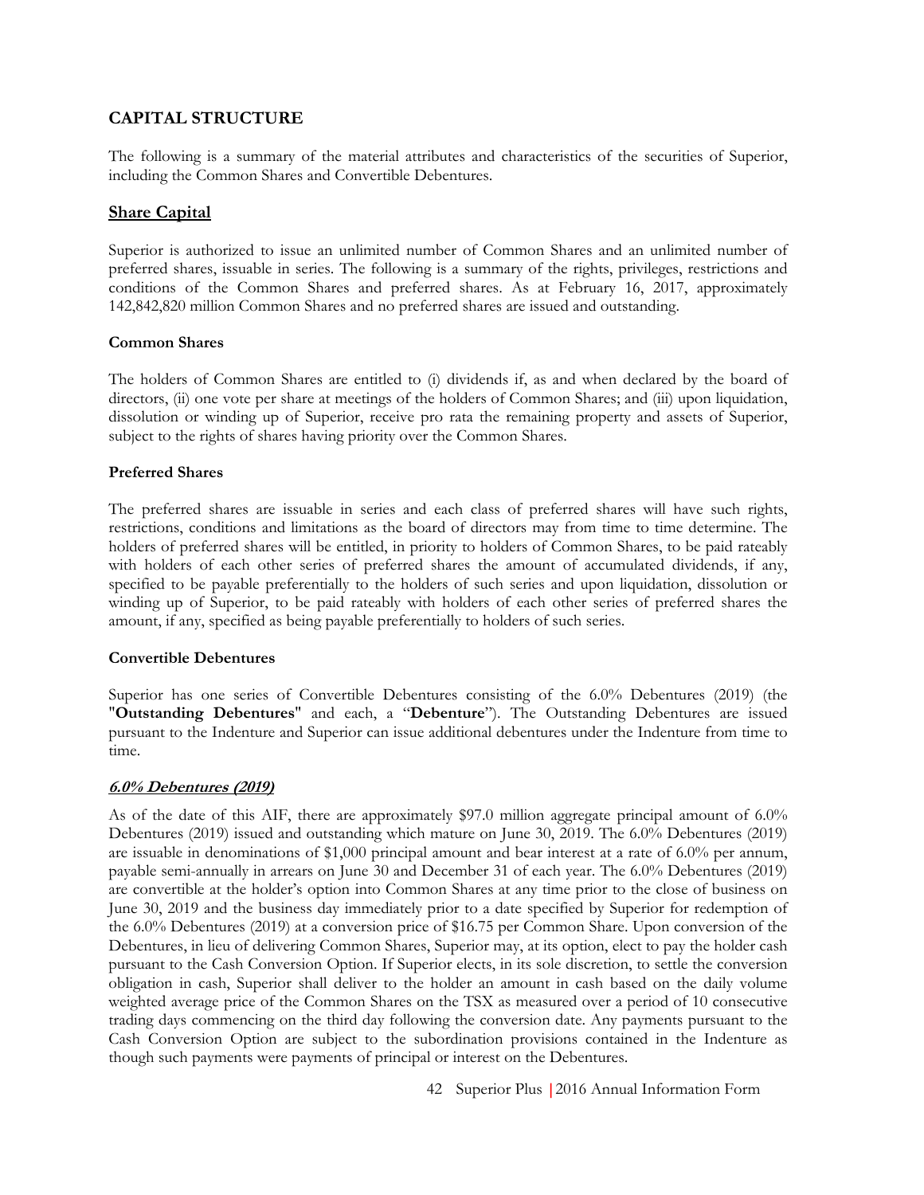## CAPITAL STRUCTURE

The following is a summary of the material attributes and characteristics of the securities of Superior, including the Common Shares and Convertible Debentures.

### Share Capital

Superior is authorized to issue an unlimited number of Common Shares and an unlimited number of preferred shares, issuable in series. The following is a summary of the rights, privileges, restrictions and conditions of the Common Shares and preferred shares. As at February 16, 2017, approximately 142,842,820 million Common Shares and no preferred shares are issued and outstanding.

#### Common Shares

The holders of Common Shares are entitled to (i) dividends if, as and when declared by the board of directors, (ii) one vote per share at meetings of the holders of Common Shares; and (iii) upon liquidation, dissolution or winding up of Superior, receive pro rata the remaining property and assets of Superior, subject to the rights of shares having priority over the Common Shares.

#### Preferred Shares

The preferred shares are issuable in series and each class of preferred shares will have such rights, restrictions, conditions and limitations as the board of directors may from time to time determine. The holders of preferred shares will be entitled, in priority to holders of Common Shares, to be paid rateably with holders of each other series of preferred shares the amount of accumulated dividends, if any, specified to be payable preferentially to the holders of such series and upon liquidation, dissolution or winding up of Superior, to be paid rateably with holders of each other series of preferred shares the amount, if any, specified as being payable preferentially to holders of such series.

#### Convertible Debentures

Superior has one series of Convertible Debentures consisting of the 6.0% Debentures (2019) (the "**Outstanding Debentures**" and each, a "**Debenture**"). The Outstanding Debentures are issued pursuant to the Indenture and Superior can issue additional debentures under the Indenture from time to time.

#### *6.0% Debentures (2019)*

As of the date of this AIF, there are approximately $97.0 million aggregate principal amount of 6.0% Debentures (2019) issued and outstanding which mature on June 30, 2019. The 6.0% Debentures (2019) are issuable in denominations of $1,000 principal amount and bear interest at a rate of 6.0% per annum, payable semi-annually in arrears on June 30 and December 31 of each year. The 6.0% Debentures (2019) are convertible at the holder's option into Common Shares at any time prior to the close of business on June 30, 2019 and the business day immediately prior to a date specified by Superior for redemption of the 6.0% Debentures (2019) at a conversion price of $16.75 per Common Share. Upon conversion of the Debentures, in lieu of delivering Common Shares, Superior may, at its option, elect to pay the holder cash pursuant to the Cash Conversion Option. If Superior elects, in its sole discretion, to settle the conversion obligation in cash, Superior shall deliver to the holder an amount in cash based on the daily volume weighted average price of the Common Shares on the TSX as measured over a period of 10 consecutive trading days commencing on the third day following the conversion date. Any payments pursuant to the Cash Conversion Option are subject to the subordination provisions contained in the Indenture as though such payments were payments of principal or interest on the Debentures.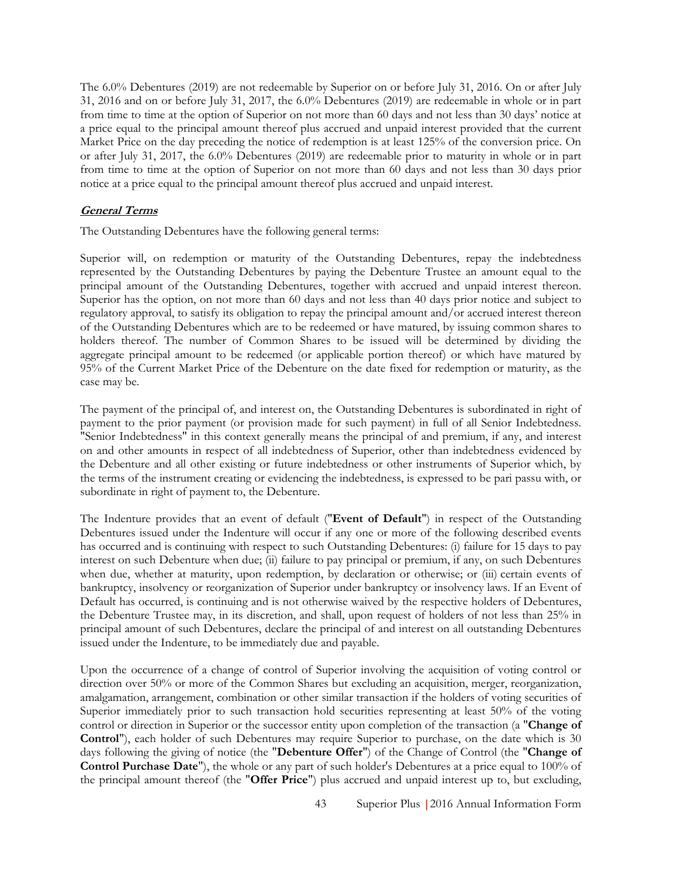The 6.0% Debentures (2019) are not redeemable by Superior on or before July 31, 2016. On or after July 31, 2016 and on or before July 31, 2017, the 6.0% Debentures (2019) are redeemable in whole or in part from time to time at the option of Superior on not more than 60 days and not less than 30 days' notice at a price equal to the principal amount thereof plus accrued and unpaid interest provided that the current Market Price on the day preceding the notice of redemption is at least 125% of the conversion price. On or after July 31, 2017, the 6.0% Debentures (2019) are redeemable prior to maturity in whole or in part from time to time at the option of Superior on not more than 60 days and not less than 30 days prior notice at a price equal to the principal amount thereof plus accrued and unpaid interest.

***General Terms***

The Outstanding Debentures have the following general terms:

Superior will, on redemption or maturity of the Outstanding Debentures, repay the indebtedness represented by the Outstanding Debentures by paying the Debenture Trustee an amount equal to the principal amount of the Outstanding Debentures, together with accrued and unpaid interest thereon. Superior has the option, on not more than 60 days and not less than 40 days prior notice and subject to regulatory approval, to satisfy its obligation to repay the principal amount and/or accrued interest thereon of the Outstanding Debentures which are to be redeemed or have matured, by issuing common shares to holders thereof. The number of Common Shares to be issued will be determined by dividing the aggregate principal amount to be redeemed (or applicable portion thereof) or which have matured by 95% of the Current Market Price of the Debenture on the date fixed for redemption or maturity, as the case may be.

The payment of the principal of, and interest on, the Outstanding Debentures is subordinated in right of payment to the prior payment (or provision made for such payment) in full of all Senior Indebtedness. "Senior Indebtedness" in this context generally means the principal of and premium, if any, and interest on and other amounts in respect of all indebtedness of Superior, other than indebtedness evidenced by the Debenture and all other existing or future indebtedness or other instruments of Superior which, by the terms of the instrument creating or evidencing the indebtedness, is expressed to be pari passu with, or subordinate in right of payment to, the Debenture.

The Indenture provides that an event of default ("**Event of Default**") in respect of the Outstanding Debentures issued under the Indenture will occur if any one or more of the following described events has occurred and is continuing with respect to such Outstanding Debentures: (i) failure for 15 days to pay interest on such Debenture when due; (ii) failure to pay principal or premium, if any, on such Debentures when due, whether at maturity, upon redemption, by declaration or otherwise; or (iii) certain events of bankruptcy, insolvency or reorganization of Superior under bankruptcy or insolvency laws. If an Event of Default has occurred, is continuing and is not otherwise waived by the respective holders of Debentures, the Debenture Trustee may, in its discretion, and shall, upon request of holders of not less than 25% in principal amount of such Debentures, declare the principal of and interest on all outstanding Debentures issued under the Indenture, to be immediately due and payable.

Upon the occurrence of a change of control of Superior involving the acquisition of voting control or direction over 50% or more of the Common Shares but excluding an acquisition, merger, reorganization, amalgamation, arrangement, combination or other similar transaction if the holders of voting securities of Superior immediately prior to such transaction hold securities representing at least 50% of the voting control or direction in Superior or the successor entity upon completion of the transaction (a "**Change of Control**"), each holder of such Debentures may require Superior to purchase, on the date which is 30 days following the giving of notice (the "**Debenture Offer**") of the Change of Control (the "**Change of Control Purchase Date**"), the whole or any part of such holder's Debentures at a price equal to 100% of the principal amount thereof (the "**Offer Price**") plus accrued and unpaid interest up to, but excluding,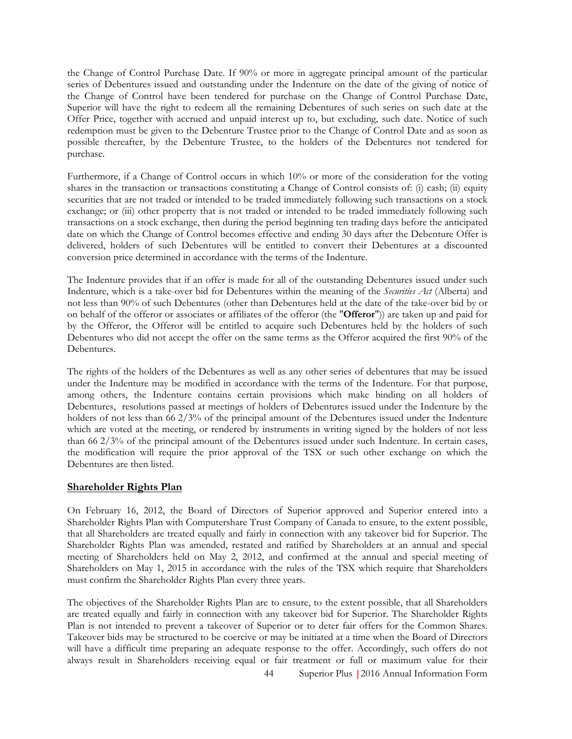the Change of Control Purchase Date. If 90% or more in aggregate principal amount of the particular series of Debentures issued and outstanding under the Indenture on the date of the giving of notice of the Change of Control have been tendered for purchase on the Change of Control Purchase Date, Superior will have the right to redeem all the remaining Debentures of such series on such date at the Offer Price, together with accrued and unpaid interest up to, but excluding, such date. Notice of such redemption must be given to the Debenture Trustee prior to the Change of Control Date and as soon as possible thereafter, by the Debenture Trustee, to the holders of the Debentures not tendered for purchase.

Furthermore, if a Change of Control occurs in which 10% or more of the consideration for the voting shares in the transaction or transactions constituting a Change of Control consists of: (i) cash; (ii) equity securities that are not traded or intended to be traded immediately following such transactions on a stock exchange; or (iii) other property that is not traded or intended to be traded immediately following such transactions on a stock exchange, then during the period beginning ten trading days before the anticipated date on which the Change of Control becomes effective and ending 30 days after the Debenture Offer is delivered, holders of such Debentures will be entitled to convert their Debentures at a discounted conversion price determined in accordance with the terms of the Indenture.

The Indenture provides that if an offer is made for all of the outstanding Debentures issued under such Indenture, which is a take-over bid for Debentures within the meaning of the *Securities Act* (Alberta) and not less than 90% of such Debentures (other than Debentures held at the date of the take-over bid by or on behalf of the offeror or associates or affiliates of the offeror (the "**Offeror**")) are taken up and paid for by the Offeror, the Offeror will be entitled to acquire such Debentures held by the holders of such Debentures who did not accept the offer on the same terms as the Offeror acquired the first 90% of the Debentures.

The rights of the holders of the Debentures as well as any other series of debentures that may be issued under the Indenture may be modified in accordance with the terms of the Indenture. For that purpose, among others, the Indenture contains certain provisions which make binding on all holders of Debentures, resolutions passed at meetings of holders of Debentures issued under the Indenture by the holders of not less than 66 2/3% of the principal amount of the Debentures issued under the Indenture which are voted at the meeting, or rendered by instruments in writing signed by the holders of not less than 66 2/3% of the principal amount of the Debentures issued under such Indenture. In certain cases, the modification will require the prior approval of the TSX or such other exchange on which the Debentures are then listed.

## Shareholder Rights Plan

On February 16, 2012, the Board of Directors of Superior approved and Superior entered into a Shareholder Rights Plan with Computershare Trust Company of Canada to ensure, to the extent possible, that all Shareholders are treated equally and fairly in connection with any takeover bid for Superior. The Shareholder Rights Plan was amended, restated and ratified by Shareholders at an annual and special meeting of Shareholders held on May 2, 2012, and confirmed at the annual and special meeting of Shareholders on May 1, 2015 in accordance with the rules of the TSX which require that Shareholders must confirm the Shareholder Rights Plan every three years.

The objectives of the Shareholder Rights Plan are to ensure, to the extent possible, that all Shareholders are treated equally and fairly in connection with any takeover bid for Superior. The Shareholder Rights Plan is not intended to prevent a takeover of Superior or to deter fair offers for the Common Shares. Takeover bids may be structured to be coercive or may be initiated at a time when the Board of Directors will have a difficult time preparing an adequate response to the offer. Accordingly, such offers do not always result in Shareholders receiving equal or fair treatment or full or maximum value for their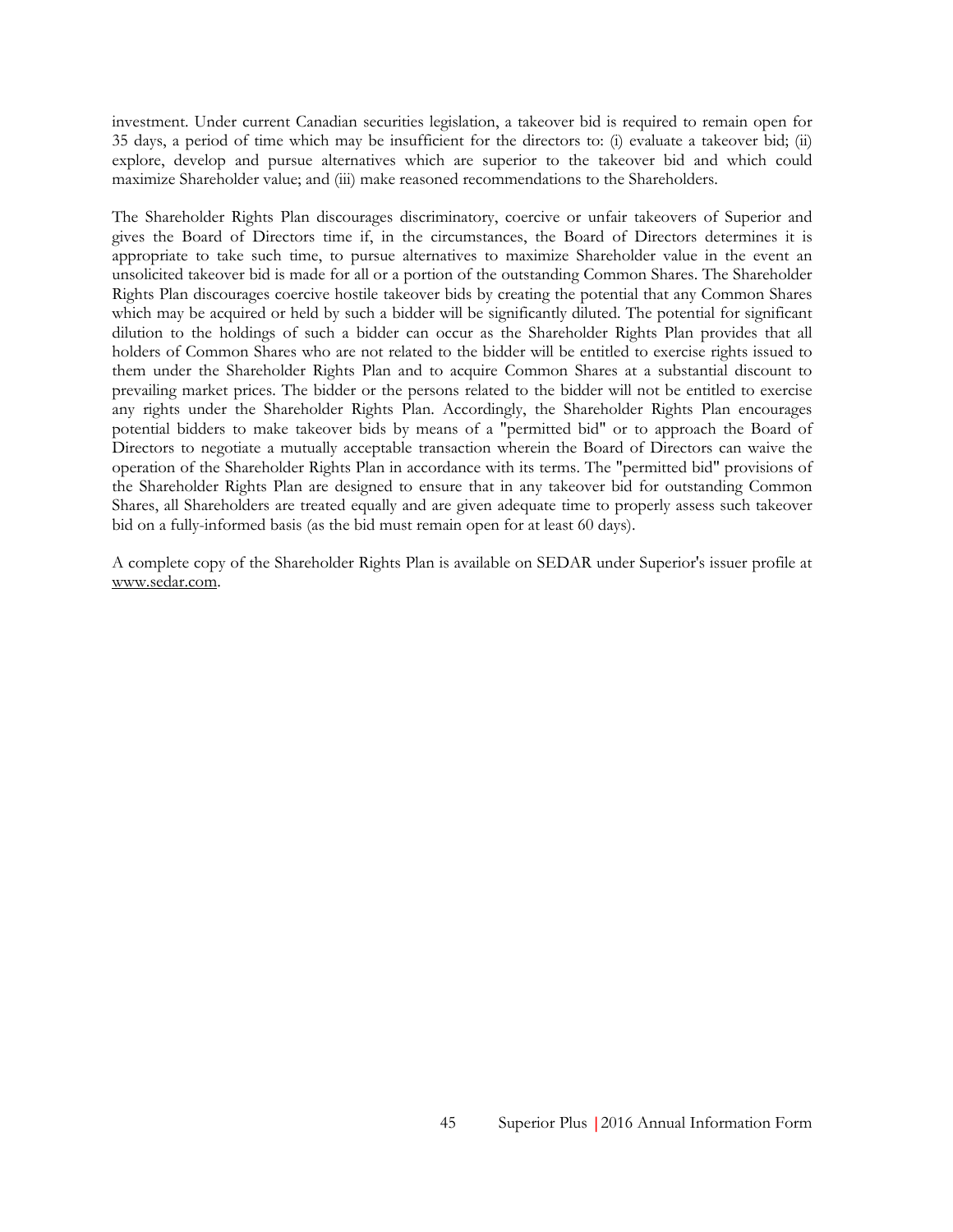investment. Under current Canadian securities legislation, a takeover bid is required to remain open for 35 days, a period of time which may be insufficient for the directors to: (i) evaluate a takeover bid; (ii) explore, develop and pursue alternatives which are superior to the takeover bid and which could maximize Shareholder value; and (iii) make reasoned recommendations to the Shareholders.

The Shareholder Rights Plan discourages discriminatory, coercive or unfair takeovers of Superior and gives the Board of Directors time if, in the circumstances, the Board of Directors determines it is appropriate to take such time, to pursue alternatives to maximize Shareholder value in the event an unsolicited takeover bid is made for all or a portion of the outstanding Common Shares. The Shareholder Rights Plan discourages coercive hostile takeover bids by creating the potential that any Common Shares which may be acquired or held by such a bidder will be significantly diluted. The potential for significant dilution to the holdings of such a bidder can occur as the Shareholder Rights Plan provides that all holders of Common Shares who are not related to the bidder will be entitled to exercise rights issued to them under the Shareholder Rights Plan and to acquire Common Shares at a substantial discount to prevailing market prices. The bidder or the persons related to the bidder will not be entitled to exercise any rights under the Shareholder Rights Plan. Accordingly, the Shareholder Rights Plan encourages potential bidders to make takeover bids by means of a "permitted bid" or to approach the Board of Directors to negotiate a mutually acceptable transaction wherein the Board of Directors can waive the operation of the Shareholder Rights Plan in accordance with its terms. The "permitted bid" provisions of the Shareholder Rights Plan are designed to ensure that in any takeover bid for outstanding Common Shares, all Shareholders are treated equally and are given adequate time to properly assess such takeover bid on a fully-informed basis (as the bid must remain open for at least 60 days).

A complete copy of the Shareholder Rights Plan is available on SEDAR under Superior's issuer profile at www.sedar.com.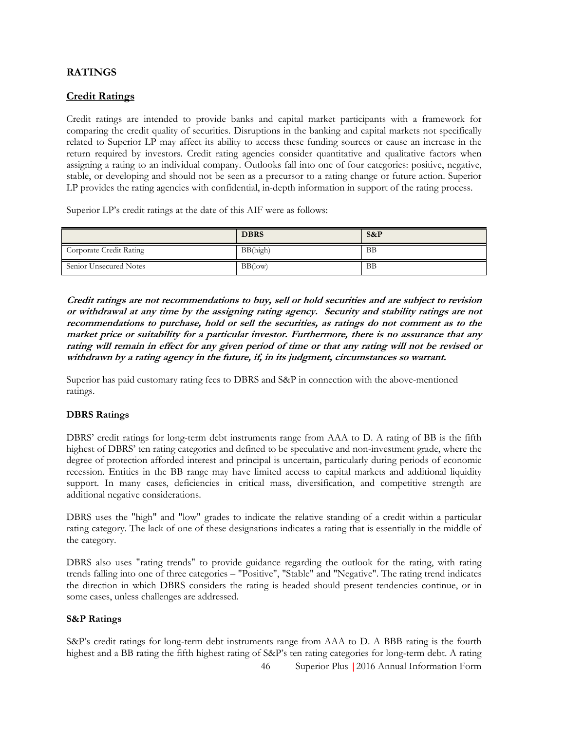## RATINGS

### Credit Ratings

Credit ratings are intended to provide banks and capital market participants with a framework for comparing the credit quality of securities. Disruptions in the banking and capital markets not specifically related to Superior LP may affect its ability to access these funding sources or cause an increase in the return required by investors. Credit rating agencies consider quantitative and qualitative factors when assigning a rating to an individual company. Outlooks fall into one of four categories: positive, negative, stable, or developing and should not be seen as a precursor to a rating change or future action. Superior LP provides the rating agencies with confidential, in-depth information in support of the rating process.

Superior LP's credit ratings at the date of this AIF were as follows:

| | DBRS | S&P |
|---|---|---|
| Corporate Credit Rating | BB(high) | BB |
| Senior Unsecured Notes | BB(low) | BB |

***Credit ratings are not recommendations to buy, sell or hold securities and are subject to revision or withdrawal at any time by the assigning rating agency. Security and stability ratings are not recommendations to purchase, hold or sell the securities, as ratings do not comment as to the market price or suitability for a particular investor. Furthermore, there is no assurance that any rating will remain in effect for any given period of time or that any rating will not be revised or withdrawn by a rating agency in the future, if, in its judgment, circumstances so warrant.***

Superior has paid customary rating fees to DBRS and S&P in connection with the above-mentioned ratings.

#### DBRS Ratings

DBRS' credit ratings for long-term debt instruments range from AAA to D. A rating of BB is the fifth highest of DBRS' ten rating categories and defined to be speculative and non-investment grade, where the degree of protection afforded interest and principal is uncertain, particularly during periods of economic recession. Entities in the BB range may have limited access to capital markets and additional liquidity support. In many cases, deficiencies in critical mass, diversification, and competitive strength are additional negative considerations.

DBRS uses the "high" and "low" grades to indicate the relative standing of a credit within a particular rating category. The lack of one of these designations indicates a rating that is essentially in the middle of the category.

DBRS also uses "rating trends" to provide guidance regarding the outlook for the rating, with rating trends falling into one of three categories – "Positive", "Stable" and "Negative". The rating trend indicates the direction in which DBRS considers the rating is headed should present tendencies continue, or in some cases, unless challenges are addressed.

#### S&P Ratings

S&P's credit ratings for long-term debt instruments range from AAA to D. A BBB rating is the fourth highest and a BB rating the fifth highest rating of S&P's ten rating categories for long-term debt. A rating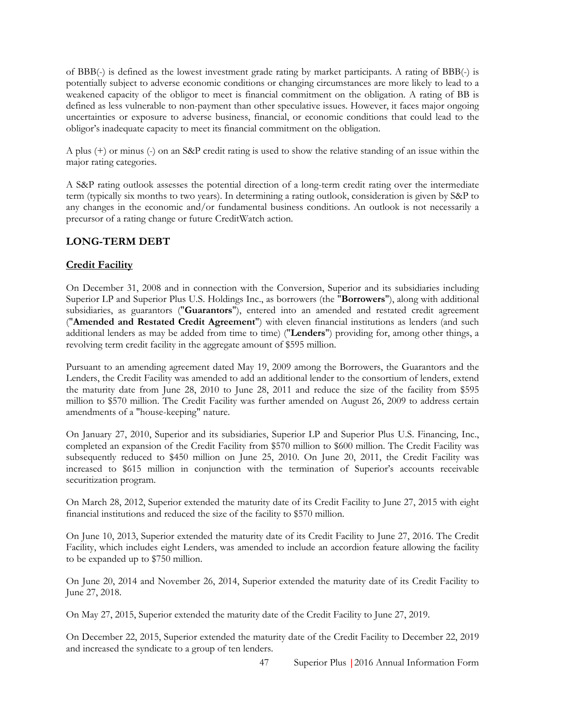of BBB(-) is defined as the lowest investment grade rating by market participants. A rating of BBB(-) is potentially subject to adverse economic conditions or changing circumstances are more likely to lead to a weakened capacity of the obligor to meet is financial commitment on the obligation. A rating of BB is defined as less vulnerable to non-payment than other speculative issues. However, it faces major ongoing uncertainties or exposure to adverse business, financial, or economic conditions that could lead to the obligor's inadequate capacity to meet its financial commitment on the obligation.

A plus (+) or minus (-) on an S&P credit rating is used to show the relative standing of an issue within the major rating categories.

A S&P rating outlook assesses the potential direction of a long-term credit rating over the intermediate term (typically six months to two years). In determining a rating outlook, consideration is given by S&P to any changes in the economic and/or fundamental business conditions. An outlook is not necessarily a precursor of a rating change or future CreditWatch action.

## LONG-TERM DEBT

### Credit Facility

On December 31, 2008 and in connection with the Conversion, Superior and its subsidiaries including Superior LP and Superior Plus U.S. Holdings Inc., as borrowers (the "**Borrowers**"), along with additional subsidiaries, as guarantors ("**Guarantors**"), entered into an amended and restated credit agreement ("**Amended and Restated Credit Agreement**") with eleven financial institutions as lenders (and such additional lenders as may be added from time to time) ("**Lenders**") providing for, among other things, a revolving term credit facility in the aggregate amount of $595 million.

Pursuant to an amending agreement dated May 19, 2009 among the Borrowers, the Guarantors and the Lenders, the Credit Facility was amended to add an additional lender to the consortium of lenders, extend the maturity date from June 28, 2010 to June 28, 2011 and reduce the size of the facility from $595 million to $570 million. The Credit Facility was further amended on August 26, 2009 to address certain amendments of a "house-keeping" nature.

On January 27, 2010, Superior and its subsidiaries, Superior LP and Superior Plus U.S. Financing, Inc., completed an expansion of the Credit Facility from $570 million to $600 million. The Credit Facility was subsequently reduced to $450 million on June 25, 2010. On June 20, 2011, the Credit Facility was increased to $615 million in conjunction with the termination of Superior's accounts receivable securitization program.

On March 28, 2012, Superior extended the maturity date of its Credit Facility to June 27, 2015 with eight financial institutions and reduced the size of the facility to $570 million.

On June 10, 2013, Superior extended the maturity date of its Credit Facility to June 27, 2016. The Credit Facility, which includes eight Lenders, was amended to include an accordion feature allowing the facility to be expanded up to $750 million.

On June 20, 2014 and November 26, 2014, Superior extended the maturity date of its Credit Facility to June 27, 2018.

On May 27, 2015, Superior extended the maturity date of the Credit Facility to June 27, 2019.

On December 22, 2015, Superior extended the maturity date of the Credit Facility to December 22, 2019 and increased the syndicate to a group of ten lenders.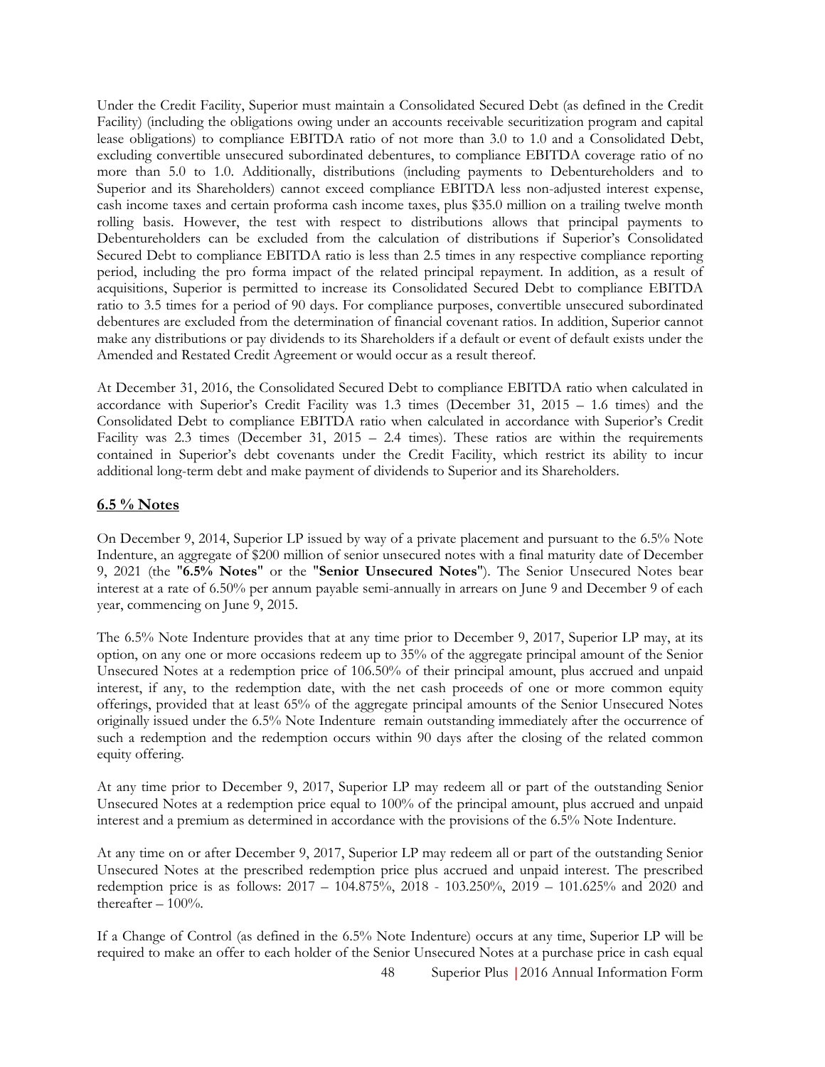Under the Credit Facility, Superior must maintain a Consolidated Secured Debt (as defined in the Credit Facility) (including the obligations owing under an accounts receivable securitization program and capital lease obligations) to compliance EBITDA ratio of not more than 3.0 to 1.0 and a Consolidated Debt, excluding convertible unsecured subordinated debentures, to compliance EBITDA coverage ratio of no more than 5.0 to 1.0. Additionally, distributions (including payments to Debentureholders and to Superior and its Shareholders) cannot exceed compliance EBITDA less non-adjusted interest expense, cash income taxes and certain proforma cash income taxes, plus $35.0 million on a trailing twelve month rolling basis. However, the test with respect to distributions allows that principal payments to Debentureholders can be excluded from the calculation of distributions if Superior's Consolidated Secured Debt to compliance EBITDA ratio is less than 2.5 times in any respective compliance reporting period, including the pro forma impact of the related principal repayment. In addition, as a result of acquisitions, Superior is permitted to increase its Consolidated Secured Debt to compliance EBITDA ratio to 3.5 times for a period of 90 days. For compliance purposes, convertible unsecured subordinated debentures are excluded from the determination of financial covenant ratios. In addition, Superior cannot make any distributions or pay dividends to its Shareholders if a default or event of default exists under the Amended and Restated Credit Agreement or would occur as a result thereof.

At December 31, 2016, the Consolidated Secured Debt to compliance EBITDA ratio when calculated in accordance with Superior's Credit Facility was 1.3 times (December 31, 2015 – 1.6 times) and the Consolidated Debt to compliance EBITDA ratio when calculated in accordance with Superior's Credit Facility was 2.3 times (December 31, 2015 – 2.4 times). These ratios are within the requirements contained in Superior's debt covenants under the Credit Facility, which restrict its ability to incur additional long-term debt and make payment of dividends to Superior and its Shareholders.

## 6.5 % Notes

On December 9, 2014, Superior LP issued by way of a private placement and pursuant to the 6.5% Note Indenture, an aggregate of $200 million of senior unsecured notes with a final maturity date of December 9, 2021 (the "**6.5% Notes**" or the "**Senior Unsecured Notes**"). The Senior Unsecured Notes bear interest at a rate of 6.50% per annum payable semi-annually in arrears on June 9 and December 9 of each year, commencing on June 9, 2015.

The 6.5% Note Indenture provides that at any time prior to December 9, 2017, Superior LP may, at its option, on any one or more occasions redeem up to 35% of the aggregate principal amount of the Senior Unsecured Notes at a redemption price of 106.50% of their principal amount, plus accrued and unpaid interest, if any, to the redemption date, with the net cash proceeds of one or more common equity offerings, provided that at least 65% of the aggregate principal amounts of the Senior Unsecured Notes originally issued under the 6.5% Note Indenture remain outstanding immediately after the occurrence of such a redemption and the redemption occurs within 90 days after the closing of the related common equity offering.

At any time prior to December 9, 2017, Superior LP may redeem all or part of the outstanding Senior Unsecured Notes at a redemption price equal to 100% of the principal amount, plus accrued and unpaid interest and a premium as determined in accordance with the provisions of the 6.5% Note Indenture.

At any time on or after December 9, 2017, Superior LP may redeem all or part of the outstanding Senior Unsecured Notes at the prescribed redemption price plus accrued and unpaid interest. The prescribed redemption price is as follows: 2017 – 104.875%, 2018 - 103.250%, 2019 – 101.625% and 2020 and thereafter – 100%.

If a Change of Control (as defined in the 6.5% Note Indenture) occurs at any time, Superior LP will be required to make an offer to each holder of the Senior Unsecured Notes at a purchase price in cash equal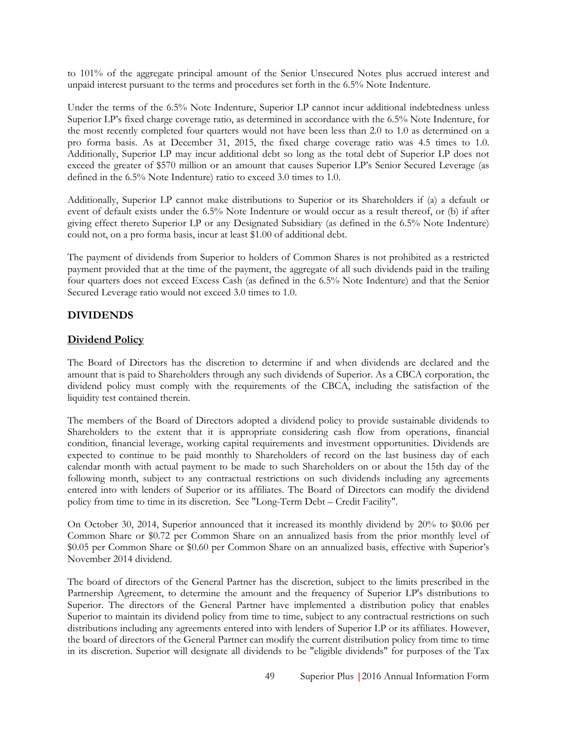to 101% of the aggregate principal amount of the Senior Unsecured Notes plus accrued interest and unpaid interest pursuant to the terms and procedures set forth in the 6.5% Note Indenture.

Under the terms of the 6.5% Note Indenture, Superior LP cannot incur additional indebtedness unless Superior LP's fixed charge coverage ratio, as determined in accordance with the 6.5% Note Indenture, for the most recently completed four quarters would not have been less than 2.0 to 1.0 as determined on a pro forma basis. As at December 31, 2015, the fixed charge coverage ratio was 4.5 times to 1.0. Additionally, Superior LP may incur additional debt so long as the total debt of Superior LP does not exceed the greater of $570 million or an amount that causes Superior LP's Senior Secured Leverage (as defined in the 6.5% Note Indenture) ratio to exceed 3.0 times to 1.0.

Additionally, Superior LP cannot make distributions to Superior or its Shareholders if (a) a default or event of default exists under the 6.5% Note Indenture or would occur as a result thereof, or (b) if after giving effect thereto Superior LP or any Designated Subsidiary (as defined in the 6.5% Note Indenture) could not, on a pro forma basis, incur at least $1.00 of additional debt.

The payment of dividends from Superior to holders of Common Shares is not prohibited as a restricted payment provided that at the time of the payment, the aggregate of all such dividends paid in the trailing four quarters does not exceed Excess Cash (as defined in the 6.5% Note Indenture) and that the Senior Secured Leverage ratio would not exceed 3.0 times to 1.0.

## DIVIDENDS

### Dividend Policy

The Board of Directors has the discretion to determine if and when dividends are declared and the amount that is paid to Shareholders through any such dividends of Superior. As a CBCA corporation, the dividend policy must comply with the requirements of the CBCA, including the satisfaction of the liquidity test contained therein.

The members of the Board of Directors adopted a dividend policy to provide sustainable dividends to Shareholders to the extent that it is appropriate considering cash flow from operations, financial condition, financial leverage, working capital requirements and investment opportunities. Dividends are expected to continue to be paid monthly to Shareholders of record on the last business day of each calendar month with actual payment to be made to such Shareholders on or about the 15th day of the following month, subject to any contractual restrictions on such dividends including any agreements entered into with lenders of Superior or its affiliates. The Board of Directors can modify the dividend policy from time to time in its discretion. See "Long-Term Debt – Credit Facility".

On October 30, 2014, Superior announced that it increased its monthly dividend by 20% to $0.06 per Common Share or $0.72 per Common Share on an annualized basis from the prior monthly level of $0.05 per Common Share or $0.60 per Common Share on an annualized basis, effective with Superior's November 2014 dividend.

The board of directors of the General Partner has the discretion, subject to the limits prescribed in the Partnership Agreement, to determine the amount and the frequency of Superior LP's distributions to Superior. The directors of the General Partner have implemented a distribution policy that enables Superior to maintain its dividend policy from time to time, subject to any contractual restrictions on such distributions including any agreements entered into with lenders of Superior LP or its affiliates. However, the board of directors of the General Partner can modify the current distribution policy from time to time in its discretion. Superior will designate all dividends to be "eligible dividends" for purposes of the Tax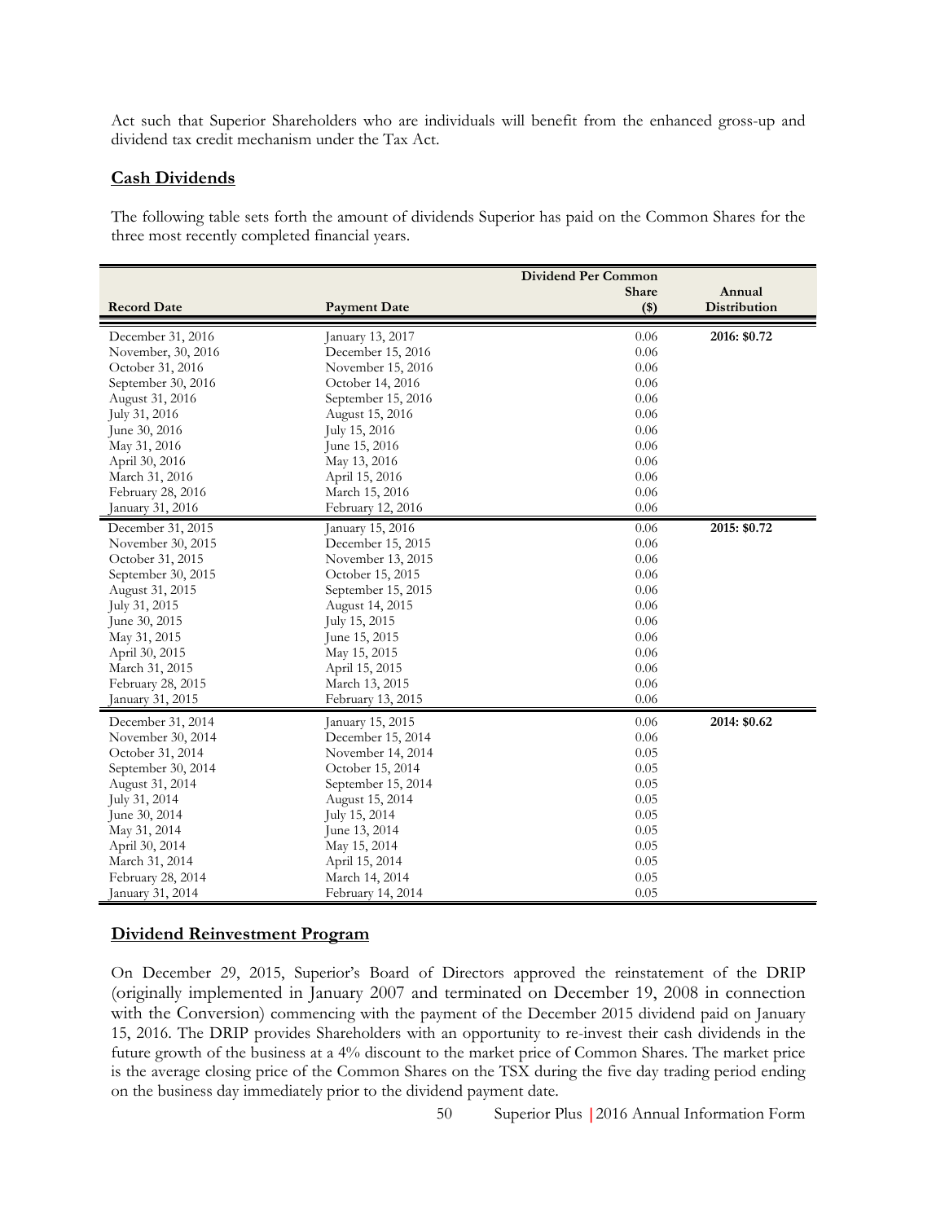Act such that Superior Shareholders who are individuals will benefit from the enhanced gross-up and dividend tax credit mechanism under the Tax Act.

## Cash Dividends

The following table sets forth the amount of dividends Superior has paid on the Common Shares for the three most recently completed financial years.

| Record Date | Payment Date | Dividend Per Common Share ($) | Annual Distribution |
|---|---|---|---|
| December 31, 2016 | January 13, 2017 | 0.06 | **2016: $0.72** |
| November, 30, 2016 | December 15, 2016 | 0.06 | |
| October 31, 2016 | November 15, 2016 | 0.06 | |
| September 30, 2016 | October 14, 2016 | 0.06 | |
| August 31, 2016 | September 15, 2016 | 0.06 | |
| July 31, 2016 | August 15, 2016 | 0.06 | |
| June 30, 2016 | July 15, 2016 | 0.06 | |
| May 31, 2016 | June 15, 2016 | 0.06 | |
| April 30, 2016 | May 13, 2016 | 0.06 | |
| March 31, 2016 | April 15, 2016 | 0.06 | |
| February 28, 2016 | March 15, 2016 | 0.06 | |
| January 31, 2016 | February 12, 2016 | 0.06 | |
| December 31, 2015 | January 15, 2016 | 0.06 | **2015: $0.72** |
| November 30, 2015 | December 15, 2015 | 0.06 | |
| October 31, 2015 | November 13, 2015 | 0.06 | |
| September 30, 2015 | October 15, 2015 | 0.06 | |
| August 31, 2015 | September 15, 2015 | 0.06 | |
| July 31, 2015 | August 14, 2015 | 0.06 | |
| June 30, 2015 | July 15, 2015 | 0.06 | |
| May 31, 2015 | June 15, 2015 | 0.06 | |
| April 30, 2015 | May 15, 2015 | 0.06 | |
| March 31, 2015 | April 15, 2015 | 0.06 | |
| February 28, 2015 | March 13, 2015 | 0.06 | |
| January 31, 2015 | February 13, 2015 | 0.06 | |
| December 31, 2014 | January 15, 2015 | 0.06 | **2014: $0.62** |
| November 30, 2014 | December 15, 2014 | 0.06 | |
| October 31, 2014 | November 14, 2014 | 0.05 | |
| September 30, 2014 | October 15, 2014 | 0.05 | |
| August 31, 2014 | September 15, 2014 | 0.05 | |
| July 31, 2014 | August 15, 2014 | 0.05 | |
| June 30, 2014 | July 15, 2014 | 0.05 | |
| May 31, 2014 | June 13, 2014 | 0.05 | |
| April 30, 2014 | May 15, 2014 | 0.05 | |
| March 31, 2014 | April 15, 2014 | 0.05 | |
| February 28, 2014 | March 14, 2014 | 0.05 | |
| January 31, 2014 | February 14, 2014 | 0.05 | |

## Dividend Reinvestment Program

On December 29, 2015, Superior's Board of Directors approved the reinstatement of the DRIP (originally implemented in January 2007 and terminated on December 19, 2008 in connection with the Conversion) commencing with the payment of the December 2015 dividend paid on January 15, 2016. The DRIP provides Shareholders with an opportunity to re-invest their cash dividends in the future growth of the business at a 4% discount to the market price of Common Shares. The market price is the average closing price of the Common Shares on the TSX during the five day trading period ending on the business day immediately prior to the dividend payment date.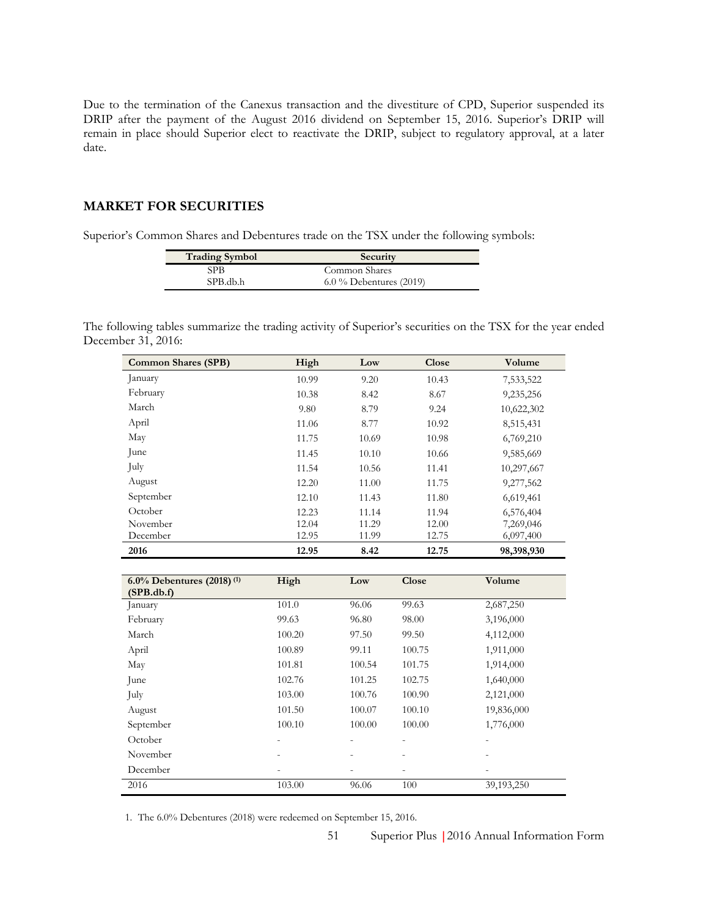Due to the termination of the Canexus transaction and the divestiture of CPD, Superior suspended its DRIP after the payment of the August 2016 dividend on September 15, 2016. Superior's DRIP will remain in place should Superior elect to reactivate the DRIP, subject to regulatory approval, at a later date.

## MARKET FOR SECURITIES

Superior's Common Shares and Debentures trade on the TSX under the following symbols:

| Trading Symbol | Security |
|---|---|
| SPB | Common Shares |
| SPB.db.h | 6.0 % Debentures (2019) |

The following tables summarize the trading activity of Superior's securities on the TSX for the year ended December 31, 2016:

| Common Shares (SPB) | High | Low | Close | Volume |
|---|---|---|---|---|
| January | 10.99 | 9.20 | 10.43 | 7,533,522 |
| February | 10.38 | 8.42 | 8.67 | 9,235,256 |
| March | 9.80 | 8.79 | 9.24 | 10,622,302 |
| April | 11.06 | 8.77 | 10.92 | 8,515,431 |
| May | 11.75 | 10.69 | 10.98 | 6,769,210 |
| June | 11.45 | 10.10 | 10.66 | 9,585,669 |
| July | 11.54 | 10.56 | 11.41 | 10,297,667 |
| August | 12.20 | 11.00 | 11.75 | 9,277,562 |
| September | 12.10 | 11.43 | 11.80 | 6,619,461 |
| October | 12.23 | 11.14 | 11.94 | 6,576,404 |
| November | 12.04 | 11.29 | 12.00 | 7,269,046 |
| December | 12.95 | 11.99 | 12.75 | 6,097,400 |
| **2016** | **12.95** | **8.42** | **12.75** | **98,398,930** |

| 6.0% Debentures (2018) (1) (SPB.db.f) | High | Low | Close | Volume |
|---|---|---|---|---|
| January | 101.0 | 96.06 | 99.63 | 2,687,250 |
| February | 99.63 | 96.80 | 98.00 | 3,196,000 |
| March | 100.20 | 97.50 | 99.50 | 4,112,000 |
| April | 100.89 | 99.11 | 100.75 | 1,911,000 |
| May | 101.81 | 100.54 | 101.75 | 1,914,000 |
| June | 102.76 | 101.25 | 102.75 | 1,640,000 |
| July | 103.00 | 100.76 | 100.90 | 2,121,000 |
| August | 101.50 | 100.07 | 100.10 | 19,836,000 |
| September | 100.10 | 100.00 | 100.00 | 1,776,000 |
| October | - | - | - | - |
| November | - | - | - | - |
| December | - | - | - | - |
| 2016 | 103.00 | 96.06 | 100 | 39,193,250 |

1. The 6.0% Debentures (2018) were redeemed on September 15, 2016.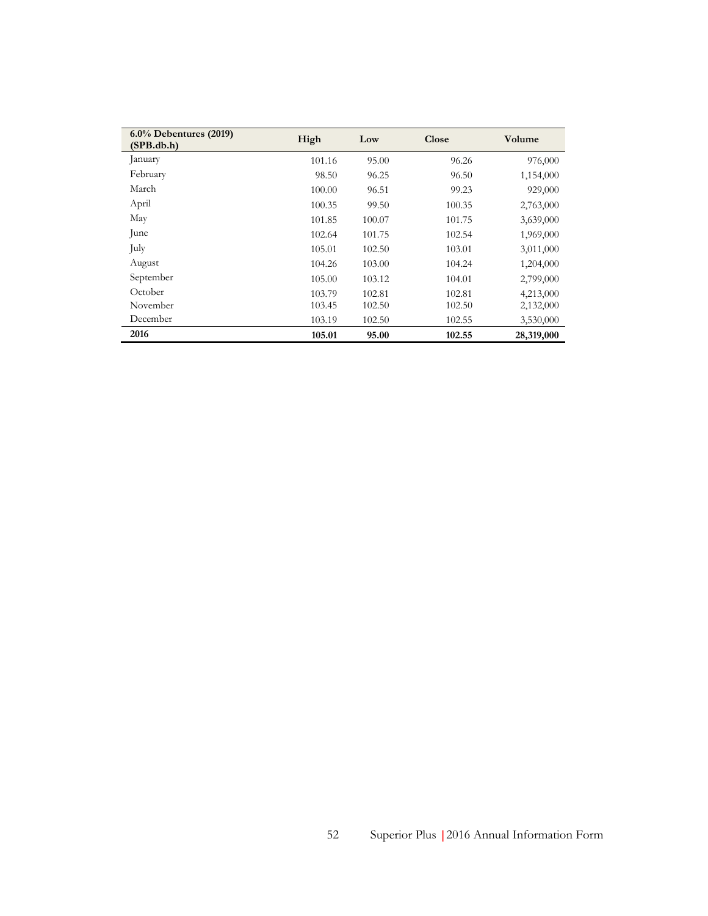| 6.0% Debentures (2019) (SPB.db.h) | High | Low | Close | Volume |
|---|---|---|---|---|
| January | 101.16 | 95.00 | 96.26 | 976,000 |
| February | 98.50 | 96.25 | 96.50 | 1,154,000 |
| March | 100.00 | 96.51 | 99.23 | 929,000 |
| April | 100.35 | 99.50 | 100.35 | 2,763,000 |
| May | 101.85 | 100.07 | 101.75 | 3,639,000 |
| June | 102.64 | 101.75 | 102.54 | 1,969,000 |
| July | 105.01 | 102.50 | 103.01 | 3,011,000 |
| August | 104.26 | 103.00 | 104.24 | 1,204,000 |
| September | 105.00 | 103.12 | 104.01 | 2,799,000 |
| October | 103.79 | 102.81 | 102.81 | 4,213,000 |
| November | 103.45 | 102.50 | 102.50 | 2,132,000 |
| December | 103.19 | 102.50 | 102.55 | 3,530,000 |
| **2016** | **105.01** | **95.00** | **102.55** | **28,319,000** |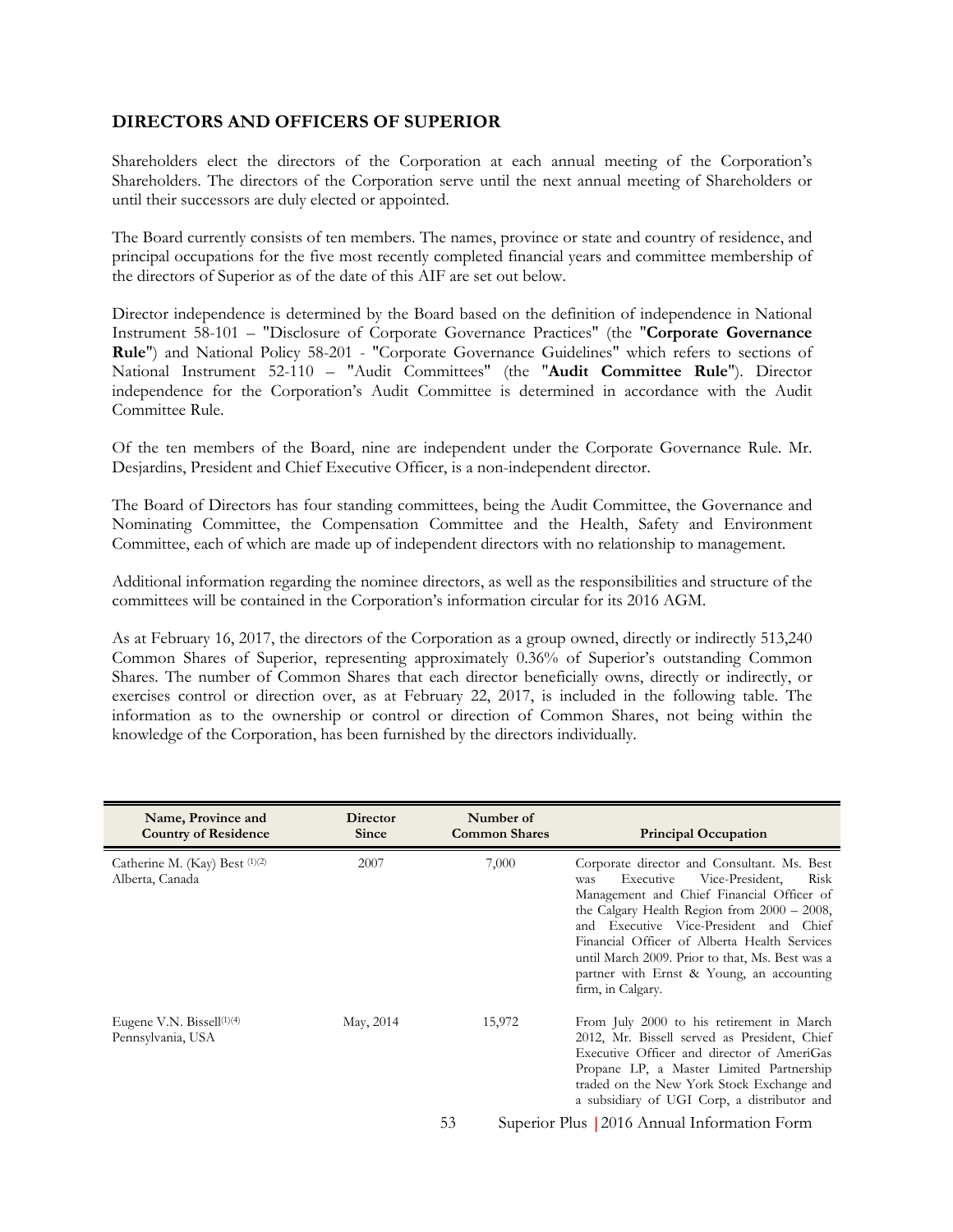## DIRECTORS AND OFFICERS OF SUPERIOR

Shareholders elect the directors of the Corporation at each annual meeting of the Corporation's Shareholders. The directors of the Corporation serve until the next annual meeting of Shareholders or until their successors are duly elected or appointed.

The Board currently consists of ten members. The names, province or state and country of residence, and principal occupations for the five most recently completed financial years and committee membership of the directors of Superior as of the date of this AIF are set out below.

Director independence is determined by the Board based on the definition of independence in National Instrument 58-101 – "Disclosure of Corporate Governance Practices" (the "**Corporate Governance Rule**") and National Policy 58-201 - "Corporate Governance Guidelines" which refers to sections of National Instrument 52-110 – "Audit Committees" (the "**Audit Committee Rule**"). Director independence for the Corporation's Audit Committee is determined in accordance with the Audit Committee Rule.

Of the ten members of the Board, nine are independent under the Corporate Governance Rule. Mr. Desjardins, President and Chief Executive Officer, is a non-independent director.

The Board of Directors has four standing committees, being the Audit Committee, the Governance and Nominating Committee, the Compensation Committee and the Health, Safety and Environment Committee, each of which are made up of independent directors with no relationship to management.

Additional information regarding the nominee directors, as well as the responsibilities and structure of the committees will be contained in the Corporation's information circular for its 2016 AGM.

As at February 16, 2017, the directors of the Corporation as a group owned, directly or indirectly 513,240 Common Shares of Superior, representing approximately 0.36% of Superior's outstanding Common Shares. The number of Common Shares that each director beneficially owns, directly or indirectly, or exercises control or direction over, as at February 22, 2017, is included in the following table. The information as to the ownership or control or direction of Common Shares, not being within the knowledge of the Corporation, has been furnished by the directors individually.

| Name, Province and Country of Residence | Director Since | Number of Common Shares | Principal Occupation |
|---|---|---|---|
| Catherine M. (Kay) Best [(1)(2)] Alberta, Canada | 2007 | 7,000 | Corporate director and Consultant. Ms. Best was Executive Vice-President, Risk Management and Chief Financial Officer of the Calgary Health Region from 2000 – 2008, and Executive Vice-President and Chief Financial Officer of Alberta Health Services until March 2009. Prior to that, Ms. Best was a partner with Ernst & Young, an accounting firm, in Calgary. |
| Eugene V.N. Bissell[(1)(4)] Pennsylvania, USA | May, 2014 | 15,972 | From July 2000 to his retirement in March 2012, Mr. Bissell served as President, Chief Executive Officer and director of AmeriGas Propane LP, a Master Limited Partnership traded on the New York Stock Exchange and a subsidiary of UGI Corp, a distributor and |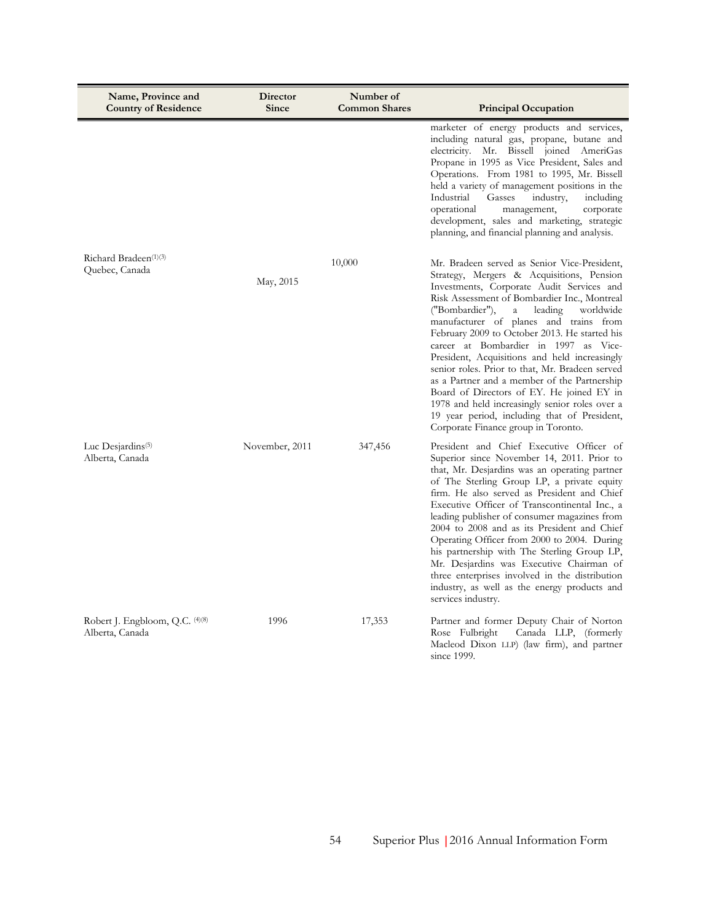| Name, Province and Country of Residence | Director Since | Number of Common Shares | Principal Occupation |
|---|---|---|---|
| | | | marketer of energy products and services, including natural gas, propane, butane and electricity. Mr. Bissell joined AmeriGas Propane in 1995 as Vice President, Sales and Operations. From 1981 to 1995, Mr. Bissell held a variety of management positions in the Industrial Gasses industry, including operational management, corporate development, sales and marketing, strategic planning, and financial planning and analysis. |
| Richard Bradeen[(1)(3)] Quebec, Canada | May, 2015 | 10,000 | Mr. Bradeen served as Senior Vice-President, Strategy, Mergers & Acquisitions, Pension Investments, Corporate Audit Services and Risk Assessment of Bombardier Inc., Montreal ("Bombardier"), a leading worldwide manufacturer of planes and trains from February 2009 to October 2013. He started his career at Bombardier in 1997 as Vice-President, Acquisitions and held increasingly senior roles. Prior to that, Mr. Bradeen served as a Partner and a member of the Partnership Board of Directors of EY. He joined EY in 1978 and held increasingly senior roles over a 19 year period, including that of President, Corporate Finance group in Toronto. |
| Luc Desjardins[(5)] Alberta, Canada | November, 2011 | 347,456 | President and Chief Executive Officer of Superior since November 14, 2011. Prior to that, Mr. Desjardins was an operating partner of The Sterling Group LP, a private equity firm. He also served as President and Chief Executive Officer of Transcontinental Inc., a leading publisher of consumer magazines from 2004 to 2008 and as its President and Chief Operating Officer from 2000 to 2004. During his partnership with The Sterling Group LP, Mr. Desjardins was Executive Chairman of three enterprises involved in the distribution industry, as well as the energy products and services industry. |
| Robert J. Engbloom, Q.C. [(4)(8)] Alberta, Canada | 1996 | 17,353 | Partner and former Deputy Chair of Norton Rose Fulbright Canada LLP, (formerly Macleod Dixon LLP) (law firm), and partner since 1999. |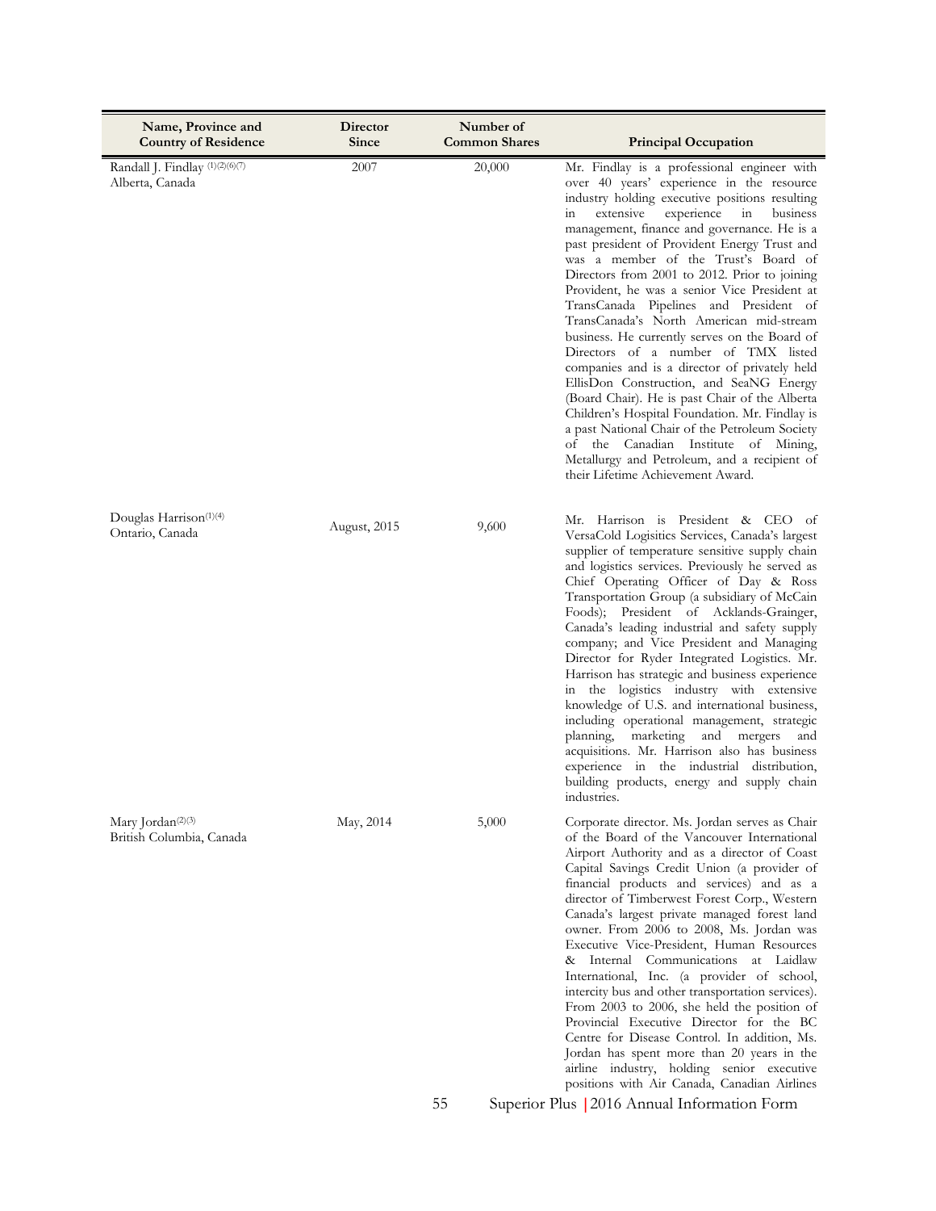| Name, Province and Country of Residence | Director Since | Number of Common Shares | Principal Occupation |
|---|---|---|---|
| Randall J. Findlay [(1)(2)(6)(7)] Alberta, Canada | 2007 | 20,000 | Mr. Findlay is a professional engineer with over 40 years' experience in the resource industry holding executive positions resulting in extensive experience in business management, finance and governance. He is a past president of Provident Energy Trust and was a member of the Trust's Board of Directors from 2001 to 2012. Prior to joining Provident, he was a senior Vice President at TransCanada Pipelines and President of TransCanada's North American mid-stream business. He currently serves on the Board of Directors of a number of TMX listed companies and is a director of privately held EllisDon Construction, and SeaNG Energy (Board Chair). He is past Chair of the Alberta Children's Hospital Foundation. Mr. Findlay is a past National Chair of the Petroleum Society of the Canadian Institute of Mining, Metallurgy and Petroleum, and a recipient of their Lifetime Achievement Award. |
| Douglas Harrison[(1)(4)] Ontario, Canada | August, 2015 | 9,600 | Mr. Harrison is President & CEO of VersaCold Logisitics Services, Canada's largest supplier of temperature sensitive supply chain and logistics services. Previously he served as Chief Operating Officer of Day & Ross Transportation Group (a subsidiary of McCain Foods); President of Acklands-Grainger, Canada's leading industrial and safety supply company; and Vice President and Managing Director for Ryder Integrated Logistics. Mr. Harrison has strategic and business experience in the logistics industry with extensive knowledge of U.S. and international business, including operational management, strategic planning, marketing and mergers and acquisitions. Mr. Harrison also has business experience in the industrial distribution, building products, energy and supply chain industries. |
| Mary Jordan[(2)(3)] British Columbia, Canada | May, 2014 | 5,000 | Corporate director. Ms. Jordan serves as Chair of the Board of the Vancouver International Airport Authority and as a director of Coast Capital Savings Credit Union (a provider of financial products and services) and as a director of Timberwest Forest Corp., Western Canada's largest private managed forest land owner. From 2006 to 2008, Ms. Jordan was Executive Vice-President, Human Resources & Internal Communications at Laidlaw International, Inc. (a provider of school, intercity bus and other transportation services). From 2003 to 2006, she held the position of Provincial Executive Director for the BC Centre for Disease Control. In addition, Ms. Jordan has spent more than 20 years in the airline industry, holding senior executive positions with Air Canada, Canadian Airlines |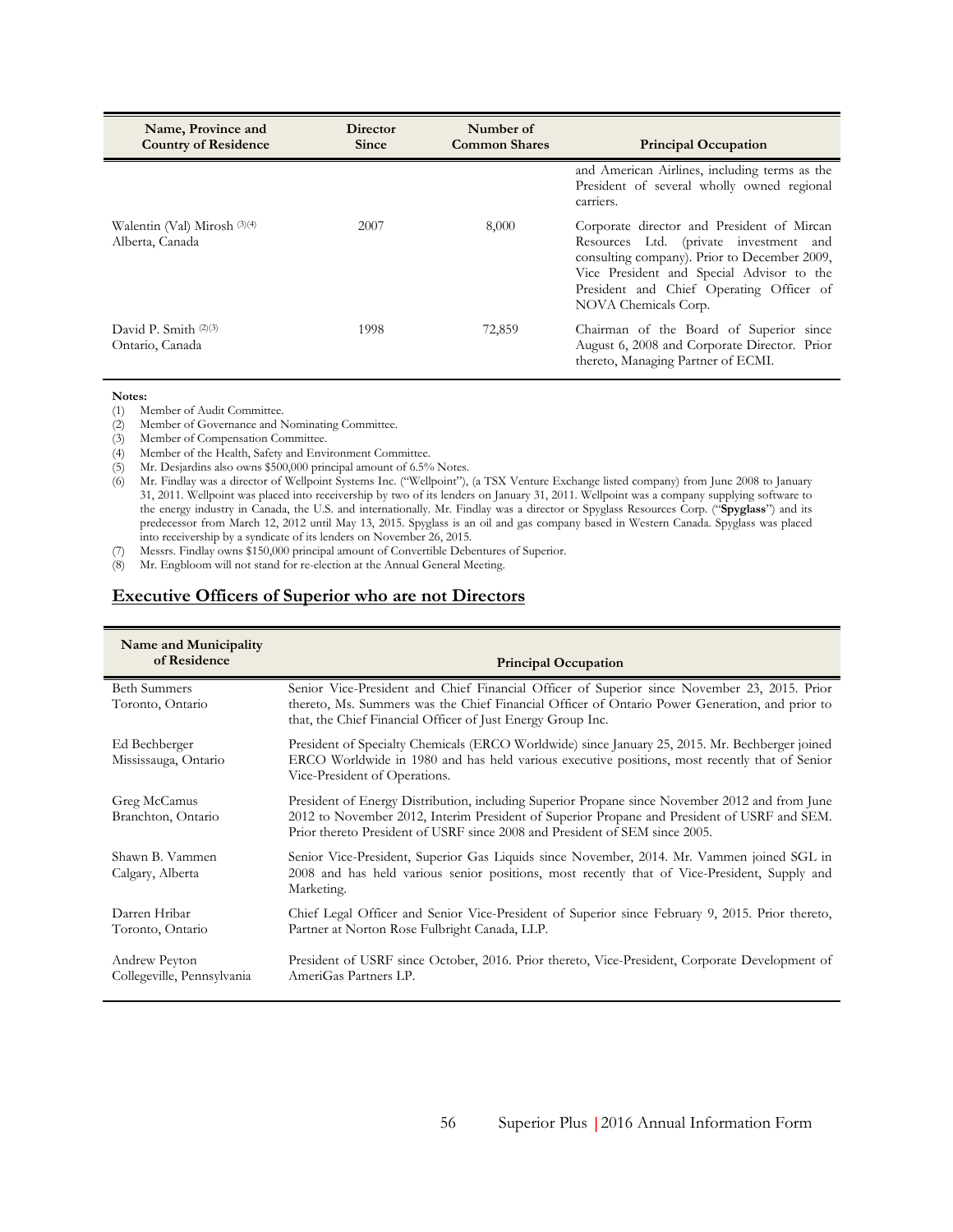| Name, Province and Country of Residence | Director Since | Number of Common Shares | Principal Occupation |
|---|---|---|---|
| | | | and American Airlines, including terms as the President of several wholly owned regional carriers. |
| Walentin (Val) Mirosh (3)(4) Alberta, Canada | 2007 | 8,000 | Corporate director and President of Mircan Resources Ltd. (private investment and consulting company). Prior to December 2009, Vice President and Special Advisor to the President and Chief Operating Officer of NOVA Chemicals Corp. |
| David P. Smith (2)(3) Ontario, Canada | 1998 | 72,859 | Chairman of the Board of Superior since August 6, 2008 and Corporate Director. Prior thereto, Managing Partner of ECMI. |

**Notes:**

(1) Member of Audit Committee.
(2) Member of Governance and Nominating Committee.
(3) Member of Compensation Committee.
(4) Member of the Health, Safety and Environment Committee.
(5) Mr. Desjardins also owns $500,000 principal amount of 6.5% Notes.
(6) Mr. Findlay was a director of Wellpoint Systems Inc. ("Wellpoint"), (a TSX Venture Exchange listed company) from June 2008 to January 31, 2011. Wellpoint was placed into receivership by two of its lenders on January 31, 2011. Wellpoint was a company supplying software to the energy industry in Canada, the U.S. and internationally. Mr. Findlay was a director or Spyglass Resources Corp. ("**Spyglass**") and its predecessor from March 12, 2012 until May 13, 2015. Spyglass is an oil and gas company based in Western Canada. Spyglass was placed into receivership by a syndicate of its lenders on November 26, 2015.
(7) Messrs. Findlay owns $150,000 principal amount of Convertible Debentures of Superior.
(8) Mr. Engbloom will not stand for re-election at the Annual General Meeting.

## Executive Officers of Superior who are not Directors

| Name and Municipality of Residence | Principal Occupation |
|---|---|
| Beth Summers Toronto, Ontario | Senior Vice-President and Chief Financial Officer of Superior since November 23, 2015. Prior thereto, Ms. Summers was the Chief Financial Officer of Ontario Power Generation, and prior to that, the Chief Financial Officer of Just Energy Group Inc. |
| Ed Bechberger Mississauga, Ontario | President of Specialty Chemicals (ERCO Worldwide) since January 25, 2015. Mr. Bechberger joined ERCO Worldwide in 1980 and has held various executive positions, most recently that of Senior Vice-President of Operations. |
| Greg McCamus Branchton, Ontario | President of Energy Distribution, including Superior Propane since November 2012 and from June 2012 to November 2012, Interim President of Superior Propane and President of USRF and SEM. Prior thereto President of USRF since 2008 and President of SEM since 2005. |
| Shawn B. Vammen Calgary, Alberta | Senior Vice-President, Superior Gas Liquids since November, 2014. Mr. Vammen joined SGL in 2008 and has held various senior positions, most recently that of Vice-President, Supply and Marketing. |
| Darren Hribar Toronto, Ontario | Chief Legal Officer and Senior Vice-President of Superior since February 9, 2015. Prior thereto, Partner at Norton Rose Fulbright Canada, LLP. |
| Andrew Peyton Collegeville, Pennsylvania | President of USRF since October, 2016. Prior thereto, Vice-President, Corporate Development of AmeriGas Partners LP. |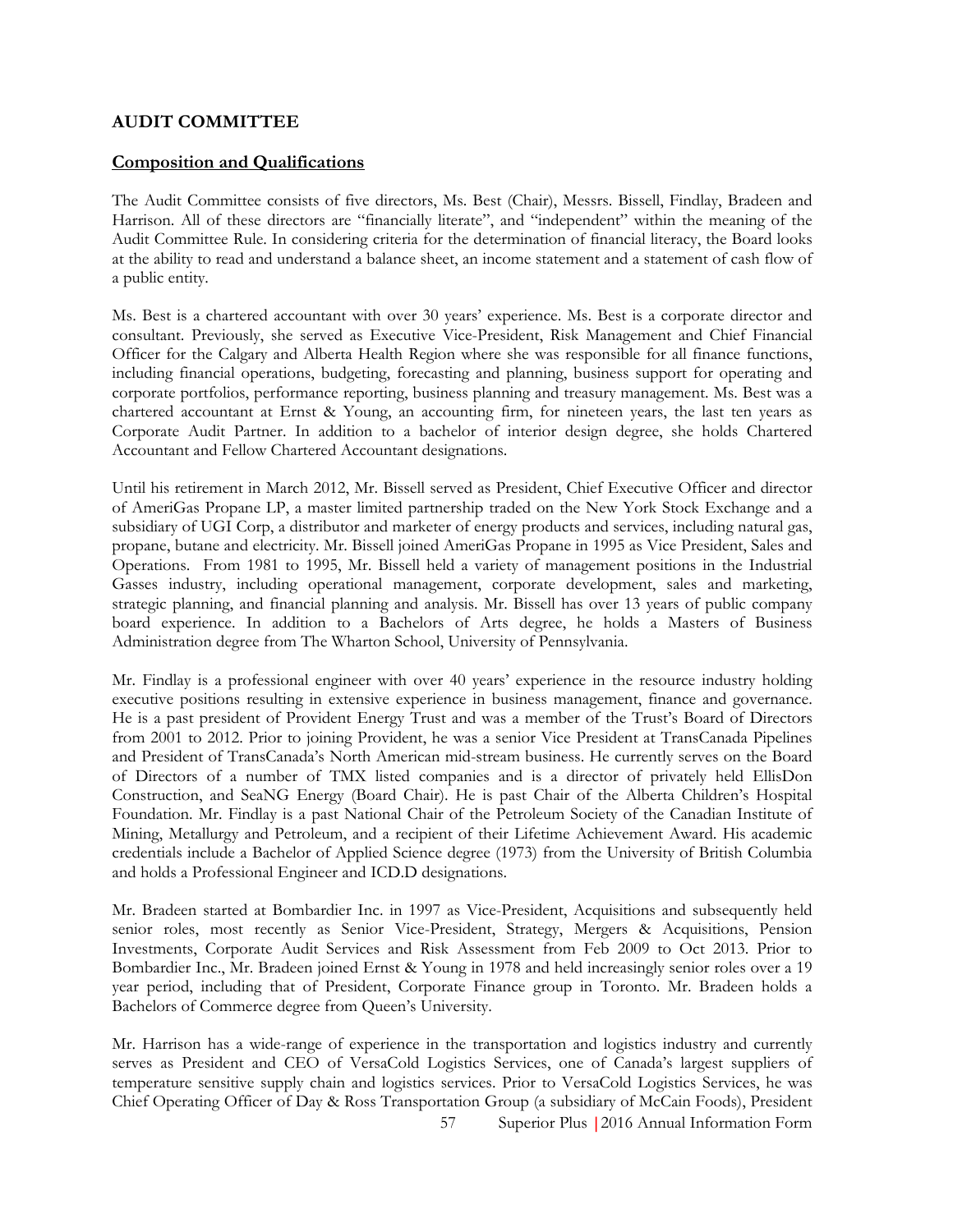## AUDIT COMMITTEE

### Composition and Qualifications

The Audit Committee consists of five directors, Ms. Best (Chair), Messrs. Bissell, Findlay, Bradeen and Harrison. All of these directors are "financially literate", and "independent" within the meaning of the Audit Committee Rule. In considering criteria for the determination of financial literacy, the Board looks at the ability to read and understand a balance sheet, an income statement and a statement of cash flow of a public entity.

Ms. Best is a chartered accountant with over 30 years' experience. Ms. Best is a corporate director and consultant. Previously, she served as Executive Vice-President, Risk Management and Chief Financial Officer for the Calgary and Alberta Health Region where she was responsible for all finance functions, including financial operations, budgeting, forecasting and planning, business support for operating and corporate portfolios, performance reporting, business planning and treasury management. Ms. Best was a chartered accountant at Ernst & Young, an accounting firm, for nineteen years, the last ten years as Corporate Audit Partner. In addition to a bachelor of interior design degree, she holds Chartered Accountant and Fellow Chartered Accountant designations.

Until his retirement in March 2012, Mr. Bissell served as President, Chief Executive Officer and director of AmeriGas Propane LP, a master limited partnership traded on the New York Stock Exchange and a subsidiary of UGI Corp, a distributor and marketer of energy products and services, including natural gas, propane, butane and electricity. Mr. Bissell joined AmeriGas Propane in 1995 as Vice President, Sales and Operations. From 1981 to 1995, Mr. Bissell held a variety of management positions in the Industrial Gasses industry, including operational management, corporate development, sales and marketing, strategic planning, and financial planning and analysis. Mr. Bissell has over 13 years of public company board experience. In addition to a Bachelors of Arts degree, he holds a Masters of Business Administration degree from The Wharton School, University of Pennsylvania.

Mr. Findlay is a professional engineer with over 40 years' experience in the resource industry holding executive positions resulting in extensive experience in business management, finance and governance. He is a past president of Provident Energy Trust and was a member of the Trust's Board of Directors from 2001 to 2012. Prior to joining Provident, he was a senior Vice President at TransCanada Pipelines and President of TransCanada's North American mid-stream business. He currently serves on the Board of Directors of a number of TMX listed companies and is a director of privately held EllisDon Construction, and SeaNG Energy (Board Chair). He is past Chair of the Alberta Children's Hospital Foundation. Mr. Findlay is a past National Chair of the Petroleum Society of the Canadian Institute of Mining, Metallurgy and Petroleum, and a recipient of their Lifetime Achievement Award. His academic credentials include a Bachelor of Applied Science degree (1973) from the University of British Columbia and holds a Professional Engineer and ICD.D designations.

Mr. Bradeen started at Bombardier Inc. in 1997 as Vice-President, Acquisitions and subsequently held senior roles, most recently as Senior Vice-President, Strategy, Mergers & Acquisitions, Pension Investments, Corporate Audit Services and Risk Assessment from Feb 2009 to Oct 2013. Prior to Bombardier Inc., Mr. Bradeen joined Ernst & Young in 1978 and held increasingly senior roles over a 19 year period, including that of President, Corporate Finance group in Toronto. Mr. Bradeen holds a Bachelors of Commerce degree from Queen's University.

Mr. Harrison has a wide-range of experience in the transportation and logistics industry and currently serves as President and CEO of VersaCold Logistics Services, one of Canada's largest suppliers of temperature sensitive supply chain and logistics services. Prior to VersaCold Logistics Services, he was Chief Operating Officer of Day & Ross Transportation Group (a subsidiary of McCain Foods), President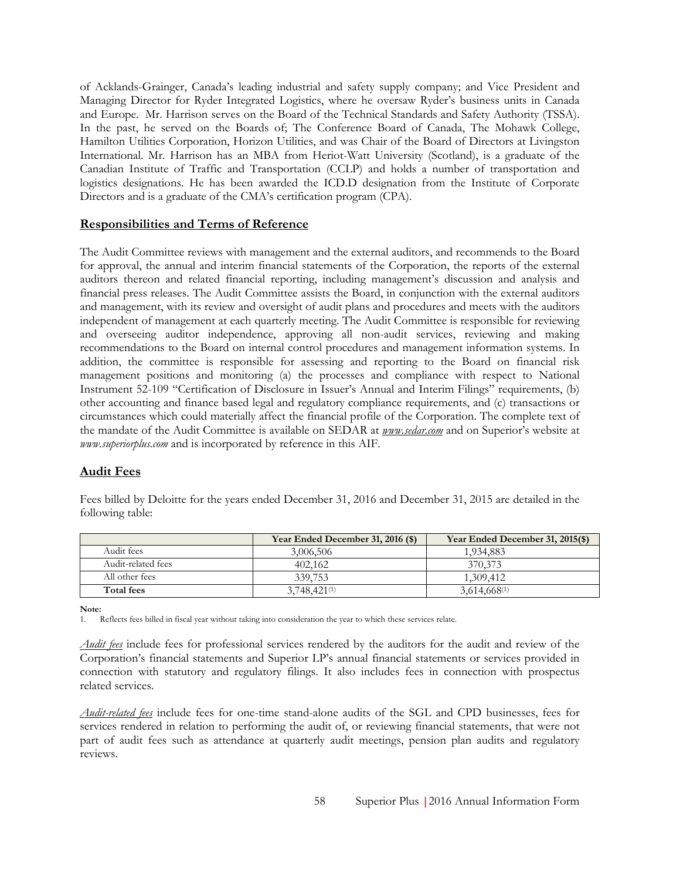of Acklands-Grainger, Canada's leading industrial and safety supply company; and Vice President and Managing Director for Ryder Integrated Logistics, where he oversaw Ryder's business units in Canada and Europe. Mr. Harrison serves on the Board of the Technical Standards and Safety Authority (TSSA). In the past, he served on the Boards of; The Conference Board of Canada, The Mohawk College, Hamilton Utilities Corporation, Horizon Utilities, and was Chair of the Board of Directors at Livingston International. Mr. Harrison has an MBA from Heriot-Watt University (Scotland), is a graduate of the Canadian Institute of Traffic and Transportation (CCLP) and holds a number of transportation and logistics designations. He has been awarded the ICD.D designation from the Institute of Corporate Directors and is a graduate of the CMA's certification program (CPA).

## Responsibilities and Terms of Reference

The Audit Committee reviews with management and the external auditors, and recommends to the Board for approval, the annual and interim financial statements of the Corporation, the reports of the external auditors thereon and related financial reporting, including management's discussion and analysis and financial press releases. The Audit Committee assists the Board, in conjunction with the external auditors and management, with its review and oversight of audit plans and procedures and meets with the auditors independent of management at each quarterly meeting. The Audit Committee is responsible for reviewing and overseeing auditor independence, approving all non-audit services, reviewing and making recommendations to the Board on internal control procedures and management information systems. In addition, the committee is responsible for assessing and reporting to the Board on financial risk management positions and monitoring (a) the processes and compliance with respect to National Instrument 52-109 "Certification of Disclosure in Issuer's Annual and Interim Filings" requirements, (b) other accounting and finance based legal and regulatory compliance requirements, and (c) transactions or circumstances which could materially affect the financial profile of the Corporation. The complete text of the mandate of the Audit Committee is available on SEDAR at *www.sedar.com* and on Superior's website at *www.superiorplus.com* and is incorporated by reference in this AIF.

## Audit Fees

Fees billed by Deloitte for the years ended December 31, 2016 and December 31, 2015 are detailed in the following table:

| | Year Ended December 31, 2016 ($) | Year Ended December 31, 2015($) |
|---|---|---|
| Audit fees | 3,006,506 | 1,934,883 |
| Audit-related fees | 402,162 | 370,373 |
| All other fees | 339,753 | 1,309,412 |
| **Total fees** | 3,748,421[(1)] | 3,614,668[(1)] |

**Note:**

1. Reflects fees billed in fiscal year without taking into consideration the year to which these services relate.

*Audit fees* include fees for professional services rendered by the auditors for the audit and review of the Corporation's financial statements and Superior LP's annual financial statements or services provided in connection with statutory and regulatory filings. It also includes fees in connection with prospectus related services.

*Audit-related fees* include fees for one-time stand-alone audits of the SGL and CPD businesses, fees for services rendered in relation to performing the audit of, or reviewing financial statements, that were not part of audit fees such as attendance at quarterly audit meetings, pension plan audits and regulatory reviews.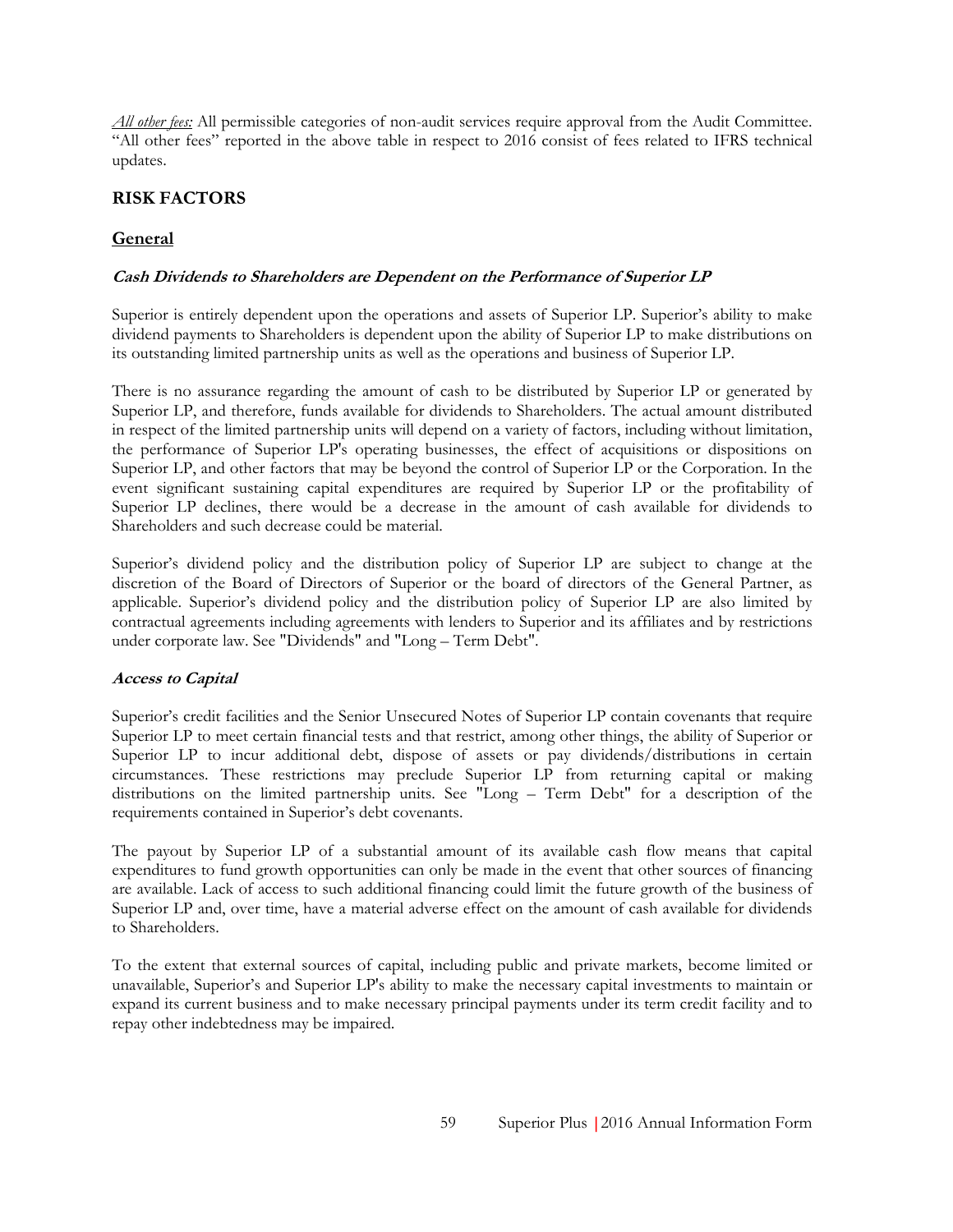*All other fees:* All permissible categories of non-audit services require approval from the Audit Committee. "All other fees" reported in the above table in respect to 2016 consist of fees related to IFRS technical updates.

## RISK FACTORS

### General

#### *Cash Dividends to Shareholders are Dependent on the Performance of Superior LP*

Superior is entirely dependent upon the operations and assets of Superior LP. Superior's ability to make dividend payments to Shareholders is dependent upon the ability of Superior LP to make distributions on its outstanding limited partnership units as well as the operations and business of Superior LP.

There is no assurance regarding the amount of cash to be distributed by Superior LP or generated by Superior LP, and therefore, funds available for dividends to Shareholders. The actual amount distributed in respect of the limited partnership units will depend on a variety of factors, including without limitation, the performance of Superior LP's operating businesses, the effect of acquisitions or dispositions on Superior LP, and other factors that may be beyond the control of Superior LP or the Corporation. In the event significant sustaining capital expenditures are required by Superior LP or the profitability of Superior LP declines, there would be a decrease in the amount of cash available for dividends to Shareholders and such decrease could be material.

Superior's dividend policy and the distribution policy of Superior LP are subject to change at the discretion of the Board of Directors of Superior or the board of directors of the General Partner, as applicable. Superior's dividend policy and the distribution policy of Superior LP are also limited by contractual agreements including agreements with lenders to Superior and its affiliates and by restrictions under corporate law. See "Dividends" and "Long – Term Debt".

#### *Access to Capital*

Superior's credit facilities and the Senior Unsecured Notes of Superior LP contain covenants that require Superior LP to meet certain financial tests and that restrict, among other things, the ability of Superior or Superior LP to incur additional debt, dispose of assets or pay dividends/distributions in certain circumstances. These restrictions may preclude Superior LP from returning capital or making distributions on the limited partnership units. See "Long – Term Debt" for a description of the requirements contained in Superior's debt covenants.

The payout by Superior LP of a substantial amount of its available cash flow means that capital expenditures to fund growth opportunities can only be made in the event that other sources of financing are available. Lack of access to such additional financing could limit the future growth of the business of Superior LP and, over time, have a material adverse effect on the amount of cash available for dividends to Shareholders.

To the extent that external sources of capital, including public and private markets, become limited or unavailable, Superior's and Superior LP's ability to make the necessary capital investments to maintain or expand its current business and to make necessary principal payments under its term credit facility and to repay other indebtedness may be impaired.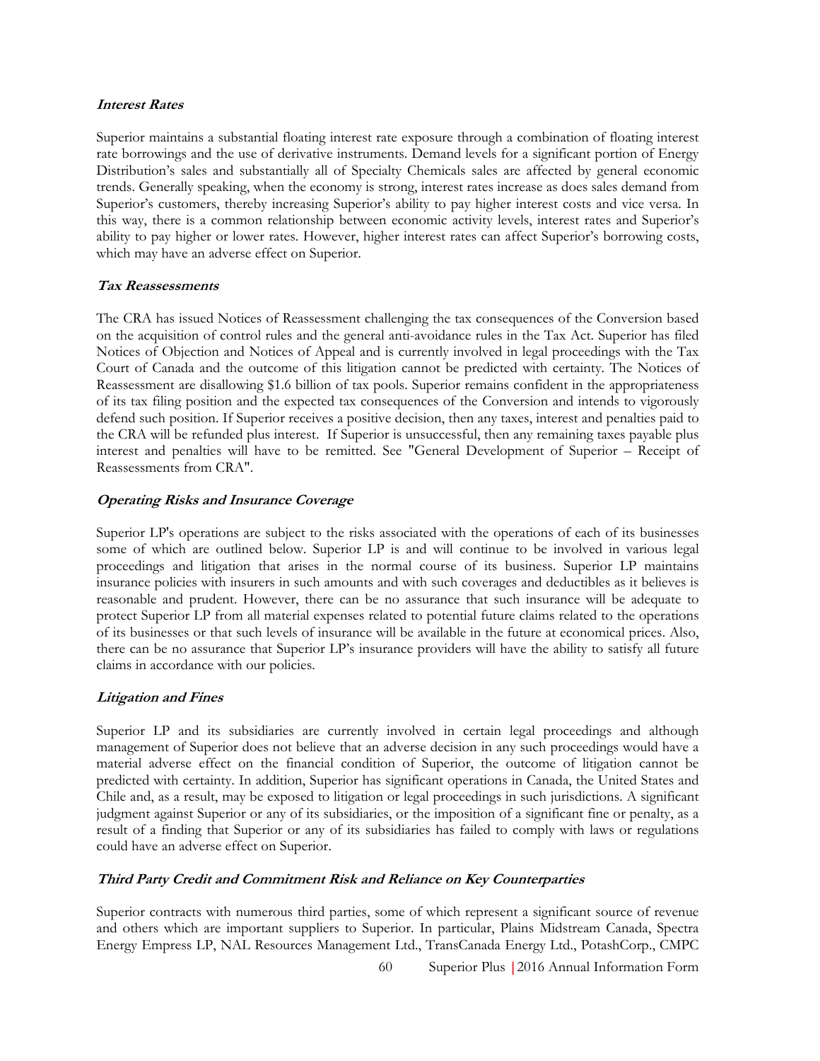***Interest Rates***

Superior maintains a substantial floating interest rate exposure through a combination of floating interest rate borrowings and the use of derivative instruments. Demand levels for a significant portion of Energy Distribution's sales and substantially all of Specialty Chemicals sales are affected by general economic trends. Generally speaking, when the economy is strong, interest rates increase as does sales demand from Superior's customers, thereby increasing Superior's ability to pay higher interest costs and vice versa. In this way, there is a common relationship between economic activity levels, interest rates and Superior's ability to pay higher or lower rates. However, higher interest rates can affect Superior's borrowing costs, which may have an adverse effect on Superior.

***Tax Reassessments***

The CRA has issued Notices of Reassessment challenging the tax consequences of the Conversion based on the acquisition of control rules and the general anti-avoidance rules in the Tax Act. Superior has filed Notices of Objection and Notices of Appeal and is currently involved in legal proceedings with the Tax Court of Canada and the outcome of this litigation cannot be predicted with certainty. The Notices of Reassessment are disallowing $1.6 billion of tax pools. Superior remains confident in the appropriateness of its tax filing position and the expected tax consequences of the Conversion and intends to vigorously defend such position. If Superior receives a positive decision, then any taxes, interest and penalties paid to the CRA will be refunded plus interest. If Superior is unsuccessful, then any remaining taxes payable plus interest and penalties will have to be remitted. See "General Development of Superior – Receipt of Reassessments from CRA".

***Operating Risks and Insurance Coverage***

Superior LP's operations are subject to the risks associated with the operations of each of its businesses some of which are outlined below. Superior LP is and will continue to be involved in various legal proceedings and litigation that arises in the normal course of its business. Superior LP maintains insurance policies with insurers in such amounts and with such coverages and deductibles as it believes is reasonable and prudent. However, there can be no assurance that such insurance will be adequate to protect Superior LP from all material expenses related to potential future claims related to the operations of its businesses or that such levels of insurance will be available in the future at economical prices. Also, there can be no assurance that Superior LP's insurance providers will have the ability to satisfy all future claims in accordance with our policies.

***Litigation and Fines***

Superior LP and its subsidiaries are currently involved in certain legal proceedings and although management of Superior does not believe that an adverse decision in any such proceedings would have a material adverse effect on the financial condition of Superior, the outcome of litigation cannot be predicted with certainty. In addition, Superior has significant operations in Canada, the United States and Chile and, as a result, may be exposed to litigation or legal proceedings in such jurisdictions. A significant judgment against Superior or any of its subsidiaries, or the imposition of a significant fine or penalty, as a result of a finding that Superior or any of its subsidiaries has failed to comply with laws or regulations could have an adverse effect on Superior.

***Third Party Credit and Commitment Risk and Reliance on Key Counterparties***

Superior contracts with numerous third parties, some of which represent a significant source of revenue and others which are important suppliers to Superior. In particular, Plains Midstream Canada, Spectra Energy Empress LP, NAL Resources Management Ltd., TransCanada Energy Ltd., PotashCorp., CMPC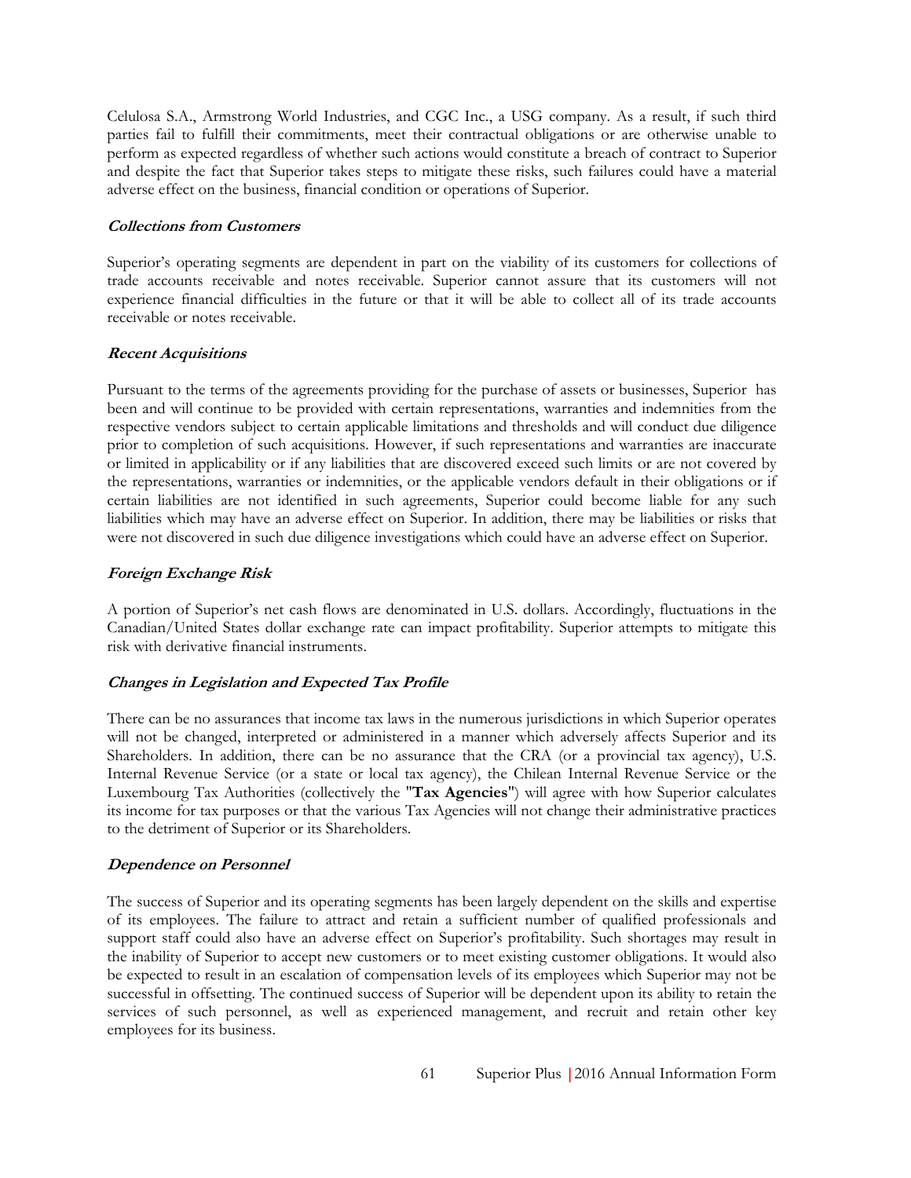Celulosa S.A., Armstrong World Industries, and CGC Inc., a USG company. As a result, if such third parties fail to fulfill their commitments, meet their contractual obligations or are otherwise unable to perform as expected regardless of whether such actions would constitute a breach of contract to Superior and despite the fact that Superior takes steps to mitigate these risks, such failures could have a material adverse effect on the business, financial condition or operations of Superior.

***Collections from Customers***

Superior's operating segments are dependent in part on the viability of its customers for collections of trade accounts receivable and notes receivable. Superior cannot assure that its customers will not experience financial difficulties in the future or that it will be able to collect all of its trade accounts receivable or notes receivable.

***Recent Acquisitions***

Pursuant to the terms of the agreements providing for the purchase of assets or businesses, Superior has been and will continue to be provided with certain representations, warranties and indemnities from the respective vendors subject to certain applicable limitations and thresholds and will conduct due diligence prior to completion of such acquisitions. However, if such representations and warranties are inaccurate or limited in applicability or if any liabilities that are discovered exceed such limits or are not covered by the representations, warranties or indemnities, or the applicable vendors default in their obligations or if certain liabilities are not identified in such agreements, Superior could become liable for any such liabilities which may have an adverse effect on Superior. In addition, there may be liabilities or risks that were not discovered in such due diligence investigations which could have an adverse effect on Superior.

***Foreign Exchange Risk***

A portion of Superior's net cash flows are denominated in U.S. dollars. Accordingly, fluctuations in the Canadian/United States dollar exchange rate can impact profitability. Superior attempts to mitigate this risk with derivative financial instruments.

***Changes in Legislation and Expected Tax Profile***

There can be no assurances that income tax laws in the numerous jurisdictions in which Superior operates will not be changed, interpreted or administered in a manner which adversely affects Superior and its Shareholders. In addition, there can be no assurance that the CRA (or a provincial tax agency), U.S. Internal Revenue Service (or a state or local tax agency), the Chilean Internal Revenue Service or the Luxembourg Tax Authorities (collectively the "**Tax Agencies**") will agree with how Superior calculates its income for tax purposes or that the various Tax Agencies will not change their administrative practices to the detriment of Superior or its Shareholders.

***Dependence on Personnel***

The success of Superior and its operating segments has been largely dependent on the skills and expertise of its employees. The failure to attract and retain a sufficient number of qualified professionals and support staff could also have an adverse effect on Superior's profitability. Such shortages may result in the inability of Superior to accept new customers or to meet existing customer obligations. It would also be expected to result in an escalation of compensation levels of its employees which Superior may not be successful in offsetting. The continued success of Superior will be dependent upon its ability to retain the services of such personnel, as well as experienced management, and recruit and retain other key employees for its business.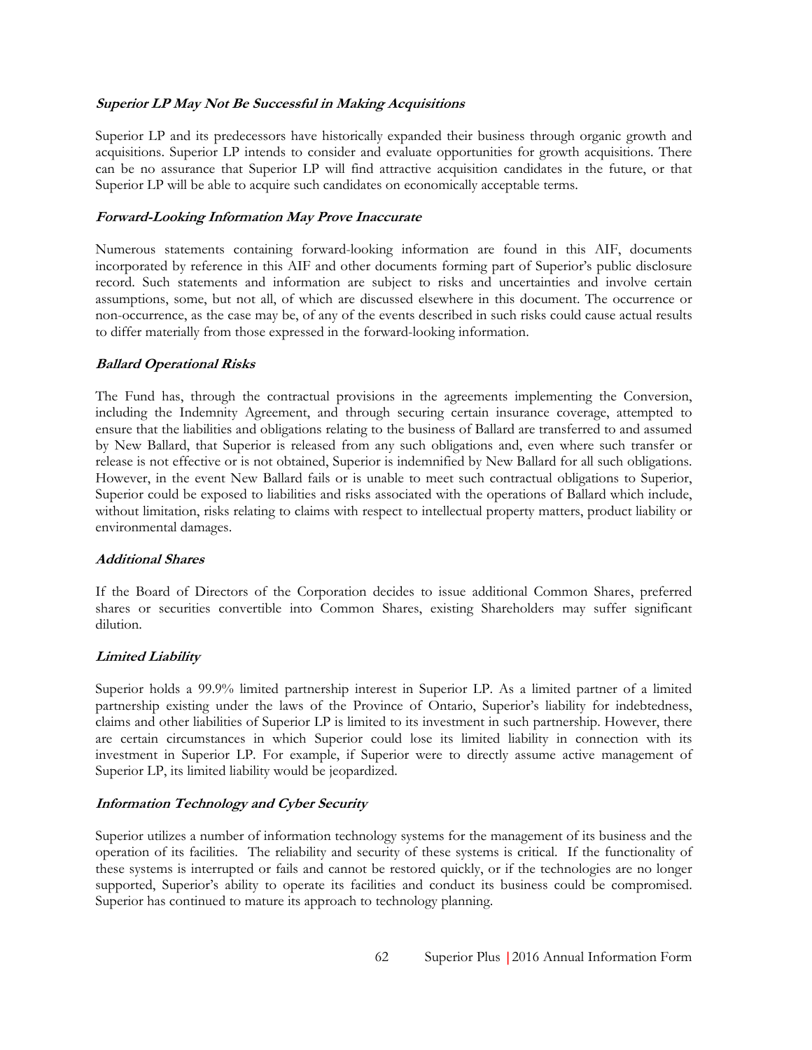***Superior LP May Not Be Successful in Making Acquisitions***

Superior LP and its predecessors have historically expanded their business through organic growth and acquisitions. Superior LP intends to consider and evaluate opportunities for growth acquisitions. There can be no assurance that Superior LP will find attractive acquisition candidates in the future, or that Superior LP will be able to acquire such candidates on economically acceptable terms.

***Forward-Looking Information May Prove Inaccurate***

Numerous statements containing forward-looking information are found in this AIF, documents incorporated by reference in this AIF and other documents forming part of Superior's public disclosure record. Such statements and information are subject to risks and uncertainties and involve certain assumptions, some, but not all, of which are discussed elsewhere in this document. The occurrence or non-occurrence, as the case may be, of any of the events described in such risks could cause actual results to differ materially from those expressed in the forward-looking information.

***Ballard Operational Risks***

The Fund has, through the contractual provisions in the agreements implementing the Conversion, including the Indemnity Agreement, and through securing certain insurance coverage, attempted to ensure that the liabilities and obligations relating to the business of Ballard are transferred to and assumed by New Ballard, that Superior is released from any such obligations and, even where such transfer or release is not effective or is not obtained, Superior is indemnified by New Ballard for all such obligations. However, in the event New Ballard fails or is unable to meet such contractual obligations to Superior, Superior could be exposed to liabilities and risks associated with the operations of Ballard which include, without limitation, risks relating to claims with respect to intellectual property matters, product liability or environmental damages.

***Additional Shares***

If the Board of Directors of the Corporation decides to issue additional Common Shares, preferred shares or securities convertible into Common Shares, existing Shareholders may suffer significant dilution.

***Limited Liability***

Superior holds a 99.9% limited partnership interest in Superior LP. As a limited partner of a limited partnership existing under the laws of the Province of Ontario, Superior's liability for indebtedness, claims and other liabilities of Superior LP is limited to its investment in such partnership. However, there are certain circumstances in which Superior could lose its limited liability in connection with its investment in Superior LP. For example, if Superior were to directly assume active management of Superior LP, its limited liability would be jeopardized.

***Information Technology and Cyber Security***

Superior utilizes a number of information technology systems for the management of its business and the operation of its facilities. The reliability and security of these systems is critical. If the functionality of these systems is interrupted or fails and cannot be restored quickly, or if the technologies are no longer supported, Superior's ability to operate its facilities and conduct its business could be compromised. Superior has continued to mature its approach to technology planning.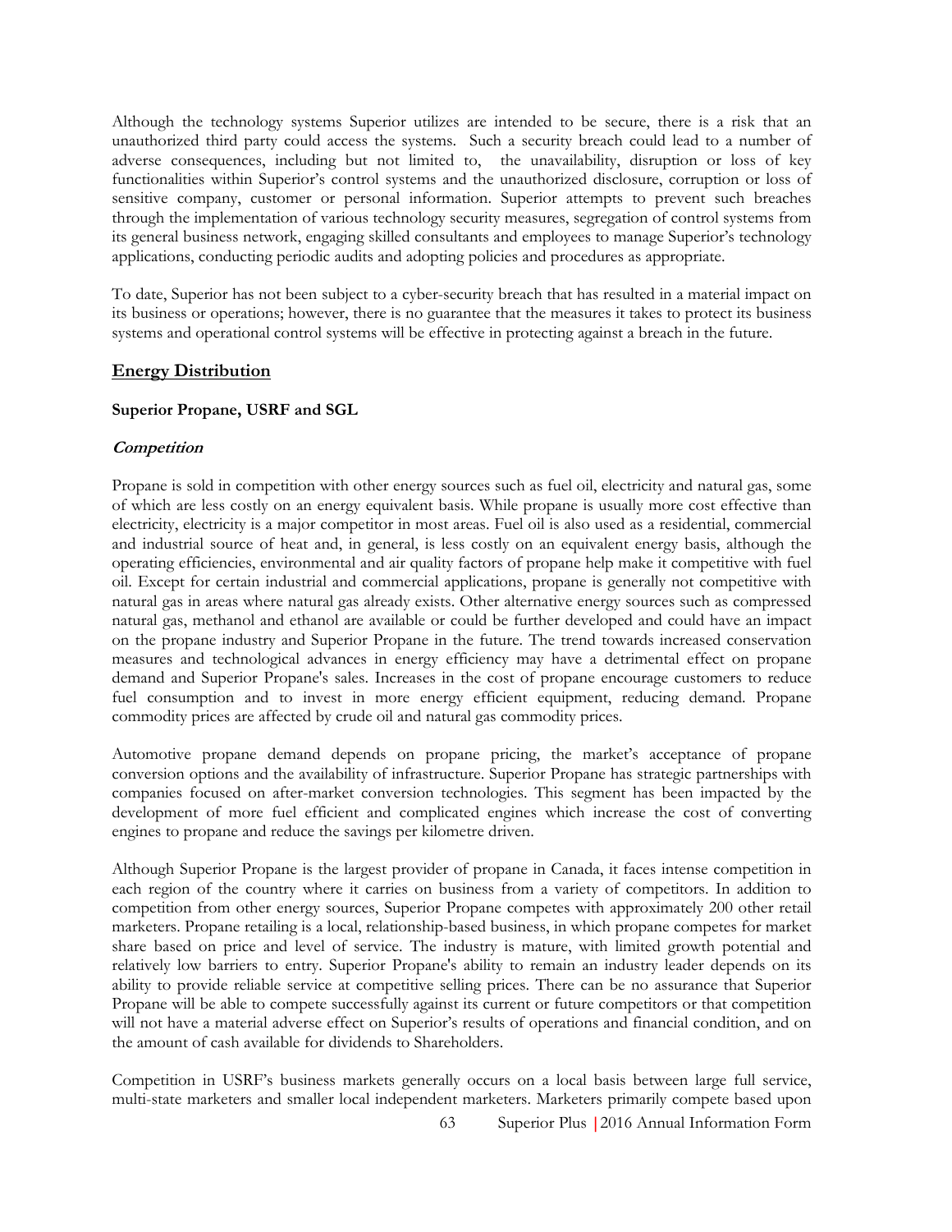Although the technology systems Superior utilizes are intended to be secure, there is a risk that an unauthorized third party could access the systems. Such a security breach could lead to a number of adverse consequences, including but not limited to, the unavailability, disruption or loss of key functionalities within Superior's control systems and the unauthorized disclosure, corruption or loss of sensitive company, customer or personal information. Superior attempts to prevent such breaches through the implementation of various technology security measures, segregation of control systems from its general business network, engaging skilled consultants and employees to manage Superior's technology applications, conducting periodic audits and adopting policies and procedures as appropriate.

To date, Superior has not been subject to a cyber-security breach that has resulted in a material impact on its business or operations; however, there is no guarantee that the measures it takes to protect its business systems and operational control systems will be effective in protecting against a breach in the future.

## Energy Distribution

### Superior Propane, USRF and SGL

#### *Competition*

Propane is sold in competition with other energy sources such as fuel oil, electricity and natural gas, some of which are less costly on an energy equivalent basis. While propane is usually more cost effective than electricity, electricity is a major competitor in most areas. Fuel oil is also used as a residential, commercial and industrial source of heat and, in general, is less costly on an equivalent energy basis, although the operating efficiencies, environmental and air quality factors of propane help make it competitive with fuel oil. Except for certain industrial and commercial applications, propane is generally not competitive with natural gas in areas where natural gas already exists. Other alternative energy sources such as compressed natural gas, methanol and ethanol are available or could be further developed and could have an impact on the propane industry and Superior Propane in the future. The trend towards increased conservation measures and technological advances in energy efficiency may have a detrimental effect on propane demand and Superior Propane's sales. Increases in the cost of propane encourage customers to reduce fuel consumption and to invest in more energy efficient equipment, reducing demand. Propane commodity prices are affected by crude oil and natural gas commodity prices.

Automotive propane demand depends on propane pricing, the market's acceptance of propane conversion options and the availability of infrastructure. Superior Propane has strategic partnerships with companies focused on after-market conversion technologies. This segment has been impacted by the development of more fuel efficient and complicated engines which increase the cost of converting engines to propane and reduce the savings per kilometre driven.

Although Superior Propane is the largest provider of propane in Canada, it faces intense competition in each region of the country where it carries on business from a variety of competitors. In addition to competition from other energy sources, Superior Propane competes with approximately 200 other retail marketers. Propane retailing is a local, relationship-based business, in which propane competes for market share based on price and level of service. The industry is mature, with limited growth potential and relatively low barriers to entry. Superior Propane's ability to remain an industry leader depends on its ability to provide reliable service at competitive selling prices. There can be no assurance that Superior Propane will be able to compete successfully against its current or future competitors or that competition will not have a material adverse effect on Superior's results of operations and financial condition, and on the amount of cash available for dividends to Shareholders.

Competition in USRF's business markets generally occurs on a local basis between large full service, multi-state marketers and smaller local independent marketers. Marketers primarily compete based upon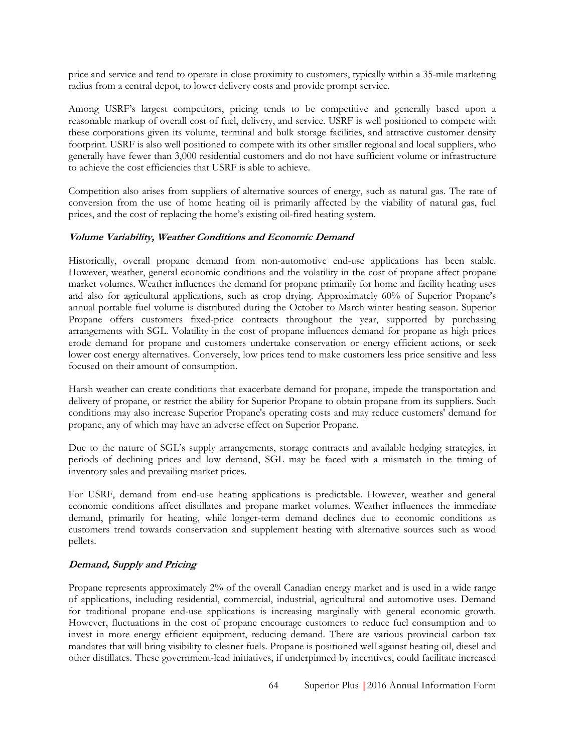price and service and tend to operate in close proximity to customers, typically within a 35-mile marketing radius from a central depot, to lower delivery costs and provide prompt service.

Among USRF's largest competitors, pricing tends to be competitive and generally based upon a reasonable markup of overall cost of fuel, delivery, and service. USRF is well positioned to compete with these corporations given its volume, terminal and bulk storage facilities, and attractive customer density footprint. USRF is also well positioned to compete with its other smaller regional and local suppliers, who generally have fewer than 3,000 residential customers and do not have sufficient volume or infrastructure to achieve the cost efficiencies that USRF is able to achieve.

Competition also arises from suppliers of alternative sources of energy, such as natural gas. The rate of conversion from the use of home heating oil is primarily affected by the viability of natural gas, fuel prices, and the cost of replacing the home's existing oil-fired heating system.

***Volume Variability, Weather Conditions and Economic Demand***

Historically, overall propane demand from non-automotive end-use applications has been stable. However, weather, general economic conditions and the volatility in the cost of propane affect propane market volumes. Weather influences the demand for propane primarily for home and facility heating uses and also for agricultural applications, such as crop drying. Approximately 60% of Superior Propane's annual portable fuel volume is distributed during the October to March winter heating season. Superior Propane offers customers fixed-price contracts throughout the year, supported by purchasing arrangements with SGL. Volatility in the cost of propane influences demand for propane as high prices erode demand for propane and customers undertake conservation or energy efficient actions, or seek lower cost energy alternatives. Conversely, low prices tend to make customers less price sensitive and less focused on their amount of consumption.

Harsh weather can create conditions that exacerbate demand for propane, impede the transportation and delivery of propane, or restrict the ability for Superior Propane to obtain propane from its suppliers. Such conditions may also increase Superior Propane's operating costs and may reduce customers' demand for propane, any of which may have an adverse effect on Superior Propane.

Due to the nature of SGL's supply arrangements, storage contracts and available hedging strategies, in periods of declining prices and low demand, SGL may be faced with a mismatch in the timing of inventory sales and prevailing market prices.

For USRF, demand from end-use heating applications is predictable. However, weather and general economic conditions affect distillates and propane market volumes. Weather influences the immediate demand, primarily for heating, while longer-term demand declines due to economic conditions as customers trend towards conservation and supplement heating with alternative sources such as wood pellets.

***Demand, Supply and Pricing***

Propane represents approximately 2% of the overall Canadian energy market and is used in a wide range of applications, including residential, commercial, industrial, agricultural and automotive uses. Demand for traditional propane end-use applications is increasing marginally with general economic growth. However, fluctuations in the cost of propane encourage customers to reduce fuel consumption and to invest in more energy efficient equipment, reducing demand. There are various provincial carbon tax mandates that will bring visibility to cleaner fuels. Propane is positioned well against heating oil, diesel and other distillates. These government-lead initiatives, if underpinned by incentives, could facilitate increased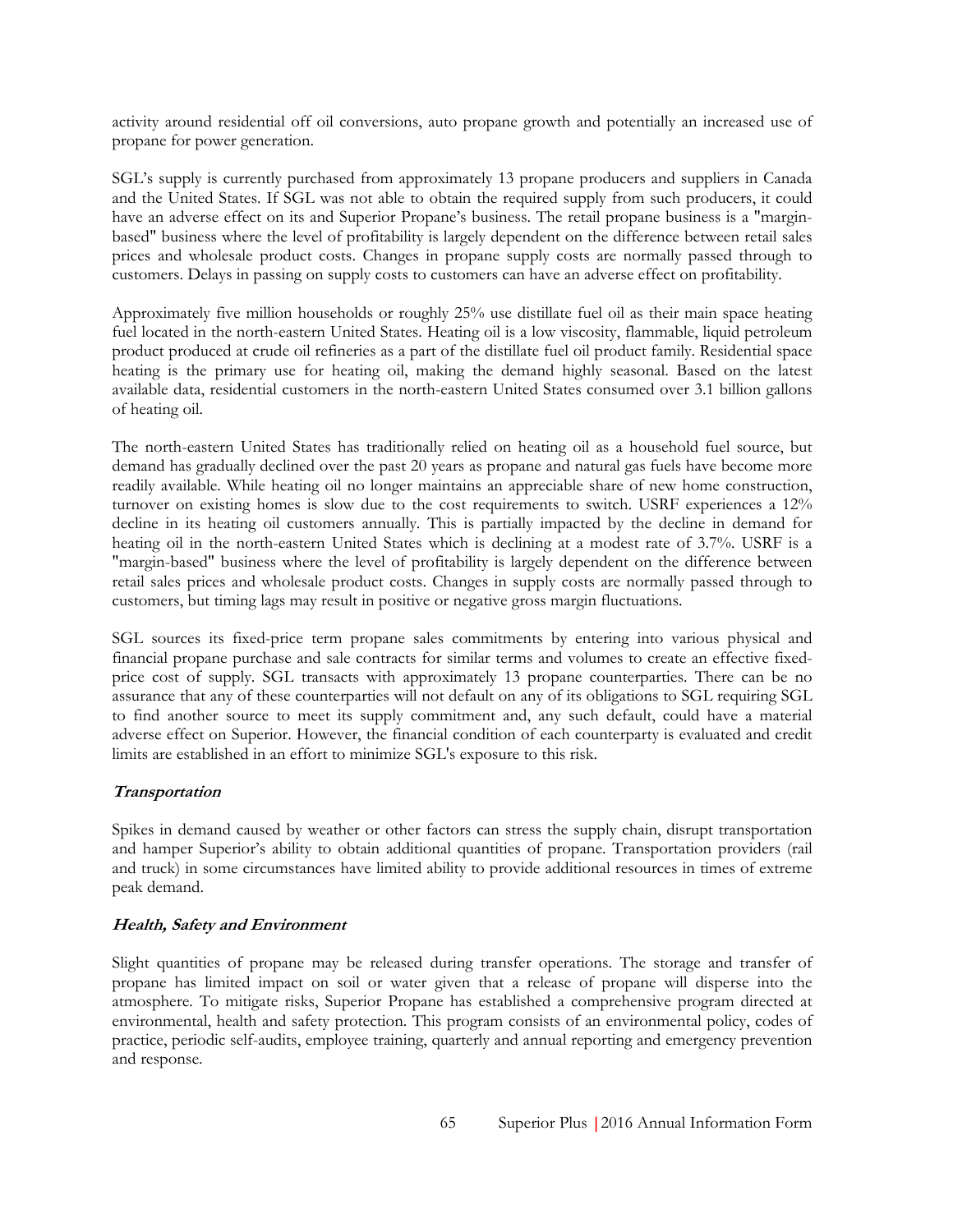activity around residential off oil conversions, auto propane growth and potentially an increased use of propane for power generation.

SGL's supply is currently purchased from approximately 13 propane producers and suppliers in Canada and the United States. If SGL was not able to obtain the required supply from such producers, it could have an adverse effect on its and Superior Propane's business. The retail propane business is a "margin-based" business where the level of profitability is largely dependent on the difference between retail sales prices and wholesale product costs. Changes in propane supply costs are normally passed through to customers. Delays in passing on supply costs to customers can have an adverse effect on profitability.

Approximately five million households or roughly 25% use distillate fuel oil as their main space heating fuel located in the north-eastern United States. Heating oil is a low viscosity, flammable, liquid petroleum product produced at crude oil refineries as a part of the distillate fuel oil product family. Residential space heating is the primary use for heating oil, making the demand highly seasonal. Based on the latest available data, residential customers in the north-eastern United States consumed over 3.1 billion gallons of heating oil.

The north-eastern United States has traditionally relied on heating oil as a household fuel source, but demand has gradually declined over the past 20 years as propane and natural gas fuels have become more readily available. While heating oil no longer maintains an appreciable share of new home construction, turnover on existing homes is slow due to the cost requirements to switch. USRF experiences a 12% decline in its heating oil customers annually. This is partially impacted by the decline in demand for heating oil in the north-eastern United States which is declining at a modest rate of 3.7%. USRF is a "margin-based" business where the level of profitability is largely dependent on the difference between retail sales prices and wholesale product costs. Changes in supply costs are normally passed through to customers, but timing lags may result in positive or negative gross margin fluctuations.

SGL sources its fixed-price term propane sales commitments by entering into various physical and financial propane purchase and sale contracts for similar terms and volumes to create an effective fixed-price cost of supply. SGL transacts with approximately 13 propane counterparties. There can be no assurance that any of these counterparties will not default on any of its obligations to SGL requiring SGL to find another source to meet its supply commitment and, any such default, could have a material adverse effect on Superior. However, the financial condition of each counterparty is evaluated and credit limits are established in an effort to minimize SGL's exposure to this risk.

***Transportation***

Spikes in demand caused by weather or other factors can stress the supply chain, disrupt transportation and hamper Superior's ability to obtain additional quantities of propane. Transportation providers (rail and truck) in some circumstances have limited ability to provide additional resources in times of extreme peak demand.

***Health, Safety and Environment***

Slight quantities of propane may be released during transfer operations. The storage and transfer of propane has limited impact on soil or water given that a release of propane will disperse into the atmosphere. To mitigate risks, Superior Propane has established a comprehensive program directed at environmental, health and safety protection. This program consists of an environmental policy, codes of practice, periodic self-audits, employee training, quarterly and annual reporting and emergency prevention and response.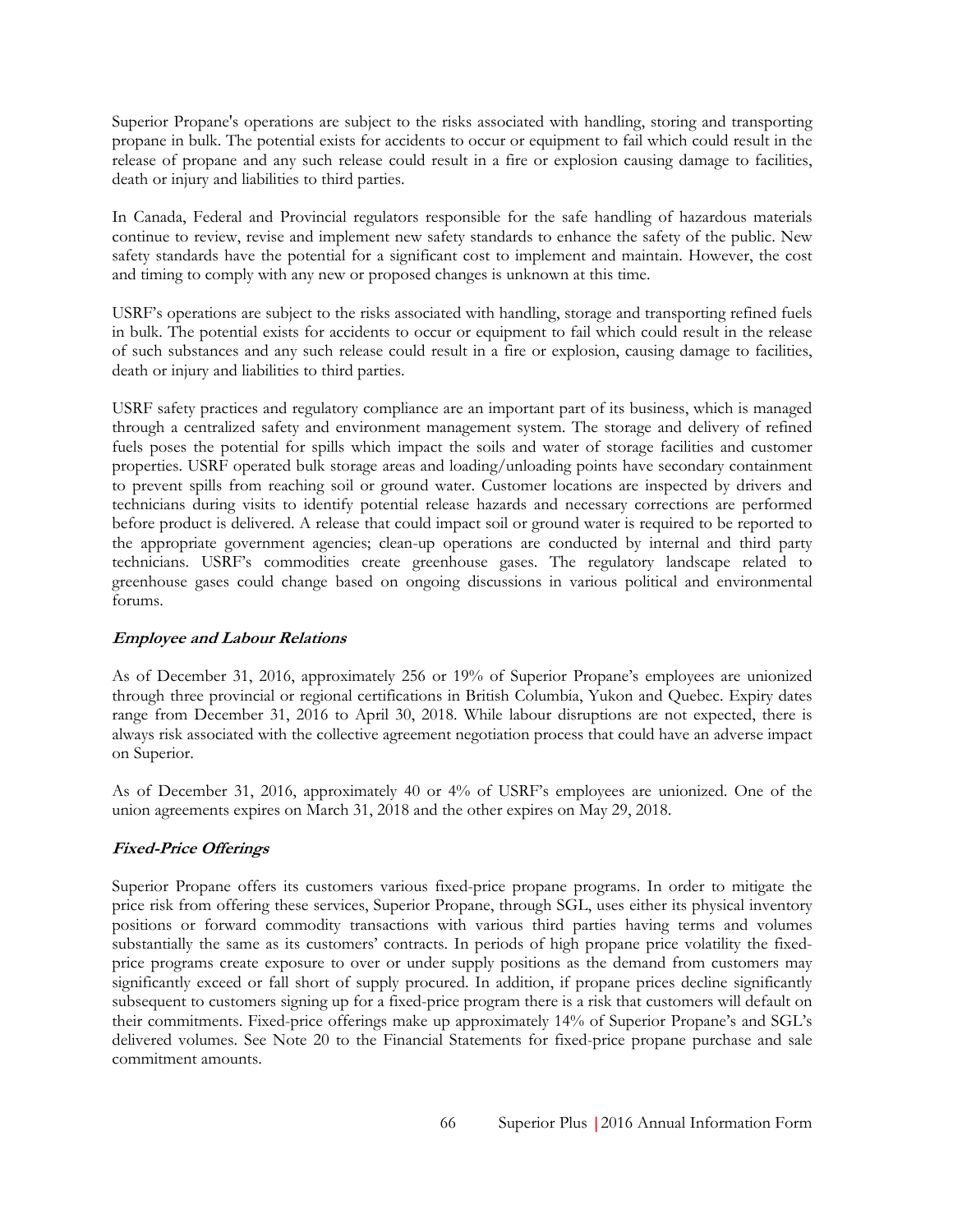Superior Propane's operations are subject to the risks associated with handling, storing and transporting propane in bulk. The potential exists for accidents to occur or equipment to fail which could result in the release of propane and any such release could result in a fire or explosion causing damage to facilities, death or injury and liabilities to third parties.

In Canada, Federal and Provincial regulators responsible for the safe handling of hazardous materials continue to review, revise and implement new safety standards to enhance the safety of the public. New safety standards have the potential for a significant cost to implement and maintain. However, the cost and timing to comply with any new or proposed changes is unknown at this time.

USRF's operations are subject to the risks associated with handling, storage and transporting refined fuels in bulk. The potential exists for accidents to occur or equipment to fail which could result in the release of such substances and any such release could result in a fire or explosion, causing damage to facilities, death or injury and liabilities to third parties.

USRF safety practices and regulatory compliance are an important part of its business, which is managed through a centralized safety and environment management system. The storage and delivery of refined fuels poses the potential for spills which impact the soils and water of storage facilities and customer properties. USRF operated bulk storage areas and loading/unloading points have secondary containment to prevent spills from reaching soil or ground water. Customer locations are inspected by drivers and technicians during visits to identify potential release hazards and necessary corrections are performed before product is delivered. A release that could impact soil or ground water is required to be reported to the appropriate government agencies; clean-up operations are conducted by internal and third party technicians. USRF's commodities create greenhouse gases. The regulatory landscape related to greenhouse gases could change based on ongoing discussions in various political and environmental forums.

***Employee and Labour Relations***

As of December 31, 2016, approximately 256 or 19% of Superior Propane's employees are unionized through three provincial or regional certifications in British Columbia, Yukon and Quebec. Expiry dates range from December 31, 2016 to April 30, 2018. While labour disruptions are not expected, there is always risk associated with the collective agreement negotiation process that could have an adverse impact on Superior.

As of December 31, 2016, approximately 40 or 4% of USRF's employees are unionized. One of the union agreements expires on March 31, 2018 and the other expires on May 29, 2018.

***Fixed-Price Offerings***

Superior Propane offers its customers various fixed-price propane programs. In order to mitigate the price risk from offering these services, Superior Propane, through SGL, uses either its physical inventory positions or forward commodity transactions with various third parties having terms and volumes substantially the same as its customers' contracts. In periods of high propane price volatility the fixed-price programs create exposure to over or under supply positions as the demand from customers may significantly exceed or fall short of supply procured. In addition, if propane prices decline significantly subsequent to customers signing up for a fixed-price program there is a risk that customers will default on their commitments. Fixed-price offerings make up approximately 14% of Superior Propane's and SGL's delivered volumes. See Note 20 to the Financial Statements for fixed-price propane purchase and sale commitment amounts.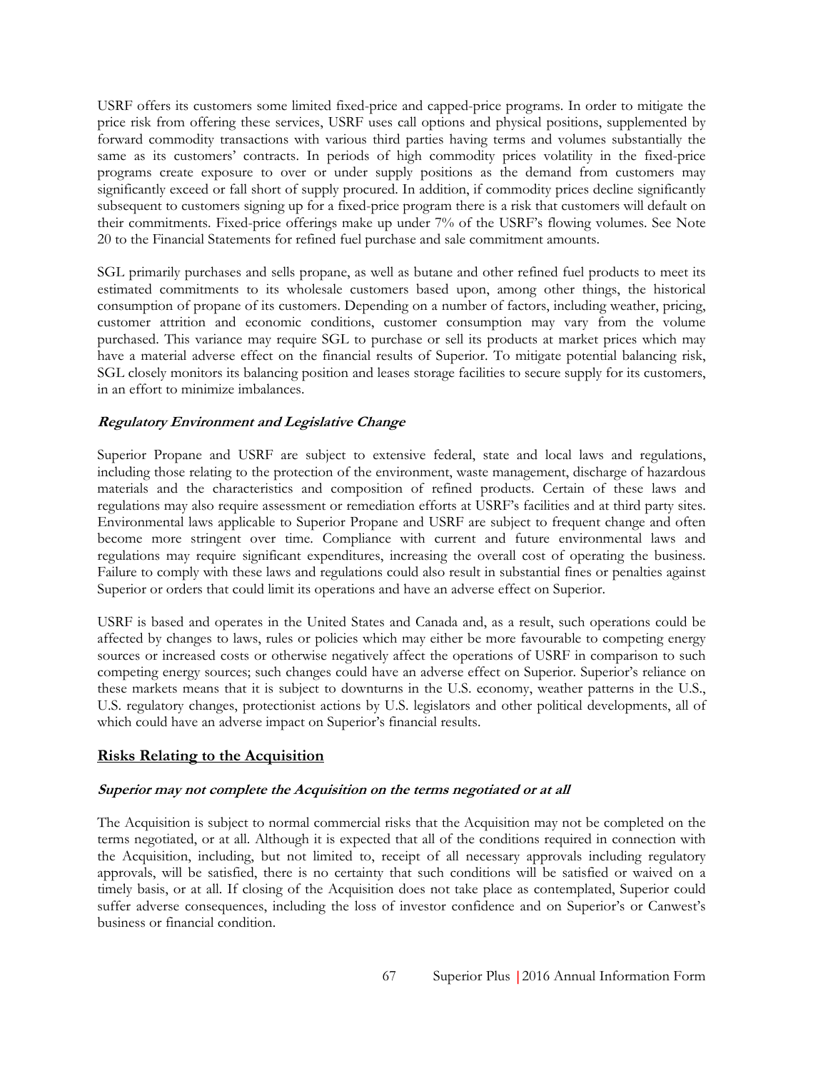USRF offers its customers some limited fixed-price and capped-price programs. In order to mitigate the price risk from offering these services, USRF uses call options and physical positions, supplemented by forward commodity transactions with various third parties having terms and volumes substantially the same as its customers' contracts. In periods of high commodity prices volatility in the fixed-price programs create exposure to over or under supply positions as the demand from customers may significantly exceed or fall short of supply procured. In addition, if commodity prices decline significantly subsequent to customers signing up for a fixed-price program there is a risk that customers will default on their commitments. Fixed-price offerings make up under 7% of the USRF's flowing volumes. See Note 20 to the Financial Statements for refined fuel purchase and sale commitment amounts.

SGL primarily purchases and sells propane, as well as butane and other refined fuel products to meet its estimated commitments to its wholesale customers based upon, among other things, the historical consumption of propane of its customers. Depending on a number of factors, including weather, pricing, customer attrition and economic conditions, customer consumption may vary from the volume purchased. This variance may require SGL to purchase or sell its products at market prices which may have a material adverse effect on the financial results of Superior. To mitigate potential balancing risk, SGL closely monitors its balancing position and leases storage facilities to secure supply for its customers, in an effort to minimize imbalances.

#### *Regulatory Environment and Legislative Change*

Superior Propane and USRF are subject to extensive federal, state and local laws and regulations, including those relating to the protection of the environment, waste management, discharge of hazardous materials and the characteristics and composition of refined products. Certain of these laws and regulations may also require assessment or remediation efforts at USRF's facilities and at third party sites. Environmental laws applicable to Superior Propane and USRF are subject to frequent change and often become more stringent over time. Compliance with current and future environmental laws and regulations may require significant expenditures, increasing the overall cost of operating the business. Failure to comply with these laws and regulations could also result in substantial fines or penalties against Superior or orders that could limit its operations and have an adverse effect on Superior.

USRF is based and operates in the United States and Canada and, as a result, such operations could be affected by changes to laws, rules or policies which may either be more favourable to competing energy sources or increased costs or otherwise negatively affect the operations of USRF in comparison to such competing energy sources; such changes could have an adverse effect on Superior. Superior's reliance on these markets means that it is subject to downturns in the U.S. economy, weather patterns in the U.S., U.S. regulatory changes, protectionist actions by U.S. legislators and other political developments, all of which could have an adverse impact on Superior's financial results.

### Risks Relating to the Acquisition

#### *Superior may not complete the Acquisition on the terms negotiated or at all*

The Acquisition is subject to normal commercial risks that the Acquisition may not be completed on the terms negotiated, or at all. Although it is expected that all of the conditions required in connection with the Acquisition, including, but not limited to, receipt of all necessary approvals including regulatory approvals, will be satisfied, there is no certainty that such conditions will be satisfied or waived on a timely basis, or at all. If closing of the Acquisition does not take place as contemplated, Superior could suffer adverse consequences, including the loss of investor confidence and on Superior's or Canwest's business or financial condition.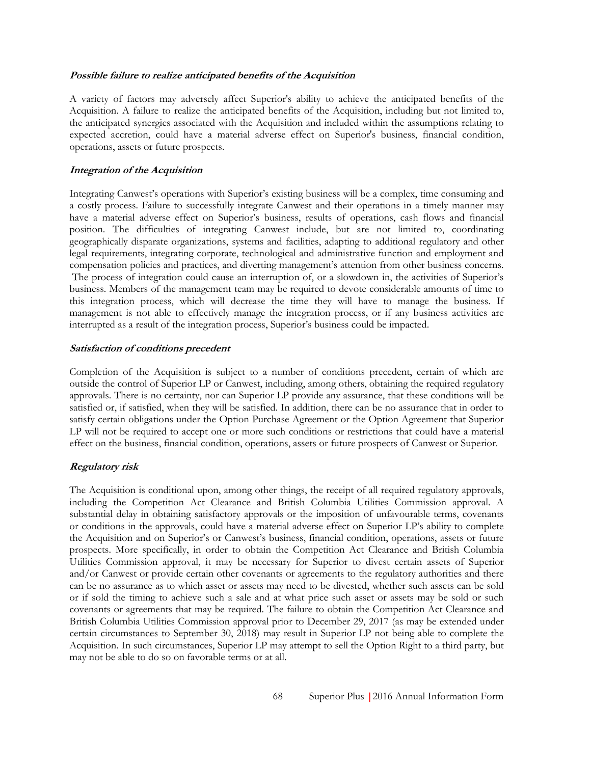***Possible failure to realize anticipated benefits of the Acquisition***

A variety of factors may adversely affect Superior's ability to achieve the anticipated benefits of the Acquisition. A failure to realize the anticipated benefits of the Acquisition, including but not limited to, the anticipated synergies associated with the Acquisition and included within the assumptions relating to expected accretion, could have a material adverse effect on Superior's business, financial condition, operations, assets or future prospects.

***Integration of the Acquisition***

Integrating Canwest's operations with Superior's existing business will be a complex, time consuming and a costly process. Failure to successfully integrate Canwest and their operations in a timely manner may have a material adverse effect on Superior's business, results of operations, cash flows and financial position. The difficulties of integrating Canwest include, but are not limited to, coordinating geographically disparate organizations, systems and facilities, adapting to additional regulatory and other legal requirements, integrating corporate, technological and administrative function and employment and compensation policies and practices, and diverting management's attention from other business concerns. The process of integration could cause an interruption of, or a slowdown in, the activities of Superior's business. Members of the management team may be required to devote considerable amounts of time to this integration process, which will decrease the time they will have to manage the business. If management is not able to effectively manage the integration process, or if any business activities are interrupted as a result of the integration process, Superior's business could be impacted.

***Satisfaction of conditions precedent***

Completion of the Acquisition is subject to a number of conditions precedent, certain of which are outside the control of Superior LP or Canwest, including, among others, obtaining the required regulatory approvals. There is no certainty, nor can Superior LP provide any assurance, that these conditions will be satisfied or, if satisfied, when they will be satisfied. In addition, there can be no assurance that in order to satisfy certain obligations under the Option Purchase Agreement or the Option Agreement that Superior LP will not be required to accept one or more such conditions or restrictions that could have a material effect on the business, financial condition, operations, assets or future prospects of Canwest or Superior.

***Regulatory risk***

The Acquisition is conditional upon, among other things, the receipt of all required regulatory approvals, including the Competition Act Clearance and British Columbia Utilities Commission approval. A substantial delay in obtaining satisfactory approvals or the imposition of unfavourable terms, covenants or conditions in the approvals, could have a material adverse effect on Superior LP's ability to complete the Acquisition and on Superior's or Canwest's business, financial condition, operations, assets or future prospects. More specifically, in order to obtain the Competition Act Clearance and British Columbia Utilities Commission approval, it may be necessary for Superior to divest certain assets of Superior and/or Canwest or provide certain other covenants or agreements to the regulatory authorities and there can be no assurance as to which asset or assets may need to be divested, whether such assets can be sold or if sold the timing to achieve such a sale and at what price such asset or assets may be sold or such covenants or agreements that may be required. The failure to obtain the Competition Act Clearance and British Columbia Utilities Commission approval prior to December 29, 2017 (as may be extended under certain circumstances to September 30, 2018) may result in Superior LP not being able to complete the Acquisition. In such circumstances, Superior LP may attempt to sell the Option Right to a third party, but may not be able to do so on favorable terms or at all.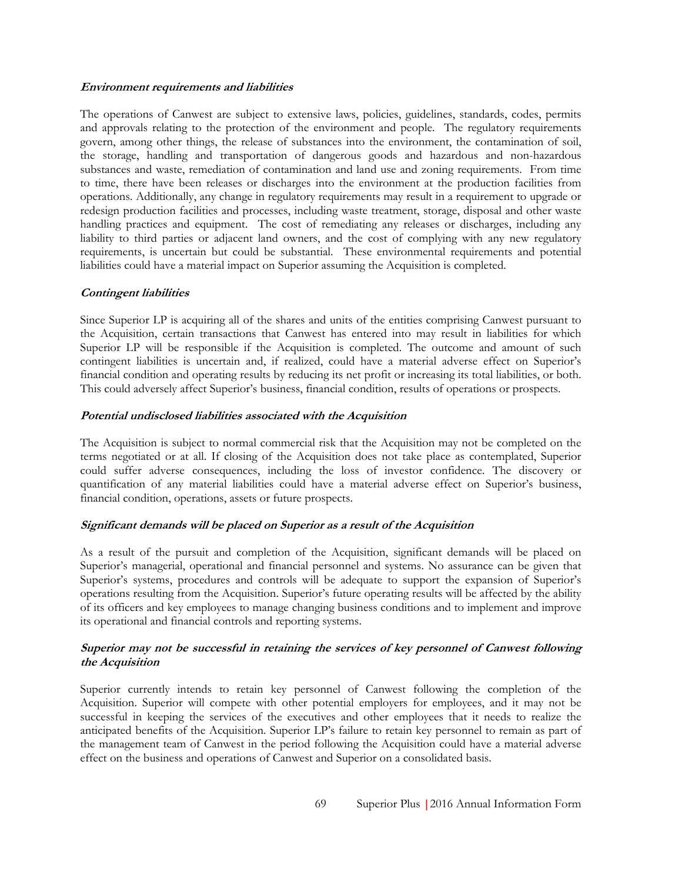#### *Environment requirements and liabilities*

The operations of Canwest are subject to extensive laws, policies, guidelines, standards, codes, permits and approvals relating to the protection of the environment and people. The regulatory requirements govern, among other things, the release of substances into the environment, the contamination of soil, the storage, handling and transportation of dangerous goods and hazardous and non-hazardous substances and waste, remediation of contamination and land use and zoning requirements. From time to time, there have been releases or discharges into the environment at the production facilities from operations. Additionally, any change in regulatory requirements may result in a requirement to upgrade or redesign production facilities and processes, including waste treatment, storage, disposal and other waste handling practices and equipment. The cost of remediating any releases or discharges, including any liability to third parties or adjacent land owners, and the cost of complying with any new regulatory requirements, is uncertain but could be substantial. These environmental requirements and potential liabilities could have a material impact on Superior assuming the Acquisition is completed.

#### *Contingent liabilities*

Since Superior LP is acquiring all of the shares and units of the entities comprising Canwest pursuant to the Acquisition, certain transactions that Canwest has entered into may result in liabilities for which Superior LP will be responsible if the Acquisition is completed. The outcome and amount of such contingent liabilities is uncertain and, if realized, could have a material adverse effect on Superior's financial condition and operating results by reducing its net profit or increasing its total liabilities, or both. This could adversely affect Superior's business, financial condition, results of operations or prospects.

#### *Potential undisclosed liabilities associated with the Acquisition*

The Acquisition is subject to normal commercial risk that the Acquisition may not be completed on the terms negotiated or at all. If closing of the Acquisition does not take place as contemplated, Superior could suffer adverse consequences, including the loss of investor confidence. The discovery or quantification of any material liabilities could have a material adverse effect on Superior's business, financial condition, operations, assets or future prospects.

#### *Significant demands will be placed on Superior as a result of the Acquisition*

As a result of the pursuit and completion of the Acquisition, significant demands will be placed on Superior's managerial, operational and financial personnel and systems. No assurance can be given that Superior's systems, procedures and controls will be adequate to support the expansion of Superior's operations resulting from the Acquisition. Superior's future operating results will be affected by the ability of its officers and key employees to manage changing business conditions and to implement and improve its operational and financial controls and reporting systems.

#### *Superior may not be successful in retaining the services of key personnel of Canwest following the Acquisition*

Superior currently intends to retain key personnel of Canwest following the completion of the Acquisition. Superior will compete with other potential employers for employees, and it may not be successful in keeping the services of the executives and other employees that it needs to realize the anticipated benefits of the Acquisition. Superior LP's failure to retain key personnel to remain as part of the management team of Canwest in the period following the Acquisition could have a material adverse effect on the business and operations of Canwest and Superior on a consolidated basis.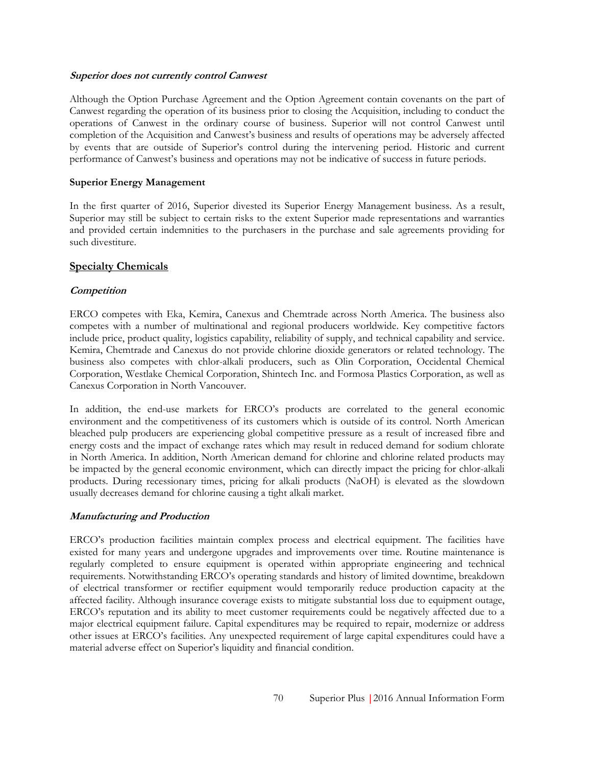***Superior does not currently control Canwest***

Although the Option Purchase Agreement and the Option Agreement contain covenants on the part of Canwest regarding the operation of its business prior to closing the Acquisition, including to conduct the operations of Canwest in the ordinary course of business. Superior will not control Canwest until completion of the Acquisition and Canwest's business and results of operations may be adversely affected by events that are outside of Superior's control during the intervening period. Historic and current performance of Canwest's business and operations may not be indicative of success in future periods.

**Superior Energy Management**

In the first quarter of 2016, Superior divested its Superior Energy Management business. As a result, Superior may still be subject to certain risks to the extent Superior made representations and warranties and provided certain indemnities to the purchasers in the purchase and sale agreements providing for such divestiture.

## Specialty Chemicals

***Competition***

ERCO competes with Eka, Kemira, Canexus and Chemtrade across North America. The business also competes with a number of multinational and regional producers worldwide. Key competitive factors include price, product quality, logistics capability, reliability of supply, and technical capability and service. Kemira, Chemtrade and Canexus do not provide chlorine dioxide generators or related technology. The business also competes with chlor-alkali producers, such as Olin Corporation, Occidental Chemical Corporation, Westlake Chemical Corporation, Shintech Inc. and Formosa Plastics Corporation, as well as Canexus Corporation in North Vancouver.

In addition, the end-use markets for ERCO's products are correlated to the general economic environment and the competitiveness of its customers which is outside of its control. North American bleached pulp producers are experiencing global competitive pressure as a result of increased fibre and energy costs and the impact of exchange rates which may result in reduced demand for sodium chlorate in North America. In addition, North American demand for chlorine and chlorine related products may be impacted by the general economic environment, which can directly impact the pricing for chlor-alkali products. During recessionary times, pricing for alkali products (NaOH) is elevated as the slowdown usually decreases demand for chlorine causing a tight alkali market.

***Manufacturing and Production***

ERCO's production facilities maintain complex process and electrical equipment. The facilities have existed for many years and undergone upgrades and improvements over time. Routine maintenance is regularly completed to ensure equipment is operated within appropriate engineering and technical requirements. Notwithstanding ERCO's operating standards and history of limited downtime, breakdown of electrical transformer or rectifier equipment would temporarily reduce production capacity at the affected facility. Although insurance coverage exists to mitigate substantial loss due to equipment outage, ERCO's reputation and its ability to meet customer requirements could be negatively affected due to a major electrical equipment failure. Capital expenditures may be required to repair, modernize or address other issues at ERCO's facilities. Any unexpected requirement of large capital expenditures could have a material adverse effect on Superior's liquidity and financial condition.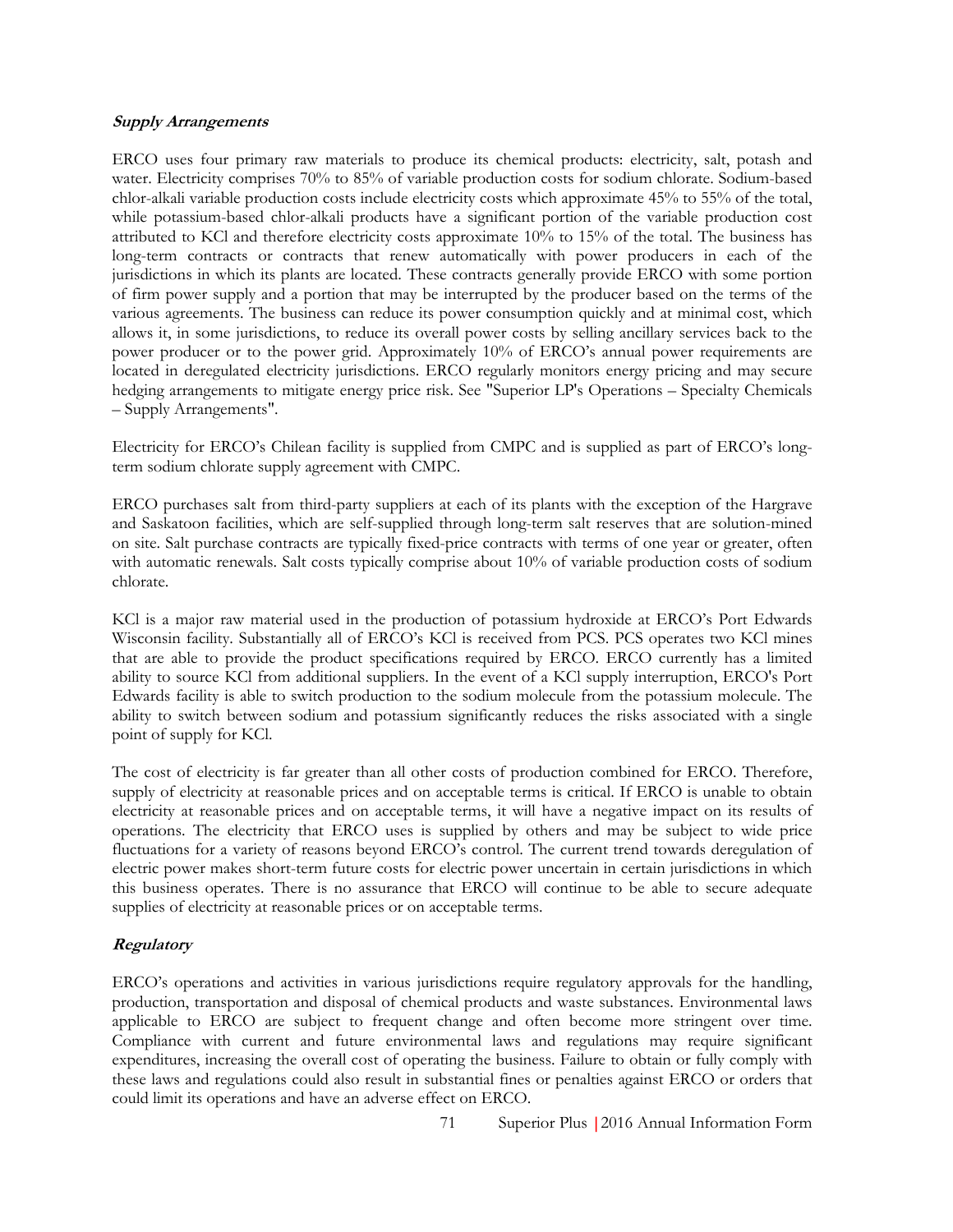***Supply Arrangements***

ERCO uses four primary raw materials to produce its chemical products: electricity, salt, potash and water. Electricity comprises 70% to 85% of variable production costs for sodium chlorate. Sodium-based chlor-alkali variable production costs include electricity costs which approximate 45% to 55% of the total, while potassium-based chlor-alkali products have a significant portion of the variable production cost attributed to KCl and therefore electricity costs approximate 10% to 15% of the total. The business has long-term contracts or contracts that renew automatically with power producers in each of the jurisdictions in which its plants are located. These contracts generally provide ERCO with some portion of firm power supply and a portion that may be interrupted by the producer based on the terms of the various agreements. The business can reduce its power consumption quickly and at minimal cost, which allows it, in some jurisdictions, to reduce its overall power costs by selling ancillary services back to the power producer or to the power grid. Approximately 10% of ERCO's annual power requirements are located in deregulated electricity jurisdictions. ERCO regularly monitors energy pricing and may secure hedging arrangements to mitigate energy price risk. See "Superior LP's Operations – Specialty Chemicals – Supply Arrangements".

Electricity for ERCO's Chilean facility is supplied from CMPC and is supplied as part of ERCO's long-term sodium chlorate supply agreement with CMPC.

ERCO purchases salt from third-party suppliers at each of its plants with the exception of the Hargrave and Saskatoon facilities, which are self-supplied through long-term salt reserves that are solution-mined on site. Salt purchase contracts are typically fixed-price contracts with terms of one year or greater, often with automatic renewals. Salt costs typically comprise about 10% of variable production costs of sodium chlorate.

KCl is a major raw material used in the production of potassium hydroxide at ERCO's Port Edwards Wisconsin facility. Substantially all of ERCO's KCl is received from PCS. PCS operates two KCl mines that are able to provide the product specifications required by ERCO. ERCO currently has a limited ability to source KCl from additional suppliers. In the event of a KCl supply interruption, ERCO's Port Edwards facility is able to switch production to the sodium molecule from the potassium molecule. The ability to switch between sodium and potassium significantly reduces the risks associated with a single point of supply for KCl.

The cost of electricity is far greater than all other costs of production combined for ERCO. Therefore, supply of electricity at reasonable prices and on acceptable terms is critical. If ERCO is unable to obtain electricity at reasonable prices and on acceptable terms, it will have a negative impact on its results of operations. The electricity that ERCO uses is supplied by others and may be subject to wide price fluctuations for a variety of reasons beyond ERCO's control. The current trend towards deregulation of electric power makes short-term future costs for electric power uncertain in certain jurisdictions in which this business operates. There is no assurance that ERCO will continue to be able to secure adequate supplies of electricity at reasonable prices or on acceptable terms.

***Regulatory***

ERCO's operations and activities in various jurisdictions require regulatory approvals for the handling, production, transportation and disposal of chemical products and waste substances. Environmental laws applicable to ERCO are subject to frequent change and often become more stringent over time. Compliance with current and future environmental laws and regulations may require significant expenditures, increasing the overall cost of operating the business. Failure to obtain or fully comply with these laws and regulations could also result in substantial fines or penalties against ERCO or orders that could limit its operations and have an adverse effect on ERCO.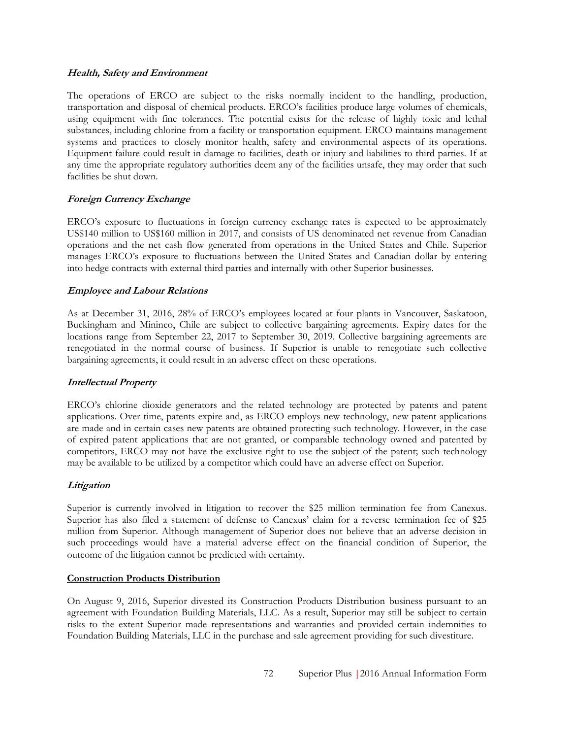***Health, Safety and Environment***

The operations of ERCO are subject to the risks normally incident to the handling, production, transportation and disposal of chemical products. ERCO's facilities produce large volumes of chemicals, using equipment with fine tolerances. The potential exists for the release of highly toxic and lethal substances, including chlorine from a facility or transportation equipment. ERCO maintains management systems and practices to closely monitor health, safety and environmental aspects of its operations. Equipment failure could result in damage to facilities, death or injury and liabilities to third parties. If at any time the appropriate regulatory authorities deem any of the facilities unsafe, they may order that such facilities be shut down.

***Foreign Currency Exchange***

ERCO's exposure to fluctuations in foreign currency exchange rates is expected to be approximately US$140 million to US$160 million in 2017, and consists of US denominated net revenue from Canadian operations and the net cash flow generated from operations in the United States and Chile. Superior manages ERCO's exposure to fluctuations between the United States and Canadian dollar by entering into hedge contracts with external third parties and internally with other Superior businesses.

***Employee and Labour Relations***

As at December 31, 2016, 28% of ERCO's employees located at four plants in Vancouver, Saskatoon, Buckingham and Mininco, Chile are subject to collective bargaining agreements. Expiry dates for the locations range from September 22, 2017 to September 30, 2019. Collective bargaining agreements are renegotiated in the normal course of business. If Superior is unable to renegotiate such collective bargaining agreements, it could result in an adverse effect on these operations.

***Intellectual Property***

ERCO's chlorine dioxide generators and the related technology are protected by patents and patent applications. Over time, patents expire and, as ERCO employs new technology, new patent applications are made and in certain cases new patents are obtained protecting such technology. However, in the case of expired patent applications that are not granted, or comparable technology owned and patented by competitors, ERCO may not have the exclusive right to use the subject of the patent; such technology may be available to be utilized by a competitor which could have an adverse effect on Superior.

***Litigation***

Superior is currently involved in litigation to recover the $25 million termination fee from Canexus. Superior has also filed a statement of defense to Canexus' claim for a reverse termination fee of $25 million from Superior. Although management of Superior does not believe that an adverse decision in such proceedings would have a material adverse effect on the financial condition of Superior, the outcome of the litigation cannot be predicted with certainty.

**Construction Products Distribution**

On August 9, 2016, Superior divested its Construction Products Distribution business pursuant to an agreement with Foundation Building Materials, LLC. As a result, Superior may still be subject to certain risks to the extent Superior made representations and warranties and provided certain indemnities to Foundation Building Materials, LLC in the purchase and sale agreement providing for such divestiture.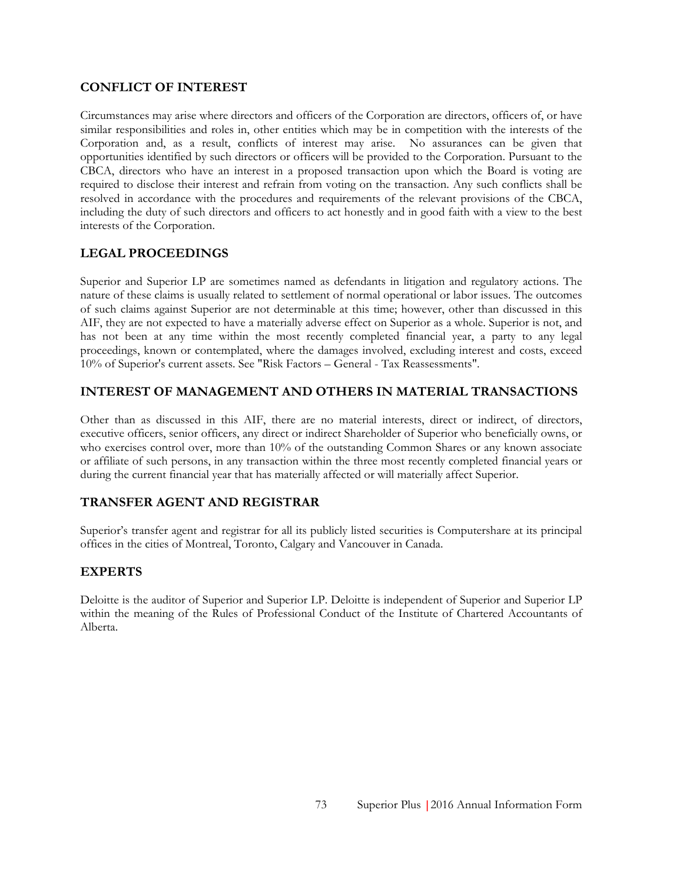## CONFLICT OF INTEREST

Circumstances may arise where directors and officers of the Corporation are directors, officers of, or have similar responsibilities and roles in, other entities which may be in competition with the interests of the Corporation and, as a result, conflicts of interest may arise. No assurances can be given that opportunities identified by such directors or officers will be provided to the Corporation. Pursuant to the CBCA, directors who have an interest in a proposed transaction upon which the Board is voting are required to disclose their interest and refrain from voting on the transaction. Any such conflicts shall be resolved in accordance with the procedures and requirements of the relevant provisions of the CBCA, including the duty of such directors and officers to act honestly and in good faith with a view to the best interests of the Corporation.

## LEGAL PROCEEDINGS

Superior and Superior LP are sometimes named as defendants in litigation and regulatory actions. The nature of these claims is usually related to settlement of normal operational or labor issues. The outcomes of such claims against Superior are not determinable at this time; however, other than discussed in this AIF, they are not expected to have a materially adverse effect on Superior as a whole. Superior is not, and has not been at any time within the most recently completed financial year, a party to any legal proceedings, known or contemplated, where the damages involved, excluding interest and costs, exceed 10% of Superior's current assets. See "Risk Factors – General - Tax Reassessments".

## INTEREST OF MANAGEMENT AND OTHERS IN MATERIAL TRANSACTIONS

Other than as discussed in this AIF, there are no material interests, direct or indirect, of directors, executive officers, senior officers, any direct or indirect Shareholder of Superior who beneficially owns, or who exercises control over, more than 10% of the outstanding Common Shares or any known associate or affiliate of such persons, in any transaction within the three most recently completed financial years or during the current financial year that has materially affected or will materially affect Superior.

## TRANSFER AGENT AND REGISTRAR

Superior's transfer agent and registrar for all its publicly listed securities is Computershare at its principal offices in the cities of Montreal, Toronto, Calgary and Vancouver in Canada.

## EXPERTS

Deloitte is the auditor of Superior and Superior LP. Deloitte is independent of Superior and Superior LP within the meaning of the Rules of Professional Conduct of the Institute of Chartered Accountants of Alberta.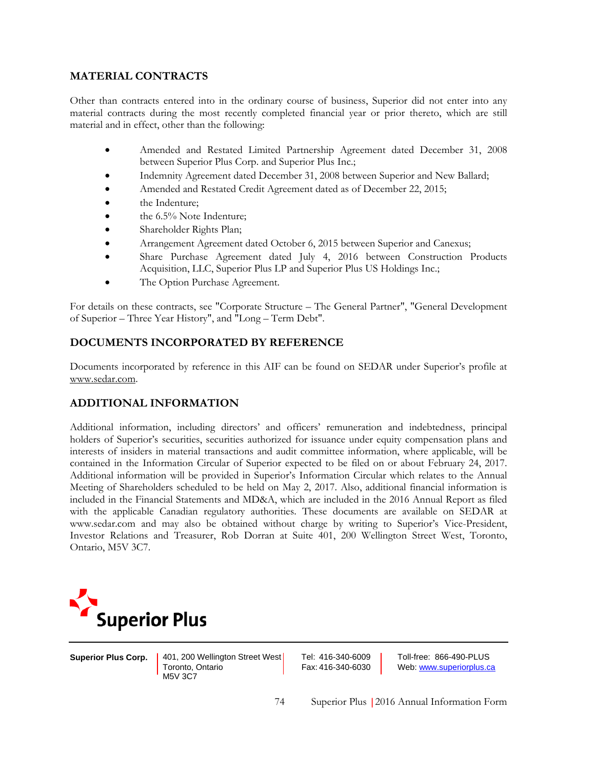## MATERIAL CONTRACTS

Other than contracts entered into in the ordinary course of business, Superior did not enter into any material contracts during the most recently completed financial year or prior thereto, which are still material and in effect, other than the following:

- Amended and Restated Limited Partnership Agreement dated December 31, 2008 between Superior Plus Corp. and Superior Plus Inc.;
- Indemnity Agreement dated December 31, 2008 between Superior and New Ballard;
- Amended and Restated Credit Agreement dated as of December 22, 2015;
- the Indenture;
- the 6.5% Note Indenture;
- Shareholder Rights Plan;
- Arrangement Agreement dated October 6, 2015 between Superior and Canexus;
- Share Purchase Agreement dated July 4, 2016 between Construction Products Acquisition, LLC, Superior Plus LP and Superior Plus US Holdings Inc.;
- The Option Purchase Agreement.

For details on these contracts, see "Corporate Structure – The General Partner", "General Development of Superior – Three Year History", and "Long – Term Debt".

## DOCUMENTS INCORPORATED BY REFERENCE

Documents incorporated by reference in this AIF can be found on SEDAR under Superior's profile at www.sedar.com.

## ADDITIONAL INFORMATION

Additional information, including directors' and officers' remuneration and indebtedness, principal holders of Superior's securities, securities authorized for issuance under equity compensation plans and interests of insiders in material transactions and audit committee information, where applicable, will be contained in the Information Circular of Superior expected to be filed on or about February 24, 2017. Additional information will be provided in Superior's Information Circular which relates to the Annual Meeting of Shareholders scheduled to be held on May 2, 2017. Also, additional financial information is included in the Financial Statements and MD&A, which are included in the 2016 Annual Report as filed with the applicable Canadian regulatory authorities. These documents are available on SEDAR at www.sedar.com and may also be obtained without charge by writing to Superior's Vice-President, Investor Relations and Treasurer, Rob Dorran at Suite 401, 200 Wellington Street West, Toronto, Ontario, M5V 3C7.

Superior Plus

**Superior Plus Corp.** | 401, 200 Wellington Street West, Toronto, Ontario, M5V 3C7 | Tel: 416-340-6009, Fax: 416-340-6030 | Toll-free: 866-490-PLUS, Web: www.superiorplus.ca